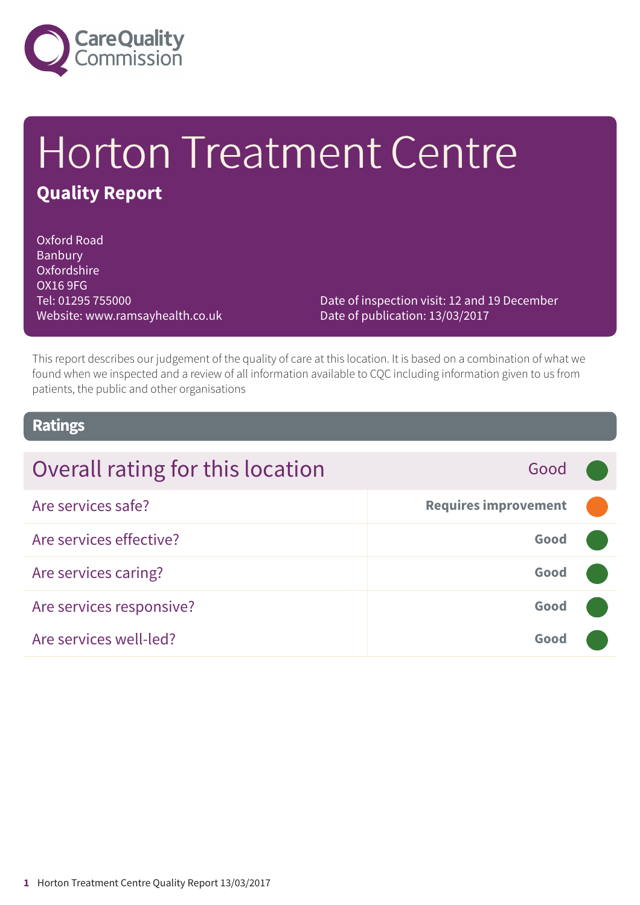# Horton Treatment Centre

## Quality Report

Oxford Road
Banbury
Oxfordshire
OX16 9FG
Tel: 01295 755000
Website: www.ramsayhealth.co.uk

Date of inspection visit: 12 and 19 December
Date of publication: 13/03/2017

This report describes our judgement of the quality of care at this location. It is based on a combination of what we found when we inspected and a review of all information available to CQC including information given to us from patients, the public and other organisations

## Ratings

| Overall rating for this location | Good |
|---|---|
| Are services safe? | **Requires improvement** |
| Are services effective? | **Good** |
| Are services caring? | **Good** |
| Are services responsive? | **Good** |
| Are services well-led? | **Good** |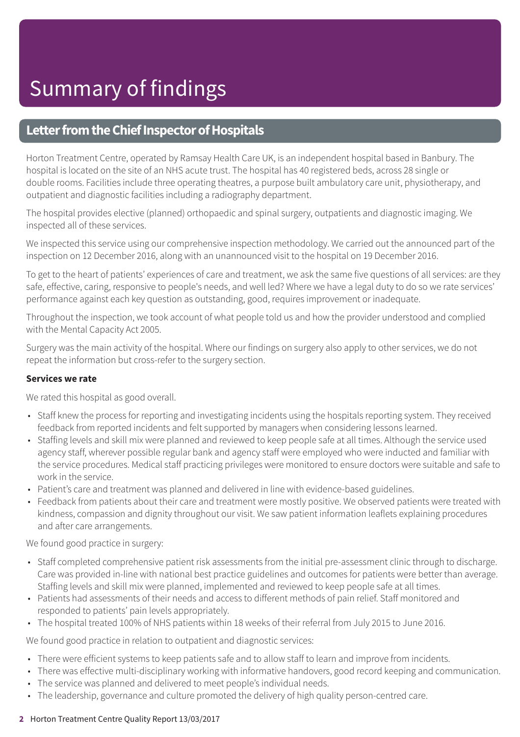# Summary of findings

## Letter from the Chief Inspector of Hospitals

Horton Treatment Centre, operated by Ramsay Health Care UK, is an independent hospital based in Banbury. The hospital is located on the site of an NHS acute trust. The hospital has 40 registered beds, across 28 single or double rooms. Facilities include three operating theatres, a purpose built ambulatory care unit, physiotherapy, and outpatient and diagnostic facilities including a radiography department.

The hospital provides elective (planned) orthopaedic and spinal surgery, outpatients and diagnostic imaging. We inspected all of these services.

We inspected this service using our comprehensive inspection methodology. We carried out the announced part of the inspection on 12 December 2016, along with an unannounced visit to the hospital on 19 December 2016.

To get to the heart of patients' experiences of care and treatment, we ask the same five questions of all services: are they safe, effective, caring, responsive to people's needs, and well led? Where we have a legal duty to do so we rate services' performance against each key question as outstanding, good, requires improvement or inadequate.

Throughout the inspection, we took account of what people told us and how the provider understood and complied with the Mental Capacity Act 2005.

Surgery was the main activity of the hospital. Where our findings on surgery also apply to other services, we do not repeat the information but cross-refer to the surgery section.

**Services we rate**

We rated this hospital as good overall.

- Staff knew the process for reporting and investigating incidents using the hospitals reporting system. They received feedback from reported incidents and felt supported by managers when considering lessons learned.
- Staffing levels and skill mix were planned and reviewed to keep people safe at all times. Although the service used agency staff, wherever possible regular bank and agency staff were employed who were inducted and familiar with the service procedures. Medical staff practicing privileges were monitored to ensure doctors were suitable and safe to work in the service.
- Patient's care and treatment was planned and delivered in line with evidence-based guidelines.
- Feedback from patients about their care and treatment were mostly positive. We observed patients were treated with kindness, compassion and dignity throughout our visit. We saw patient information leaflets explaining procedures and after care arrangements.

We found good practice in surgery:

- Staff completed comprehensive patient risk assessments from the initial pre-assessment clinic through to discharge. Care was provided in-line with national best practice guidelines and outcomes for patients were better than average. Staffing levels and skill mix were planned, implemented and reviewed to keep people safe at all times.
- Patients had assessments of their needs and access to different methods of pain relief. Staff monitored and responded to patients' pain levels appropriately.
- The hospital treated 100% of NHS patients within 18 weeks of their referral from July 2015 to June 2016.

We found good practice in relation to outpatient and diagnostic services:

- There were efficient systems to keep patients safe and to allow staff to learn and improve from incidents.
- There was effective multi-disciplinary working with informative handovers, good record keeping and communication.
- The service was planned and delivered to meet people's individual needs.
- The leadership, governance and culture promoted the delivery of high quality person-centred care.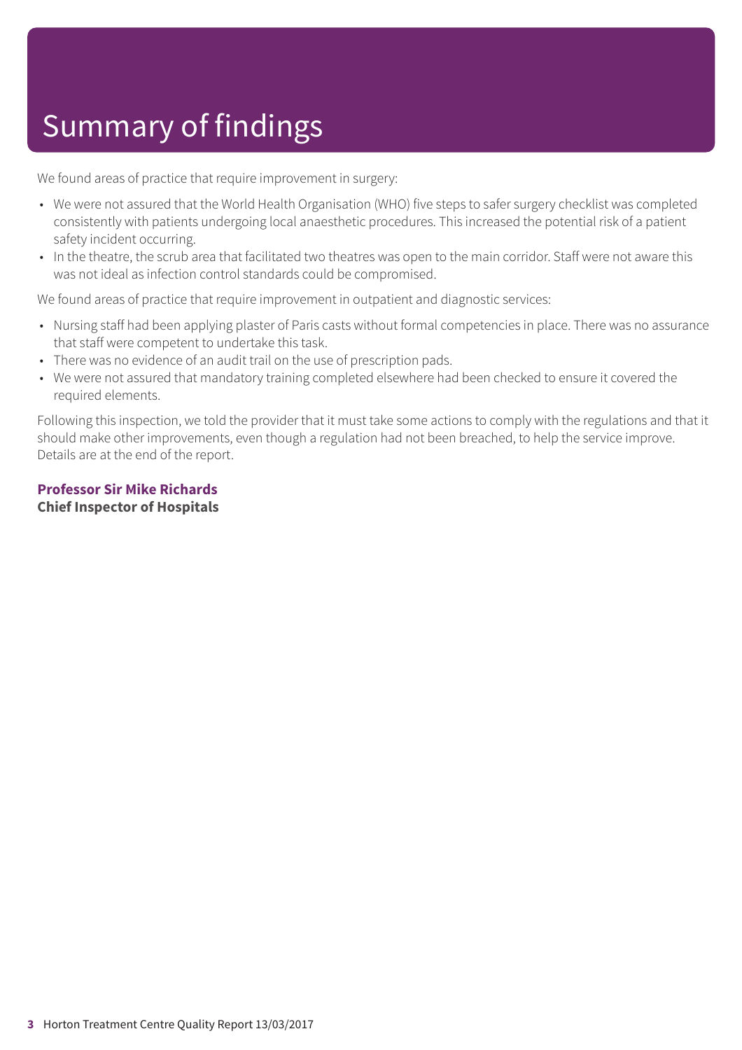# Summary of findings

We found areas of practice that require improvement in surgery:

- We were not assured that the World Health Organisation (WHO) five steps to safer surgery checklist was completed consistently with patients undergoing local anaesthetic procedures. This increased the potential risk of a patient safety incident occurring.
- In the theatre, the scrub area that facilitated two theatres was open to the main corridor. Staff were not aware this was not ideal as infection control standards could be compromised.

We found areas of practice that require improvement in outpatient and diagnostic services:

- Nursing staff had been applying plaster of Paris casts without formal competencies in place. There was no assurance that staff were competent to undertake this task.
- There was no evidence of an audit trail on the use of prescription pads.
- We were not assured that mandatory training completed elsewhere had been checked to ensure it covered the required elements.

Following this inspection, we told the provider that it must take some actions to comply with the regulations and that it should make other improvements, even though a regulation had not been breached, to help the service improve. Details are at the end of the report.

**Professor Sir Mike Richards**
**Chief Inspector of Hospitals**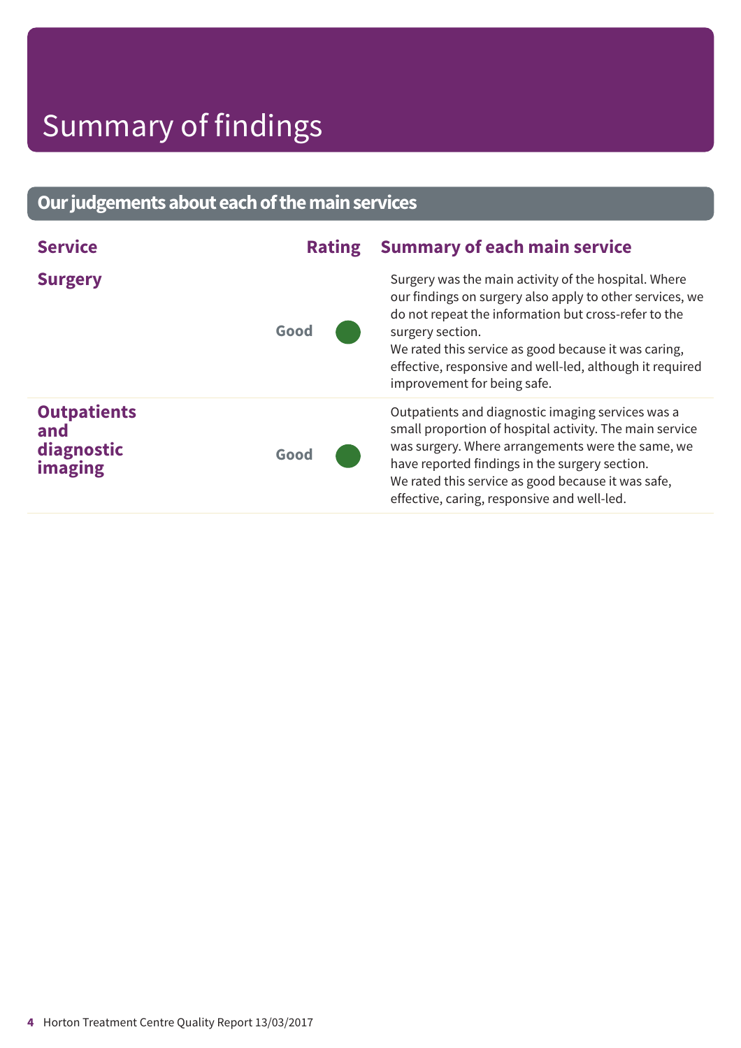# Summary of findings

## Our judgements about each of the main services

| Service | Rating | Summary of each main service |
|---|---|---|
| **Surgery** | Good | Surgery was the main activity of the hospital. Where our findings on surgery also apply to other services, we do not repeat the information but cross-refer to the surgery section.<br>We rated this service as good because it was caring, effective, responsive and well-led, although it required improvement for being safe. |
| **Outpatients and diagnostic imaging** | Good | Outpatients and diagnostic imaging services was a small proportion of hospital activity. The main service was surgery. Where arrangements were the same, we have reported findings in the surgery section.<br>We rated this service as good because it was safe, effective, caring, responsive and well-led. |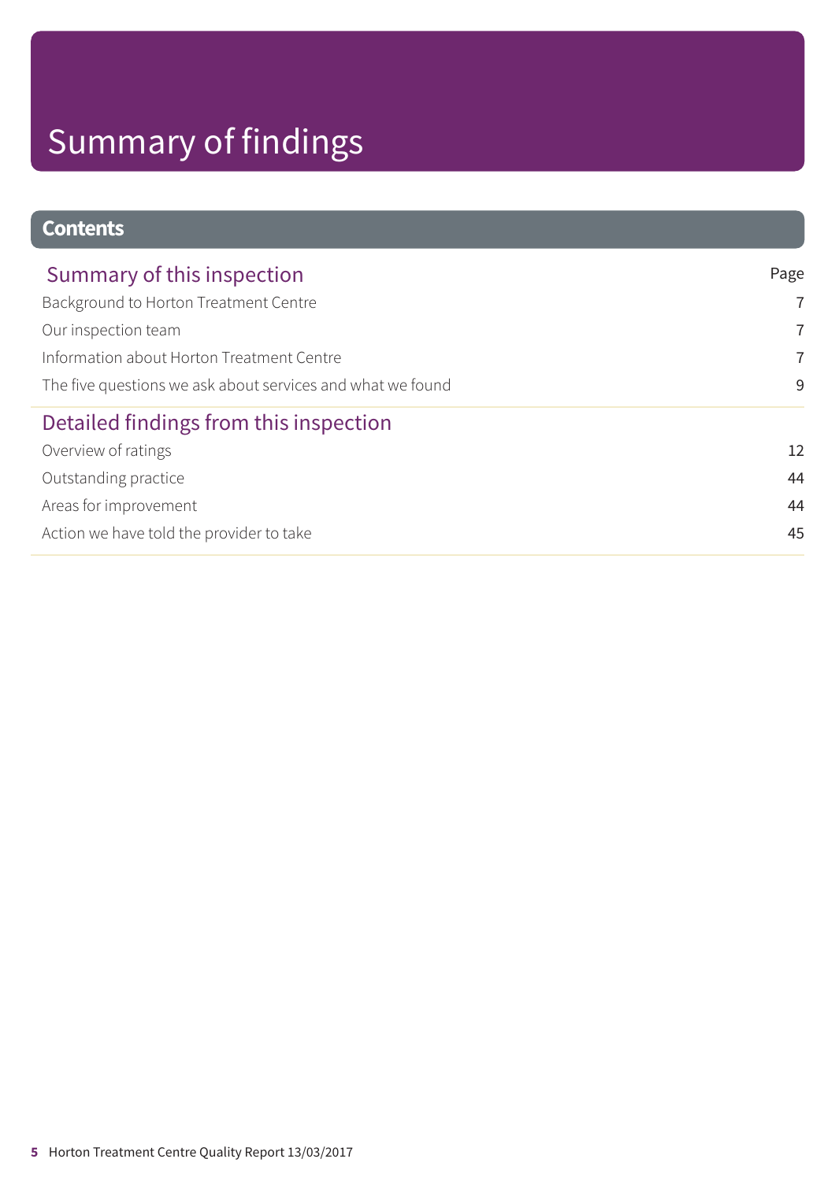# Summary of findings

## Contents

| Summary of this inspection | Page |
| --- | --- |
| Background to Horton Treatment Centre | 7 |
| Our inspection team | 7 |
| Information about Horton Treatment Centre | 7 |
| The five questions we ask about services and what we found | 9 |
| **Detailed findings from this inspection** | |
| Overview of ratings | 12 |
| Outstanding practice | 44 |
| Areas for improvement | 44 |
| Action we have told the provider to take | 45 |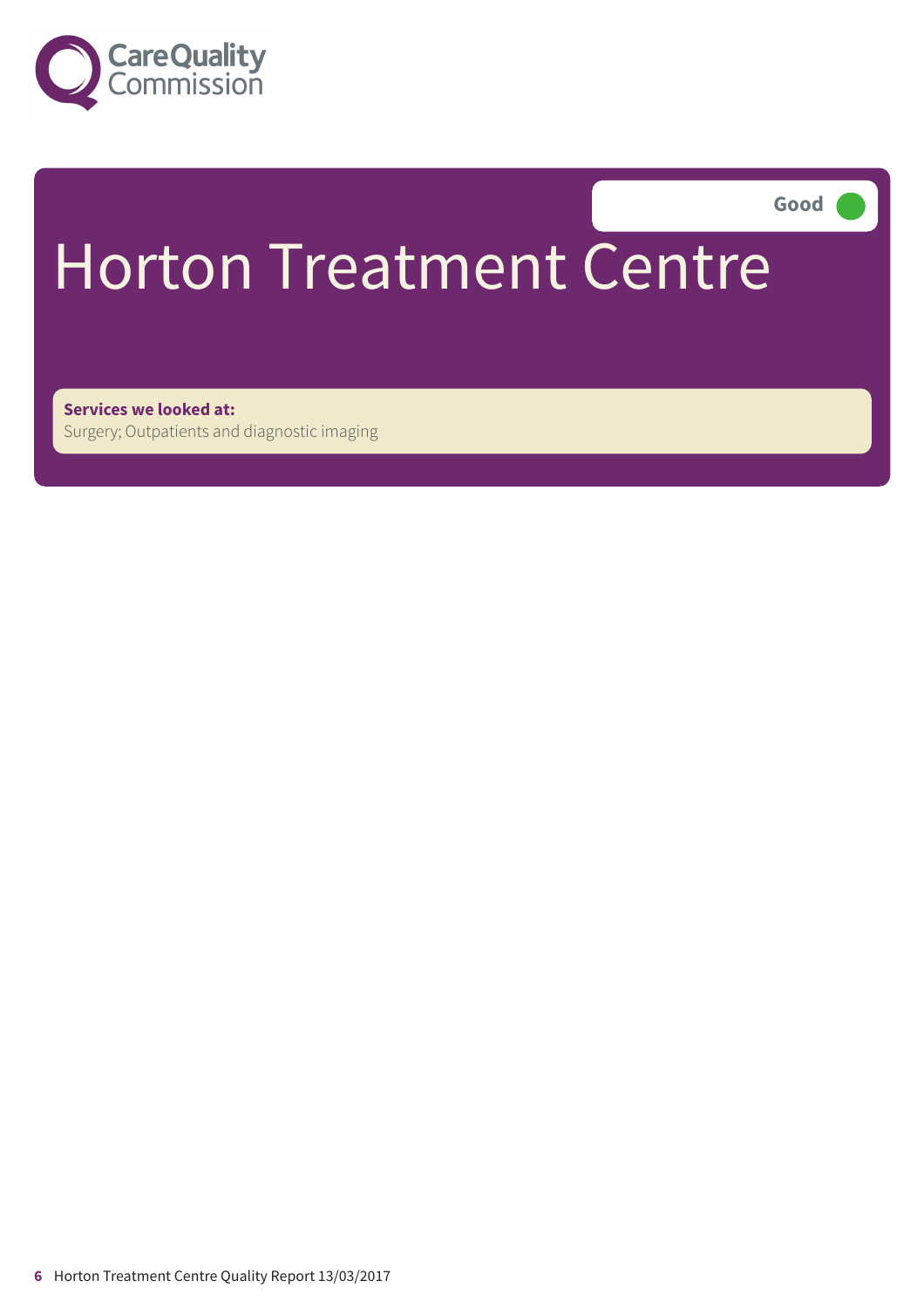# Horton Treatment Centre

Good

**Services we looked at:**
Surgery; Outpatients and diagnostic imaging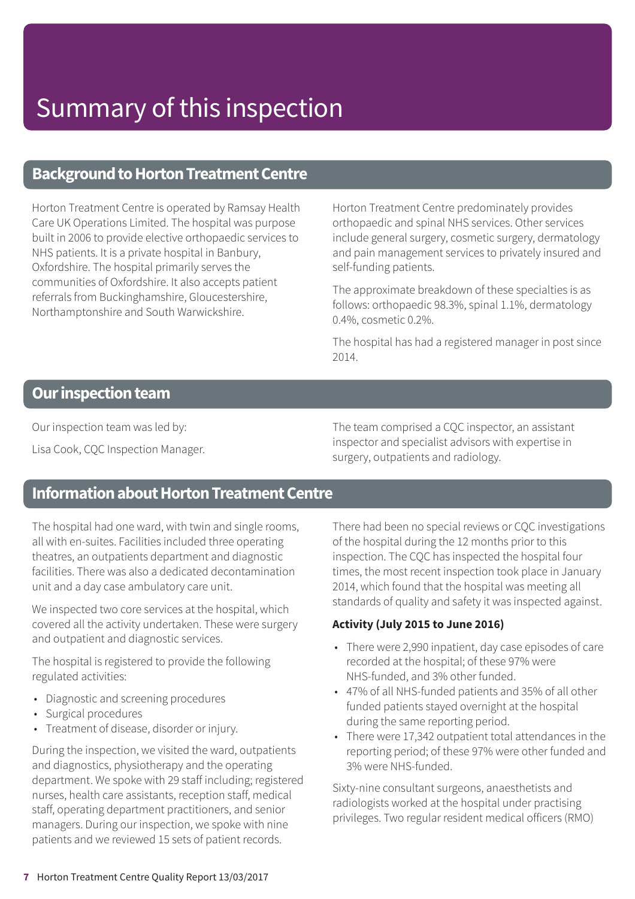# Summary of this inspection

## Background to Horton Treatment Centre

Horton Treatment Centre is operated by Ramsay Health Care UK Operations Limited. The hospital was purpose built in 2006 to provide elective orthopaedic services to NHS patients. It is a private hospital in Banbury, Oxfordshire. The hospital primarily serves the communities of Oxfordshire. It also accepts patient referrals from Buckinghamshire, Gloucestershire, Northamptonshire and South Warwickshire.

Horton Treatment Centre predominately provides orthopaedic and spinal NHS services. Other services include general surgery, cosmetic surgery, dermatology and pain management services to privately insured and self-funding patients.

The approximate breakdown of these specialties is as follows: orthopaedic 98.3%, spinal 1.1%, dermatology 0.4%, cosmetic 0.2%.

The hospital has had a registered manager in post since 2014.

## Our inspection team

Our inspection team was led by:

Lisa Cook, CQC Inspection Manager.

The team comprised a CQC inspector, an assistant inspector and specialist advisors with expertise in surgery, outpatients and radiology.

## Information about Horton Treatment Centre

The hospital had one ward, with twin and single rooms, all with en-suites. Facilities included three operating theatres, an outpatients department and diagnostic facilities. There was also a dedicated decontamination unit and a day case ambulatory care unit.

We inspected two core services at the hospital, which covered all the activity undertaken. These were surgery and outpatient and diagnostic services.

The hospital is registered to provide the following regulated activities:

- Diagnostic and screening procedures
- Surgical procedures
- Treatment of disease, disorder or injury.

During the inspection, we visited the ward, outpatients and diagnostics, physiotherapy and the operating department. We spoke with 29 staff including; registered nurses, health care assistants, reception staff, medical staff, operating department practitioners, and senior managers. During our inspection, we spoke with nine patients and we reviewed 15 sets of patient records.

There had been no special reviews or CQC investigations of the hospital during the 12 months prior to this inspection. The CQC has inspected the hospital four times, the most recent inspection took place in January 2014, which found that the hospital was meeting all standards of quality and safety it was inspected against.

**Activity (July 2015 to June 2016)**

- There were 2,990 inpatient, day case episodes of care recorded at the hospital; of these 97% were NHS-funded, and 3% other funded.
- 47% of all NHS-funded patients and 35% of all other funded patients stayed overnight at the hospital during the same reporting period.
- There were 17,342 outpatient total attendances in the reporting period; of these 97% were other funded and 3% were NHS-funded.

Sixty-nine consultant surgeons, anaesthetists and radiologists worked at the hospital under practising privileges. Two regular resident medical officers (RMO)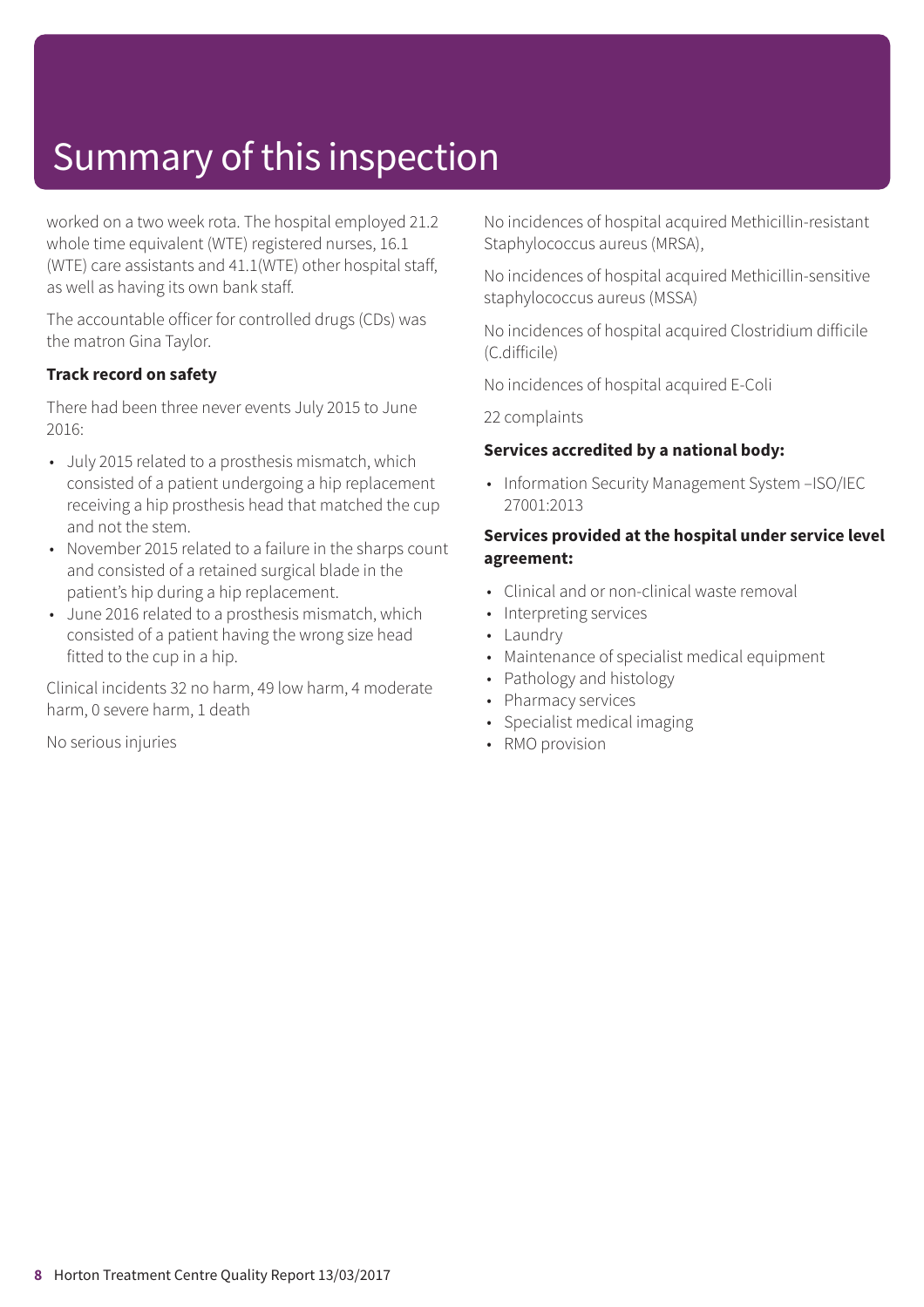# Summary of this inspection

worked on a two week rota. The hospital employed 21.2 whole time equivalent (WTE) registered nurses, 16.1 (WTE) care assistants and 41.1(WTE) other hospital staff, as well as having its own bank staff.

The accountable officer for controlled drugs (CDs) was the matron Gina Taylor.

**Track record on safety**

There had been three never events July 2015 to June 2016:

- July 2015 related to a prosthesis mismatch, which consisted of a patient undergoing a hip replacement receiving a hip prosthesis head that matched the cup and not the stem.
- November 2015 related to a failure in the sharps count and consisted of a retained surgical blade in the patient's hip during a hip replacement.
- June 2016 related to a prosthesis mismatch, which consisted of a patient having the wrong size head fitted to the cup in a hip.

Clinical incidents 32 no harm, 49 low harm, 4 moderate harm, 0 severe harm, 1 death

No serious injuries

No incidences of hospital acquired Methicillin-resistant Staphylococcus aureus (MRSA),

No incidences of hospital acquired Methicillin-sensitive staphylococcus aureus (MSSA)

No incidences of hospital acquired Clostridium difficile (C.difficile)

No incidences of hospital acquired E-Coli

22 complaints

**Services accredited by a national body:**

- Information Security Management System –ISO/IEC 27001:2013

**Services provided at the hospital under service level agreement:**

- Clinical and or non-clinical waste removal
- Interpreting services
- Laundry
- Maintenance of specialist medical equipment
- Pathology and histology
- Pharmacy services
- Specialist medical imaging
- RMO provision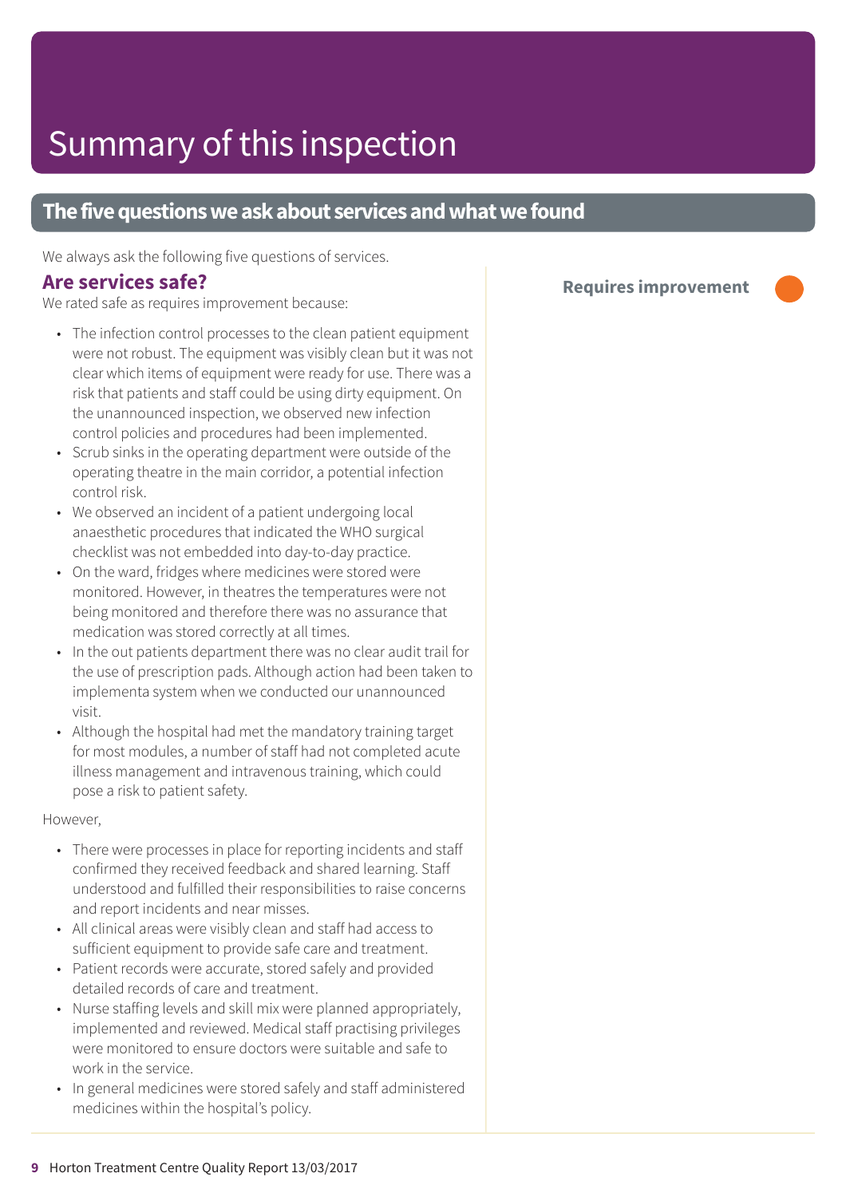# Summary of this inspection

## The five questions we ask about services and what we found

We always ask the following five questions of services.

### Are services safe?

**Requires improvement**

We rated safe as requires improvement because:

- The infection control processes to the clean patient equipment were not robust. The equipment was visibly clean but it was not clear which items of equipment were ready for use. There was a risk that patients and staff could be using dirty equipment. On the unannounced inspection, we observed new infection control policies and procedures had been implemented.
- Scrub sinks in the operating department were outside of the operating theatre in the main corridor, a potential infection control risk.
- We observed an incident of a patient undergoing local anaesthetic procedures that indicated the WHO surgical checklist was not embedded into day-to-day practice.
- On the ward, fridges where medicines were stored were monitored. However, in theatres the temperatures were not being monitored and therefore there was no assurance that medication was stored correctly at all times.
- In the out patients department there was no clear audit trail for the use of prescription pads. Although action had been taken to implementa system when we conducted our unannounced visit.
- Although the hospital had met the mandatory training target for most modules, a number of staff had not completed acute illness management and intravenous training, which could pose a risk to patient safety.

However,

- There were processes in place for reporting incidents and staff confirmed they received feedback and shared learning. Staff understood and fulfilled their responsibilities to raise concerns and report incidents and near misses.
- All clinical areas were visibly clean and staff had access to sufficient equipment to provide safe care and treatment.
- Patient records were accurate, stored safely and provided detailed records of care and treatment.
- Nurse staffing levels and skill mix were planned appropriately, implemented and reviewed. Medical staff practising privileges were monitored to ensure doctors were suitable and safe to work in the service.
- In general medicines were stored safely and staff administered medicines within the hospital's policy.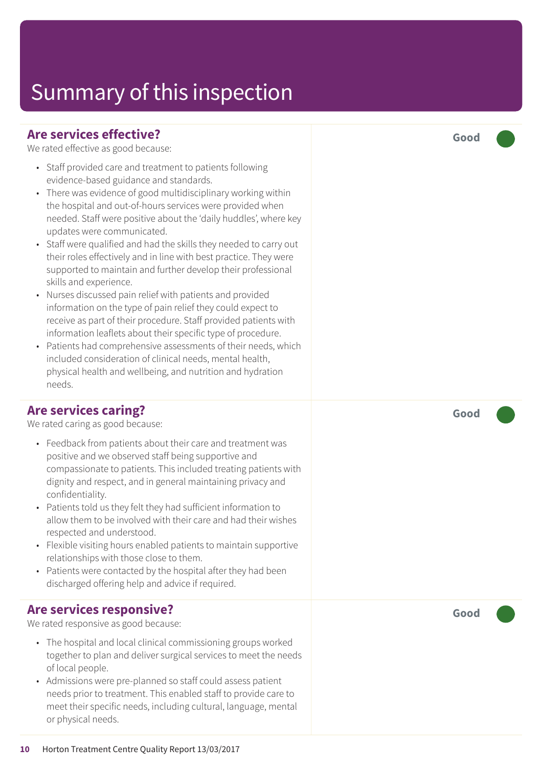# Summary of this inspection

## Are services effective?

**Good**

We rated effective as good because:

- Staff provided care and treatment to patients following evidence-based guidance and standards.
- There was evidence of good multidisciplinary working within the hospital and out-of-hours services were provided when needed. Staff were positive about the 'daily huddles', where key updates were communicated.
- Staff were qualified and had the skills they needed to carry out their roles effectively and in line with best practice. They were supported to maintain and further develop their professional skills and experience.
- Nurses discussed pain relief with patients and provided information on the type of pain relief they could expect to receive as part of their procedure. Staff provided patients with information leaflets about their specific type of procedure.
- Patients had comprehensive assessments of their needs, which included consideration of clinical needs, mental health, physical health and wellbeing, and nutrition and hydration needs.

## Are services caring?

**Good**

We rated caring as good because:

- Feedback from patients about their care and treatment was positive and we observed staff being supportive and compassionate to patients. This included treating patients with dignity and respect, and in general maintaining privacy and confidentiality.
- Patients told us they felt they had sufficient information to allow them to be involved with their care and had their wishes respected and understood.
- Flexible visiting hours enabled patients to maintain supportive relationships with those close to them.
- Patients were contacted by the hospital after they had been discharged offering help and advice if required.

## Are services responsive?

**Good**

We rated responsive as good because:

- The hospital and local clinical commissioning groups worked together to plan and deliver surgical services to meet the needs of local people.
- Admissions were pre-planned so staff could assess patient needs prior to treatment. This enabled staff to provide care to meet their specific needs, including cultural, language, mental or physical needs.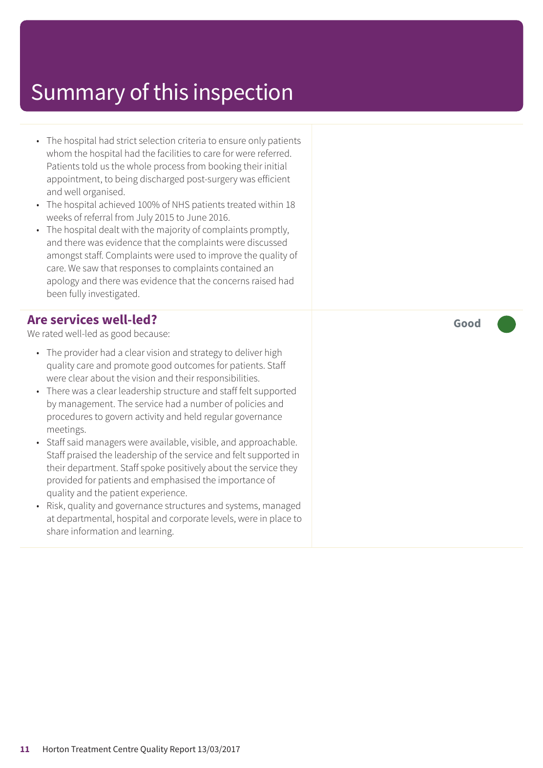# Summary of this inspection

- The hospital had strict selection criteria to ensure only patients whom the hospital had the facilities to care for were referred. Patients told us the whole process from booking their initial appointment, to being discharged post-surgery was efficient and well organised.
- The hospital achieved 100% of NHS patients treated within 18 weeks of referral from July 2015 to June 2016.
- The hospital dealt with the majority of complaints promptly, and there was evidence that the complaints were discussed amongst staff. Complaints were used to improve the quality of care. We saw that responses to complaints contained an apology and there was evidence that the concerns raised had been fully investigated.

## Are services well-led?

**Good**

We rated well-led as good because:

- The provider had a clear vision and strategy to deliver high quality care and promote good outcomes for patients. Staff were clear about the vision and their responsibilities.
- There was a clear leadership structure and staff felt supported by management. The service had a number of policies and procedures to govern activity and held regular governance meetings.
- Staff said managers were available, visible, and approachable. Staff praised the leadership of the service and felt supported in their department. Staff spoke positively about the service they provided for patients and emphasised the importance of quality and the patient experience.
- Risk, quality and governance structures and systems, managed at departmental, hospital and corporate levels, were in place to share information and learning.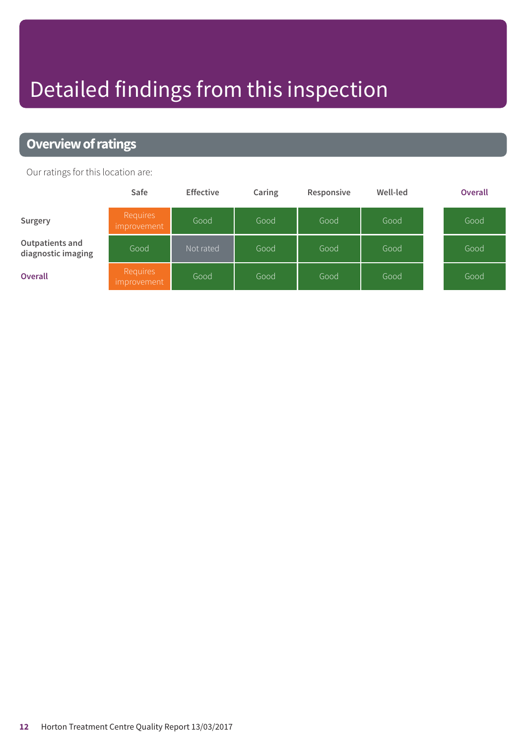# Detailed findings from this inspection

## Overview of ratings

Our ratings for this location are:

| | Safe | Effective | Caring | Responsive | Well-led | Overall |
|---|---|---|---|---|---|---|
| **Surgery** | Requires improvement | Good | Good | Good | Good | Good |
| **Outpatients and diagnostic imaging** | Good | Not rated | Good | Good | Good | Good |
| **Overall** | Requires improvement | Good | Good | Good | Good | Good |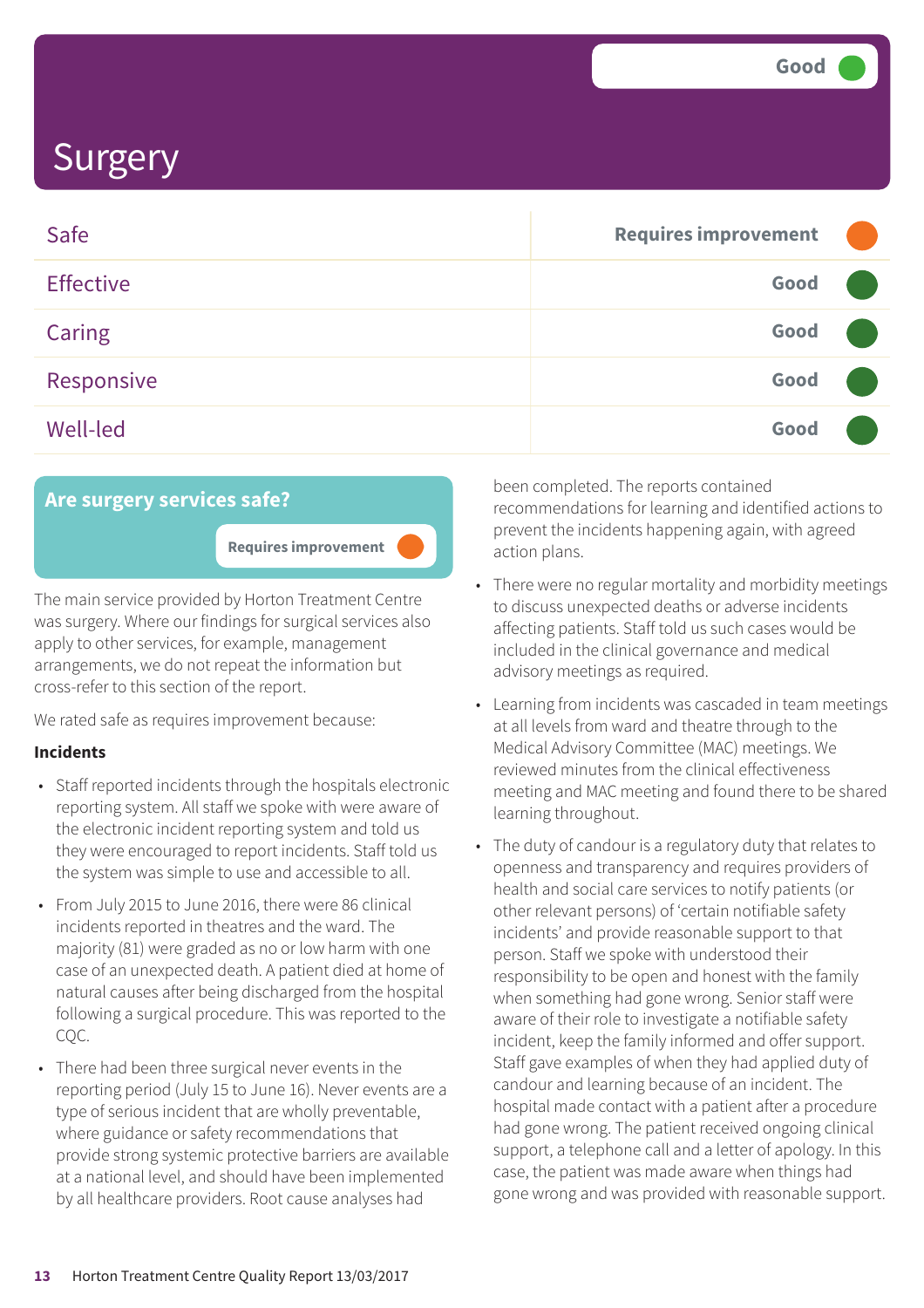# Surgery

Good

| | |
|---|---|
| Safe | Requires improvement |
| Effective | Good |
| Caring | Good |
| Responsive | Good |
| Well-led | Good |

## Are surgery services safe?

Requires improvement

The main service provided by Horton Treatment Centre was surgery. Where our findings for surgical services also apply to other services, for example, management arrangements, we do not repeat the information but cross-refer to this section of the report.

We rated safe as requires improvement because:

**Incidents**

- Staff reported incidents through the hospitals electronic reporting system. All staff we spoke with were aware of the electronic incident reporting system and told us they were encouraged to report incidents. Staff told us the system was simple to use and accessible to all.
- From July 2015 to June 2016, there were 86 clinical incidents reported in theatres and the ward. The majority (81) were graded as no or low harm with one case of an unexpected death. A patient died at home of natural causes after being discharged from the hospital following a surgical procedure. This was reported to the CQC.
- There had been three surgical never events in the reporting period (July 15 to June 16). Never events are a type of serious incident that are wholly preventable, where guidance or safety recommendations that provide strong systemic protective barriers are available at a national level, and should have been implemented by all healthcare providers. Root cause analyses had been completed. The reports contained recommendations for learning and identified actions to prevent the incidents happening again, with agreed action plans.
- There were no regular mortality and morbidity meetings to discuss unexpected deaths or adverse incidents affecting patients. Staff told us such cases would be included in the clinical governance and medical advisory meetings as required.
- Learning from incidents was cascaded in team meetings at all levels from ward and theatre through to the Medical Advisory Committee (MAC) meetings. We reviewed minutes from the clinical effectiveness meeting and MAC meeting and found there to be shared learning throughout.
- The duty of candour is a regulatory duty that relates to openness and transparency and requires providers of health and social care services to notify patients (or other relevant persons) of 'certain notifiable safety incidents' and provide reasonable support to that person. Staff we spoke with understood their responsibility to be open and honest with the family when something had gone wrong. Senior staff were aware of their role to investigate a notifiable safety incident, keep the family informed and offer support. Staff gave examples of when they had applied duty of candour and learning because of an incident. The hospital made contact with a patient after a procedure had gone wrong. The patient received ongoing clinical support, a telephone call and a letter of apology. In this case, the patient was made aware when things had gone wrong and was provided with reasonable support.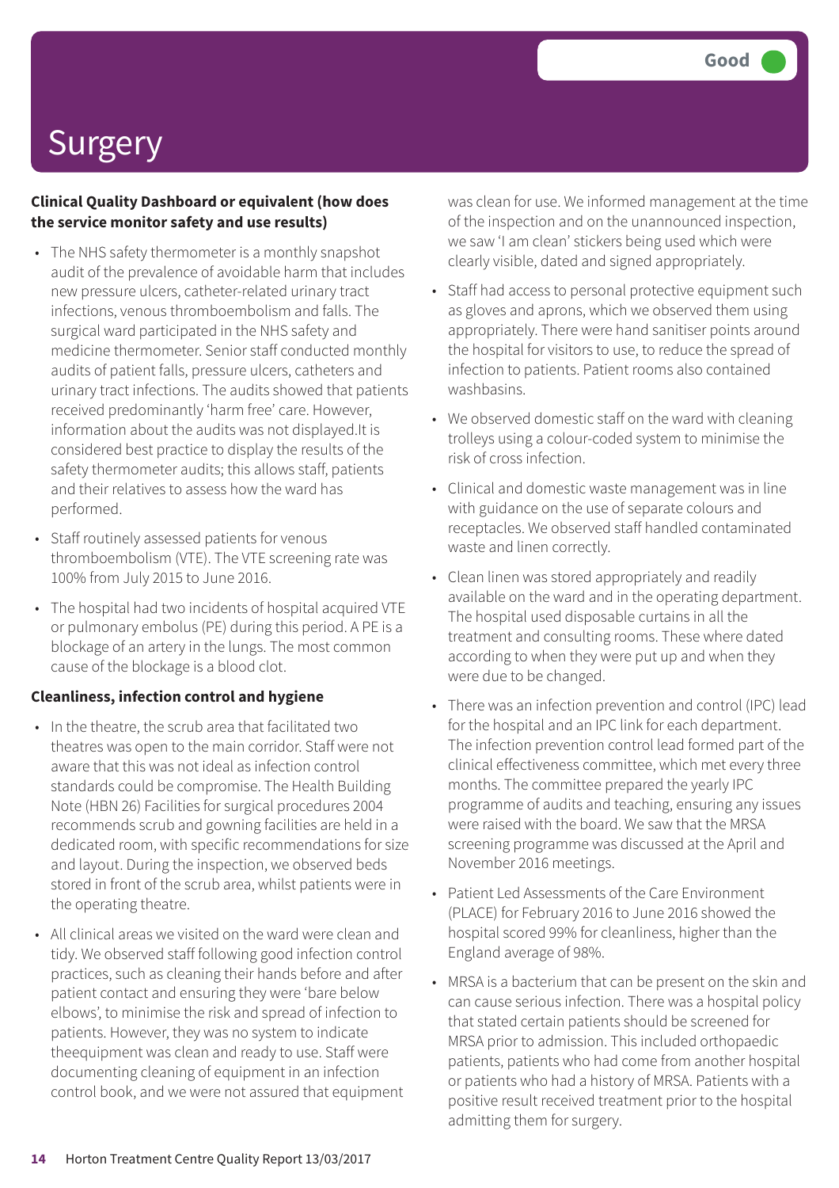Good

# Surgery

**Clinical Quality Dashboard or equivalent (how does the service monitor safety and use results)**

- The NHS safety thermometer is a monthly snapshot audit of the prevalence of avoidable harm that includes new pressure ulcers, catheter-related urinary tract infections, venous thromboembolism and falls. The surgical ward participated in the NHS safety and medicine thermometer. Senior staff conducted monthly audits of patient falls, pressure ulcers, catheters and urinary tract infections. The audits showed that patients received predominantly 'harm free' care. However, information about the audits was not displayed.It is considered best practice to display the results of the safety thermometer audits; this allows staff, patients and their relatives to assess how the ward has performed.
- Staff routinely assessed patients for venous thromboembolism (VTE). The VTE screening rate was 100% from July 2015 to June 2016.
- The hospital had two incidents of hospital acquired VTE or pulmonary embolus (PE) during this period. A PE is a blockage of an artery in the lungs. The most common cause of the blockage is a blood clot.

**Cleanliness, infection control and hygiene**

- In the theatre, the scrub area that facilitated two theatres was open to the main corridor. Staff were not aware that this was not ideal as infection control standards could be compromise. The Health Building Note (HBN 26) Facilities for surgical procedures 2004 recommends scrub and gowning facilities are held in a dedicated room, with specific recommendations for size and layout. During the inspection, we observed beds stored in front of the scrub area, whilst patients were in the operating theatre.
- All clinical areas we visited on the ward were clean and tidy. We observed staff following good infection control practices, such as cleaning their hands before and after patient contact and ensuring they were 'bare below elbows', to minimise the risk and spread of infection to patients. However, they was no system to indicate theequipment was clean and ready to use. Staff were documenting cleaning of equipment in an infection control book, and we were not assured that equipment was clean for use. We informed management at the time of the inspection and on the unannounced inspection, we saw 'I am clean' stickers being used which were clearly visible, dated and signed appropriately.
- Staff had access to personal protective equipment such as gloves and aprons, which we observed them using appropriately. There were hand sanitiser points around the hospital for visitors to use, to reduce the spread of infection to patients. Patient rooms also contained washbasins.
- We observed domestic staff on the ward with cleaning trolleys using a colour-coded system to minimise the risk of cross infection.
- Clinical and domestic waste management was in line with guidance on the use of separate colours and receptacles. We observed staff handled contaminated waste and linen correctly.
- Clean linen was stored appropriately and readily available on the ward and in the operating department. The hospital used disposable curtains in all the treatment and consulting rooms. These where dated according to when they were put up and when they were due to be changed.
- There was an infection prevention and control (IPC) lead for the hospital and an IPC link for each department. The infection prevention control lead formed part of the clinical effectiveness committee, which met every three months. The committee prepared the yearly IPC programme of audits and teaching, ensuring any issues were raised with the board. We saw that the MRSA screening programme was discussed at the April and November 2016 meetings.
- Patient Led Assessments of the Care Environment (PLACE) for February 2016 to June 2016 showed the hospital scored 99% for cleanliness, higher than the England average of 98%.
- MRSA is a bacterium that can be present on the skin and can cause serious infection. There was a hospital policy that stated certain patients should be screened for MRSA prior to admission. This included orthopaedic patients, patients who had come from another hospital or patients who had a history of MRSA. Patients with a positive result received treatment prior to the hospital admitting them for surgery.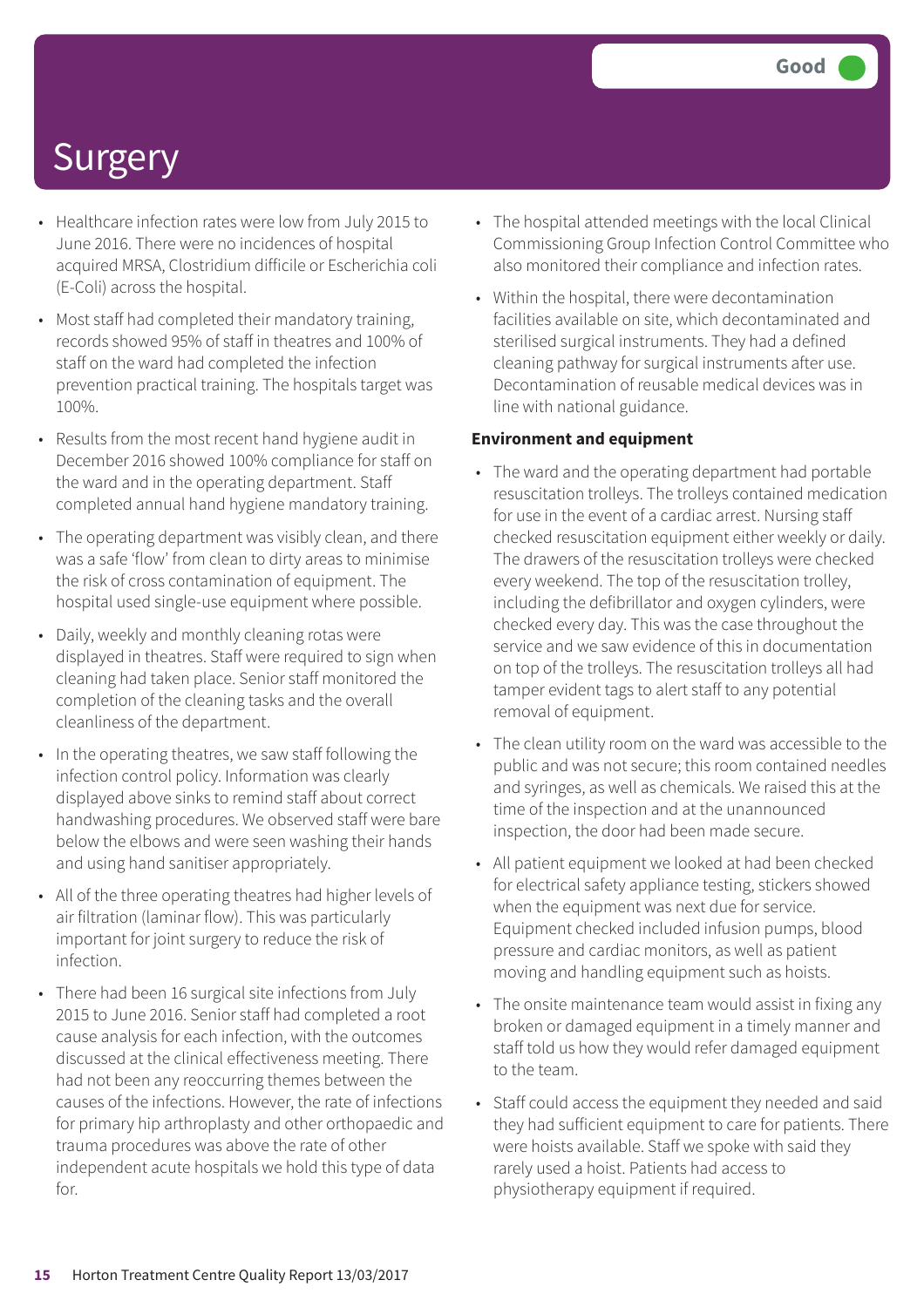Good

# Surgery

- Healthcare infection rates were low from July 2015 to June 2016. There were no incidences of hospital acquired MRSA, Clostridium difficile or Escherichia coli (E-Coli) across the hospital.
- Most staff had completed their mandatory training, records showed 95% of staff in theatres and 100% of staff on the ward had completed the infection prevention practical training. The hospitals target was 100%.
- Results from the most recent hand hygiene audit in December 2016 showed 100% compliance for staff on the ward and in the operating department. Staff completed annual hand hygiene mandatory training.
- The operating department was visibly clean, and there was a safe 'flow' from clean to dirty areas to minimise the risk of cross contamination of equipment. The hospital used single-use equipment where possible.
- Daily, weekly and monthly cleaning rotas were displayed in theatres. Staff were required to sign when cleaning had taken place. Senior staff monitored the completion of the cleaning tasks and the overall cleanliness of the department.
- In the operating theatres, we saw staff following the infection control policy. Information was clearly displayed above sinks to remind staff about correct handwashing procedures. We observed staff were bare below the elbows and were seen washing their hands and using hand sanitiser appropriately.
- All of the three operating theatres had higher levels of air filtration (laminar flow). This was particularly important for joint surgery to reduce the risk of infection.
- There had been 16 surgical site infections from July 2015 to June 2016. Senior staff had completed a root cause analysis for each infection, with the outcomes discussed at the clinical effectiveness meeting. There had not been any reoccurring themes between the causes of the infections. However, the rate of infections for primary hip arthroplasty and other orthopaedic and trauma procedures was above the rate of other independent acute hospitals we hold this type of data for.
- The hospital attended meetings with the local Clinical Commissioning Group Infection Control Committee who also monitored their compliance and infection rates.
- Within the hospital, there were decontamination facilities available on site, which decontaminated and sterilised surgical instruments. They had a defined cleaning pathway for surgical instruments after use. Decontamination of reusable medical devices was in line with national guidance.

**Environment and equipment**

- The ward and the operating department had portable resuscitation trolleys. The trolleys contained medication for use in the event of a cardiac arrest. Nursing staff checked resuscitation equipment either weekly or daily. The drawers of the resuscitation trolleys were checked every weekend. The top of the resuscitation trolley, including the defibrillator and oxygen cylinders, were checked every day. This was the case throughout the service and we saw evidence of this in documentation on top of the trolleys. The resuscitation trolleys all had tamper evident tags to alert staff to any potential removal of equipment.
- The clean utility room on the ward was accessible to the public and was not secure; this room contained needles and syringes, as well as chemicals. We raised this at the time of the inspection and at the unannounced inspection, the door had been made secure.
- All patient equipment we looked at had been checked for electrical safety appliance testing, stickers showed when the equipment was next due for service. Equipment checked included infusion pumps, blood pressure and cardiac monitors, as well as patient moving and handling equipment such as hoists.
- The onsite maintenance team would assist in fixing any broken or damaged equipment in a timely manner and staff told us how they would refer damaged equipment to the team.
- Staff could access the equipment they needed and said they had sufficient equipment to care for patients. There were hoists available. Staff we spoke with said they rarely used a hoist. Patients had access to physiotherapy equipment if required.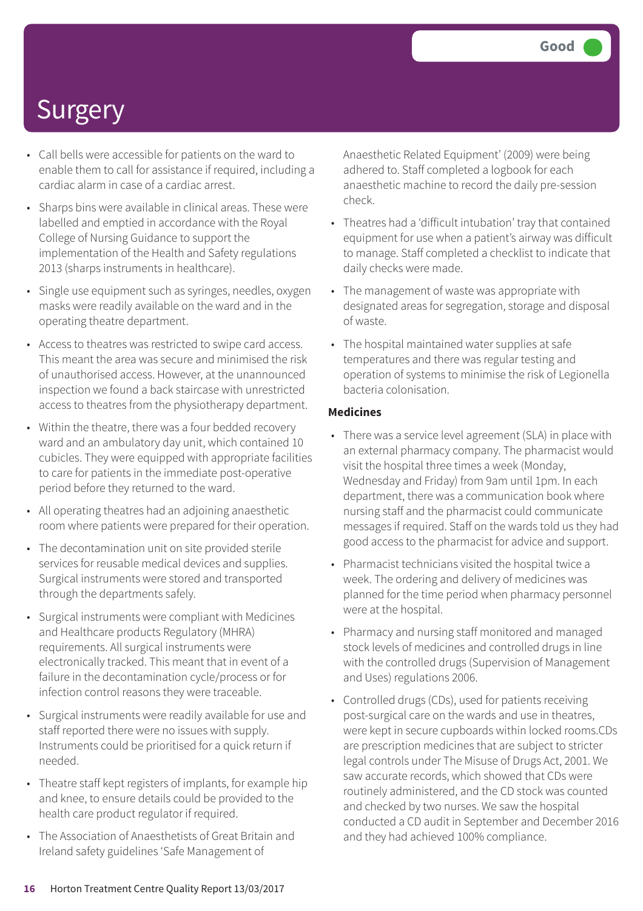Good

# Surgery

- Call bells were accessible for patients on the ward to enable them to call for assistance if required, including a cardiac alarm in case of a cardiac arrest.
- Sharps bins were available in clinical areas. These were labelled and emptied in accordance with the Royal College of Nursing Guidance to support the implementation of the Health and Safety regulations 2013 (sharps instruments in healthcare).
- Single use equipment such as syringes, needles, oxygen masks were readily available on the ward and in the operating theatre department.
- Access to theatres was restricted to swipe card access. This meant the area was secure and minimised the risk of unauthorised access. However, at the unannounced inspection we found a back staircase with unrestricted access to theatres from the physiotherapy department.
- Within the theatre, there was a four bedded recovery ward and an ambulatory day unit, which contained 10 cubicles. They were equipped with appropriate facilities to care for patients in the immediate post-operative period before they returned to the ward.
- All operating theatres had an adjoining anaesthetic room where patients were prepared for their operation.
- The decontamination unit on site provided sterile services for reusable medical devices and supplies. Surgical instruments were stored and transported through the departments safely.
- Surgical instruments were compliant with Medicines and Healthcare products Regulatory (MHRA) requirements. All surgical instruments were electronically tracked. This meant that in event of a failure in the decontamination cycle/process or for infection control reasons they were traceable.
- Surgical instruments were readily available for use and staff reported there were no issues with supply. Instruments could be prioritised for a quick return if needed.
- Theatre staff kept registers of implants, for example hip and knee, to ensure details could be provided to the health care product regulator if required.
- The Association of Anaesthetists of Great Britain and Ireland safety guidelines 'Safe Management of Anaesthetic Related Equipment' (2009) were being adhered to. Staff completed a logbook for each anaesthetic machine to record the daily pre-session check.
- Theatres had a 'difficult intubation' tray that contained equipment for use when a patient's airway was difficult to manage. Staff completed a checklist to indicate that daily checks were made.
- The management of waste was appropriate with designated areas for segregation, storage and disposal of waste.
- The hospital maintained water supplies at safe temperatures and there was regular testing and operation of systems to minimise the risk of Legionella bacteria colonisation.

**Medicines**

- There was a service level agreement (SLA) in place with an external pharmacy company. The pharmacist would visit the hospital three times a week (Monday, Wednesday and Friday) from 9am until 1pm. In each department, there was a communication book where nursing staff and the pharmacist could communicate messages if required. Staff on the wards told us they had good access to the pharmacist for advice and support.
- Pharmacist technicians visited the hospital twice a week. The ordering and delivery of medicines was planned for the time period when pharmacy personnel were at the hospital.
- Pharmacy and nursing staff monitored and managed stock levels of medicines and controlled drugs in line with the controlled drugs (Supervision of Management and Uses) regulations 2006.
- Controlled drugs (CDs), used for patients receiving post-surgical care on the wards and use in theatres, were kept in secure cupboards within locked rooms.CDs are prescription medicines that are subject to stricter legal controls under The Misuse of Drugs Act, 2001. We saw accurate records, which showed that CDs were routinely administered, and the CD stock was counted and checked by two nurses. We saw the hospital conducted a CD audit in September and December 2016 and they had achieved 100% compliance.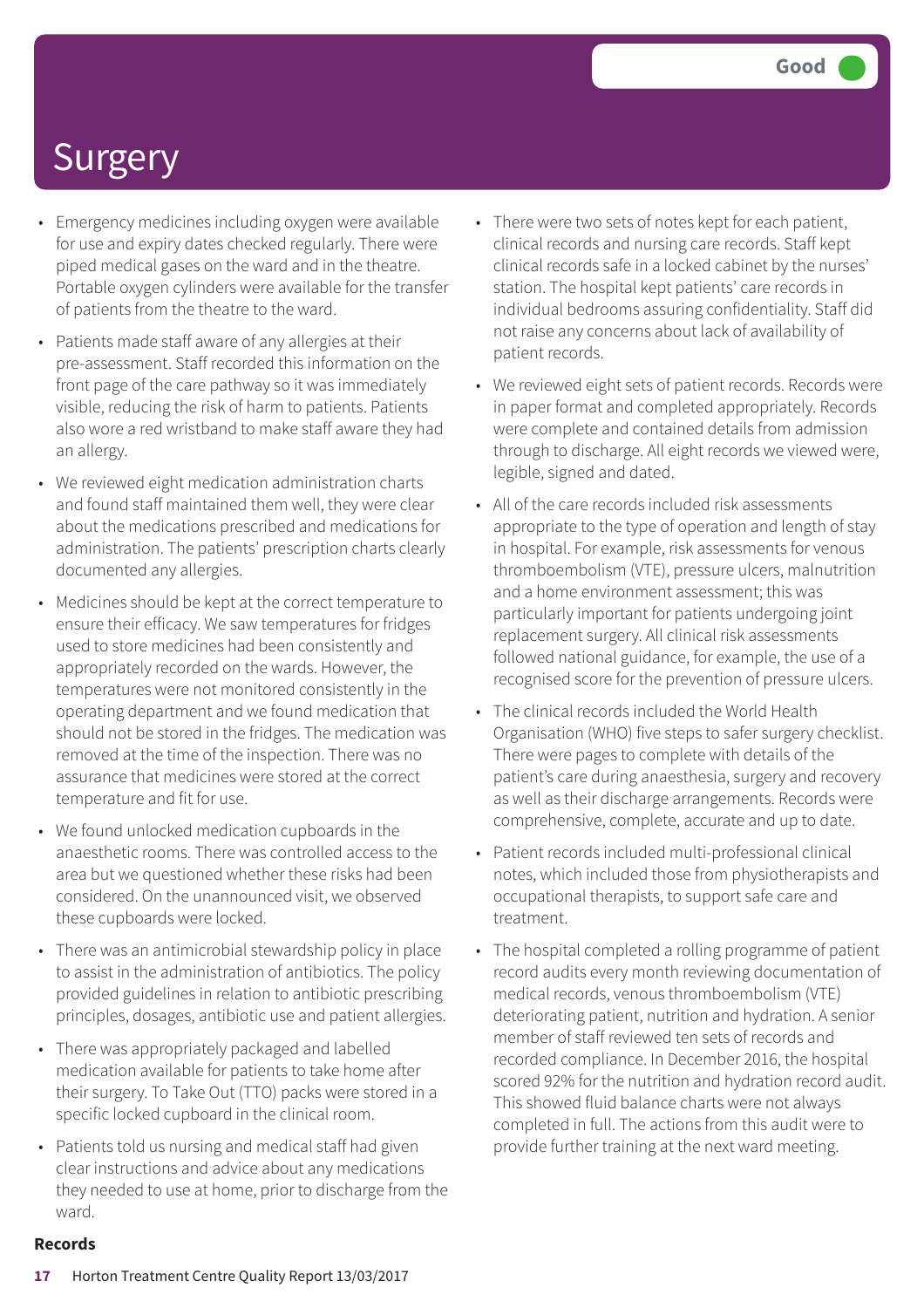# Surgery

Good

- Emergency medicines including oxygen were available for use and expiry dates checked regularly. There were piped medical gases on the ward and in the theatre. Portable oxygen cylinders were available for the transfer of patients from the theatre to the ward.
- Patients made staff aware of any allergies at their pre-assessment. Staff recorded this information on the front page of the care pathway so it was immediately visible, reducing the risk of harm to patients. Patients also wore a red wristband to make staff aware they had an allergy.
- We reviewed eight medication administration charts and found staff maintained them well, they were clear about the medications prescribed and medications for administration. The patients' prescription charts clearly documented any allergies.
- Medicines should be kept at the correct temperature to ensure their efficacy. We saw temperatures for fridges used to store medicines had been consistently and appropriately recorded on the wards. However, the temperatures were not monitored consistently in the operating department and we found medication that should not be stored in the fridges. The medication was removed at the time of the inspection. There was no assurance that medicines were stored at the correct temperature and fit for use.
- We found unlocked medication cupboards in the anaesthetic rooms. There was controlled access to the area but we questioned whether these risks had been considered. On the unannounced visit, we observed these cupboards were locked.
- There was an antimicrobial stewardship policy in place to assist in the administration of antibiotics. The policy provided guidelines in relation to antibiotic prescribing principles, dosages, antibiotic use and patient allergies.
- There was appropriately packaged and labelled medication available for patients to take home after their surgery. To Take Out (TTO) packs were stored in a specific locked cupboard in the clinical room.
- Patients told us nursing and medical staff had given clear instructions and advice about any medications they needed to use at home, prior to discharge from the ward.

**Records**

- There were two sets of notes kept for each patient, clinical records and nursing care records. Staff kept clinical records safe in a locked cabinet by the nurses' station. The hospital kept patients' care records in individual bedrooms assuring confidentiality. Staff did not raise any concerns about lack of availability of patient records.
- We reviewed eight sets of patient records. Records were in paper format and completed appropriately. Records were complete and contained details from admission through to discharge. All eight records we viewed were, legible, signed and dated.
- All of the care records included risk assessments appropriate to the type of operation and length of stay in hospital. For example, risk assessments for venous thromboembolism (VTE), pressure ulcers, malnutrition and a home environment assessment; this was particularly important for patients undergoing joint replacement surgery. All clinical risk assessments followed national guidance, for example, the use of a recognised score for the prevention of pressure ulcers.
- The clinical records included the World Health Organisation (WHO) five steps to safer surgery checklist. There were pages to complete with details of the patient's care during anaesthesia, surgery and recovery as well as their discharge arrangements. Records were comprehensive, complete, accurate and up to date.
- Patient records included multi-professional clinical notes, which included those from physiotherapists and occupational therapists, to support safe care and treatment.
- The hospital completed a rolling programme of patient record audits every month reviewing documentation of medical records, venous thromboembolism (VTE) deteriorating patient, nutrition and hydration. A senior member of staff reviewed ten sets of records and recorded compliance. In December 2016, the hospital scored 92% for the nutrition and hydration record audit. This showed fluid balance charts were not always completed in full. The actions from this audit were to provide further training at the next ward meeting.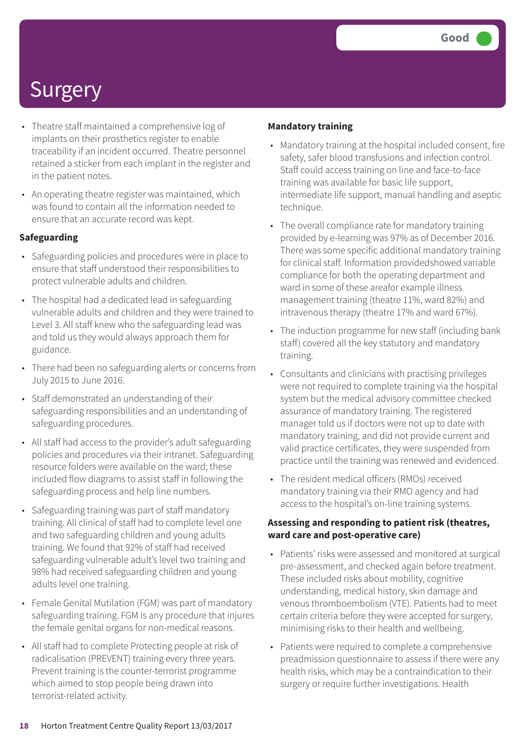# Surgery

Good

- Theatre staff maintained a comprehensive log of implants on their prosthetics register to enable traceability if an incident occurred. Theatre personnel retained a sticker from each implant in the register and in the patient notes.
- An operating theatre register was maintained, which was found to contain all the information needed to ensure that an accurate record was kept.

**Safeguarding**

- Safeguarding policies and procedures were in place to ensure that staff understood their responsibilities to protect vulnerable adults and children.
- The hospital had a dedicated lead in safeguarding vulnerable adults and children and they were trained to Level 3. All staff knew who the safeguarding lead was and told us they would always approach them for guidance.
- There had been no safeguarding alerts or concerns from July 2015 to June 2016.
- Staff demonstrated an understanding of their safeguarding responsibilities and an understanding of safeguarding procedures.
- All staff had access to the provider's adult safeguarding policies and procedures via their intranet. Safeguarding resource folders were available on the ward; these included flow diagrams to assist staff in following the safeguarding process and help line numbers.
- Safeguarding training was part of staff mandatory training. All clinical of staff had to complete level one and two safeguarding children and young adults training. We found that 92% of staff had received safeguarding vulnerable adult's level two training and 98% had received safeguarding children and young adults level one training.
- Female Genital Mutilation (FGM) was part of mandatory safeguarding training. FGM is any procedure that injures the female genital organs for non-medical reasons.
- All staff had to complete Protecting people at risk of radicalisation (PREVENT) training every three years. Prevent training is the counter-terrorist programme which aimed to stop people being drawn into terrorist-related activity.

**Mandatory training**

- Mandatory training at the hospital included consent, fire safety, safer blood transfusions and infection control. Staff could access training on line and face-to-face training was available for basic life support, intermediate life support, manual handling and aseptic technique.
- The overall compliance rate for mandatory training provided by e-learning was 97% as of December 2016. There was some specific additional mandatory training for clinical staff. Information providedshowed variable compliance for both the operating department and ward in some of these areafor example illness management training (theatre 11%, ward 82%) and intravenous therapy (theatre 17% and ward 67%).
- The induction programme for new staff (including bank staff) covered all the key statutory and mandatory training.
- Consultants and clinicians with practising privileges were not required to complete training via the hospital system but the medical advisory committee checked assurance of mandatory training. The registered manager told us if doctors were not up to date with mandatory training, and did not provide current and valid practice certificates, they were suspended from practice until the training was renewed and evidenced.
- The resident medical officers (RMOs) received mandatory training via their RMO agency and had access to the hospital's on-line training systems.

**Assessing and responding to patient risk (theatres, ward care and post-operative care)**

- Patients' risks were assessed and monitored at surgical pre-assessment, and checked again before treatment. These included risks about mobility, cognitive understanding, medical history, skin damage and venous thromboembolism (VTE). Patients had to meet certain criteria before they were accepted for surgery, minimising risks to their health and wellbeing.
- Patients were required to complete a comprehensive preadmission questionnaire to assess if there were any health risks, which may be a contraindication to their surgery or require further investigations. Health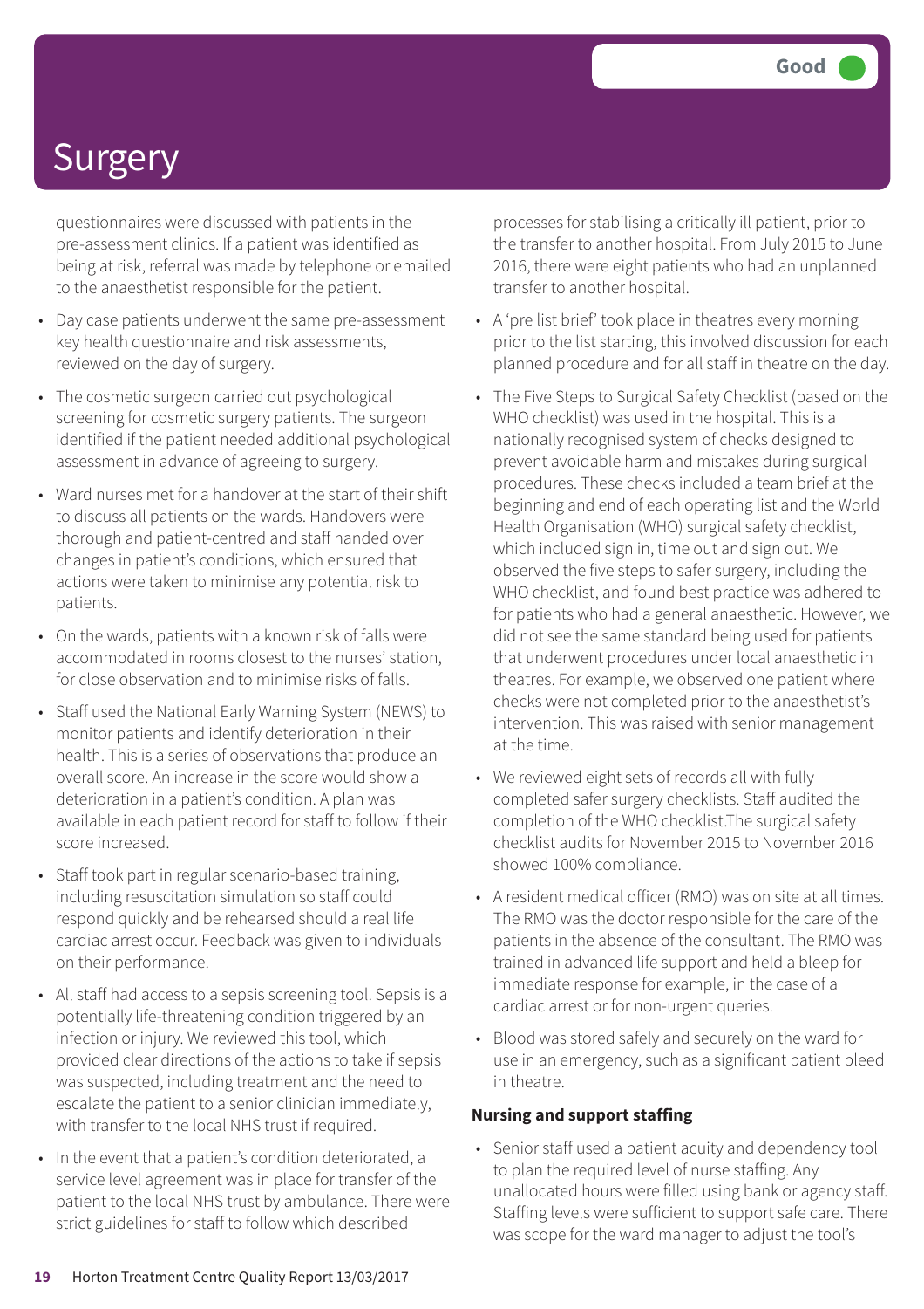# Surgery

Good

questionnaires were discussed with patients in the pre-assessment clinics. If a patient was identified as being at risk, referral was made by telephone or emailed to the anaesthetist responsible for the patient.

- Day case patients underwent the same pre-assessment key health questionnaire and risk assessments, reviewed on the day of surgery.
- The cosmetic surgeon carried out psychological screening for cosmetic surgery patients. The surgeon identified if the patient needed additional psychological assessment in advance of agreeing to surgery.
- Ward nurses met for a handover at the start of their shift to discuss all patients on the wards. Handovers were thorough and patient-centred and staff handed over changes in patient's conditions, which ensured that actions were taken to minimise any potential risk to patients.
- On the wards, patients with a known risk of falls were accommodated in rooms closest to the nurses' station, for close observation and to minimise risks of falls.
- Staff used the National Early Warning System (NEWS) to monitor patients and identify deterioration in their health. This is a series of observations that produce an overall score. An increase in the score would show a deterioration in a patient's condition. A plan was available in each patient record for staff to follow if their score increased.
- Staff took part in regular scenario-based training, including resuscitation simulation so staff could respond quickly and be rehearsed should a real life cardiac arrest occur. Feedback was given to individuals on their performance.
- All staff had access to a sepsis screening tool. Sepsis is a potentially life-threatening condition triggered by an infection or injury. We reviewed this tool, which provided clear directions of the actions to take if sepsis was suspected, including treatment and the need to escalate the patient to a senior clinician immediately, with transfer to the local NHS trust if required.
- In the event that a patient's condition deteriorated, a service level agreement was in place for transfer of the patient to the local NHS trust by ambulance. There were strict guidelines for staff to follow which described processes for stabilising a critically ill patient, prior to the transfer to another hospital. From July 2015 to June 2016, there were eight patients who had an unplanned transfer to another hospital.
- A 'pre list brief' took place in theatres every morning prior to the list starting, this involved discussion for each planned procedure and for all staff in theatre on the day.
- The Five Steps to Surgical Safety Checklist (based on the WHO checklist) was used in the hospital. This is a nationally recognised system of checks designed to prevent avoidable harm and mistakes during surgical procedures. These checks included a team brief at the beginning and end of each operating list and the World Health Organisation (WHO) surgical safety checklist, which included sign in, time out and sign out. We observed the five steps to safer surgery, including the WHO checklist, and found best practice was adhered to for patients who had a general anaesthetic. However, we did not see the same standard being used for patients that underwent procedures under local anaesthetic in theatres. For example, we observed one patient where checks were not completed prior to the anaesthetist's intervention. This was raised with senior management at the time.
- We reviewed eight sets of records all with fully completed safer surgery checklists. Staff audited the completion of the WHO checklist.The surgical safety checklist audits for November 2015 to November 2016 showed 100% compliance.
- A resident medical officer (RMO) was on site at all times. The RMO was the doctor responsible for the care of the patients in the absence of the consultant. The RMO was trained in advanced life support and held a bleep for immediate response for example, in the case of a cardiac arrest or for non-urgent queries.
- Blood was stored safely and securely on the ward for use in an emergency, such as a significant patient bleed in theatre.

**Nursing and support staffing**

- Senior staff used a patient acuity and dependency tool to plan the required level of nurse staffing. Any unallocated hours were filled using bank or agency staff. Staffing levels were sufficient to support safe care. There was scope for the ward manager to adjust the tool's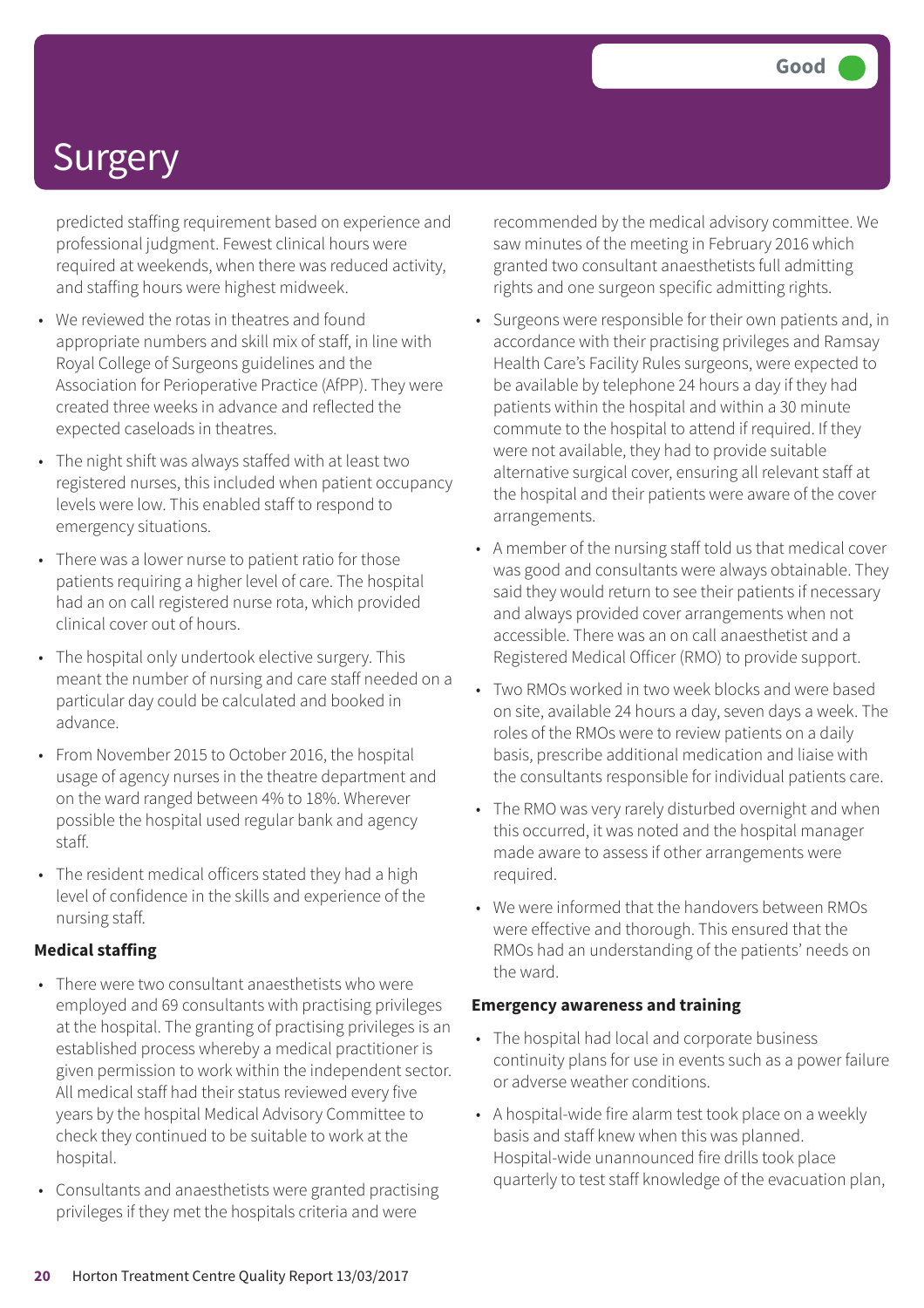# Surgery

Good

predicted staffing requirement based on experience and professional judgment. Fewest clinical hours were required at weekends, when there was reduced activity, and staffing hours were highest midweek.

- We reviewed the rotas in theatres and found appropriate numbers and skill mix of staff, in line with Royal College of Surgeons guidelines and the Association for Perioperative Practice (AfPP). They were created three weeks in advance and reflected the expected caseloads in theatres.
- The night shift was always staffed with at least two registered nurses, this included when patient occupancy levels were low. This enabled staff to respond to emergency situations.
- There was a lower nurse to patient ratio for those patients requiring a higher level of care. The hospital had an on call registered nurse rota, which provided clinical cover out of hours.
- The hospital only undertook elective surgery. This meant the number of nursing and care staff needed on a particular day could be calculated and booked in advance.
- From November 2015 to October 2016, the hospital usage of agency nurses in the theatre department and on the ward ranged between 4% to 18%. Wherever possible the hospital used regular bank and agency staff.
- The resident medical officers stated they had a high level of confidence in the skills and experience of the nursing staff.

**Medical staffing**

- There were two consultant anaesthetists who were employed and 69 consultants with practising privileges at the hospital. The granting of practising privileges is an established process whereby a medical practitioner is given permission to work within the independent sector. All medical staff had their status reviewed every five years by the hospital Medical Advisory Committee to check they continued to be suitable to work at the hospital.
- Consultants and anaesthetists were granted practising privileges if they met the hospitals criteria and were recommended by the medical advisory committee. We saw minutes of the meeting in February 2016 which granted two consultant anaesthetists full admitting rights and one surgeon specific admitting rights.
- Surgeons were responsible for their own patients and, in accordance with their practising privileges and Ramsay Health Care's Facility Rules surgeons, were expected to be available by telephone 24 hours a day if they had patients within the hospital and within a 30 minute commute to the hospital to attend if required. If they were not available, they had to provide suitable alternative surgical cover, ensuring all relevant staff at the hospital and their patients were aware of the cover arrangements.
- A member of the nursing staff told us that medical cover was good and consultants were always obtainable. They said they would return to see their patients if necessary and always provided cover arrangements when not accessible. There was an on call anaesthetist and a Registered Medical Officer (RMO) to provide support.
- Two RMOs worked in two week blocks and were based on site, available 24 hours a day, seven days a week. The roles of the RMOs were to review patients on a daily basis, prescribe additional medication and liaise with the consultants responsible for individual patients care.
- The RMO was very rarely disturbed overnight and when this occurred, it was noted and the hospital manager made aware to assess if other arrangements were required.
- We were informed that the handovers between RMOs were effective and thorough. This ensured that the RMOs had an understanding of the patients' needs on the ward.

**Emergency awareness and training**

- The hospital had local and corporate business continuity plans for use in events such as a power failure or adverse weather conditions.
- A hospital-wide fire alarm test took place on a weekly basis and staff knew when this was planned. Hospital-wide unannounced fire drills took place quarterly to test staff knowledge of the evacuation plan,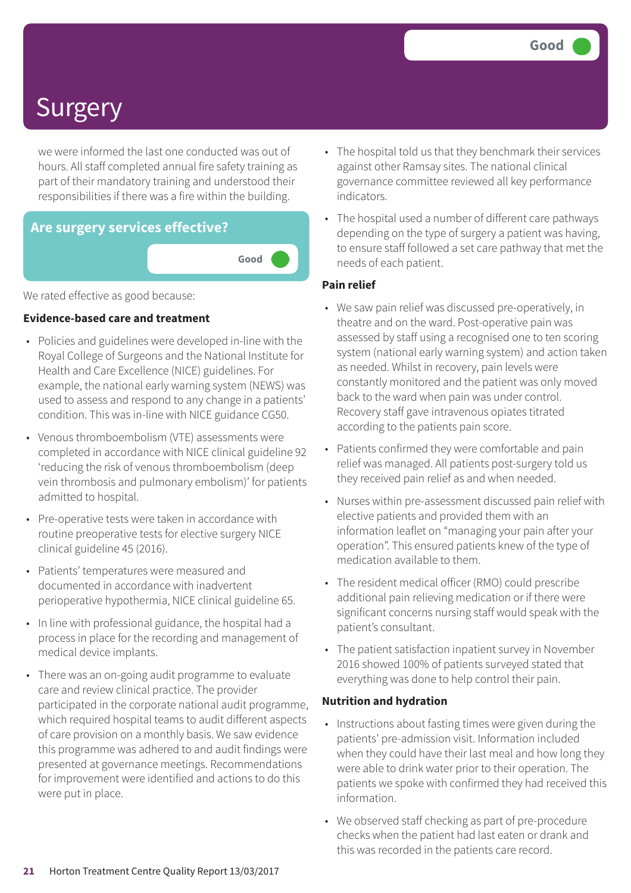# Surgery

Good

we were informed the last one conducted was out of hours. All staff completed annual fire safety training as part of their mandatory training and understood their responsibilities if there was a fire within the building.

## Are surgery services effective?

Good

We rated effective as good because:

**Evidence-based care and treatment**

- Policies and guidelines were developed in-line with the Royal College of Surgeons and the National Institute for Health and Care Excellence (NICE) guidelines. For example, the national early warning system (NEWS) was used to assess and respond to any change in a patients' condition. This was in-line with NICE guidance CG50.
- Venous thromboembolism (VTE) assessments were completed in accordance with NICE clinical guideline 92 'reducing the risk of venous thromboembolism (deep vein thrombosis and pulmonary embolism)' for patients admitted to hospital.
- Pre-operative tests were taken in accordance with routine preoperative tests for elective surgery NICE clinical guideline 45 (2016).
- Patients' temperatures were measured and documented in accordance with inadvertent perioperative hypothermia, NICE clinical guideline 65.
- In line with professional guidance, the hospital had a process in place for the recording and management of medical device implants.
- There was an on-going audit programme to evaluate care and review clinical practice. The provider participated in the corporate national audit programme, which required hospital teams to audit different aspects of care provision on a monthly basis. We saw evidence this programme was adhered to and audit findings were presented at governance meetings. Recommendations for improvement were identified and actions to do this were put in place.
- The hospital told us that they benchmark their services against other Ramsay sites. The national clinical governance committee reviewed all key performance indicators.
- The hospital used a number of different care pathways depending on the type of surgery a patient was having, to ensure staff followed a set care pathway that met the needs of each patient.

**Pain relief**

- We saw pain relief was discussed pre-operatively, in theatre and on the ward. Post-operative pain was assessed by staff using a recognised one to ten scoring system (national early warning system) and action taken as needed. Whilst in recovery, pain levels were constantly monitored and the patient was only moved back to the ward when pain was under control. Recovery staff gave intravenous opiates titrated according to the patients pain score.
- Patients confirmed they were comfortable and pain relief was managed. All patients post-surgery told us they received pain relief as and when needed.
- Nurses within pre-assessment discussed pain relief with elective patients and provided them with an information leaflet on "managing your pain after your operation". This ensured patients knew of the type of medication available to them.
- The resident medical officer (RMO) could prescribe additional pain relieving medication or if there were significant concerns nursing staff would speak with the patient's consultant.
- The patient satisfaction inpatient survey in November 2016 showed 100% of patients surveyed stated that everything was done to help control their pain.

**Nutrition and hydration**

- Instructions about fasting times were given during the patients' pre-admission visit. Information included when they could have their last meal and how long they were able to drink water prior to their operation. The patients we spoke with confirmed they had received this information.
- We observed staff checking as part of pre-procedure checks when the patient had last eaten or drank and this was recorded in the patients care record.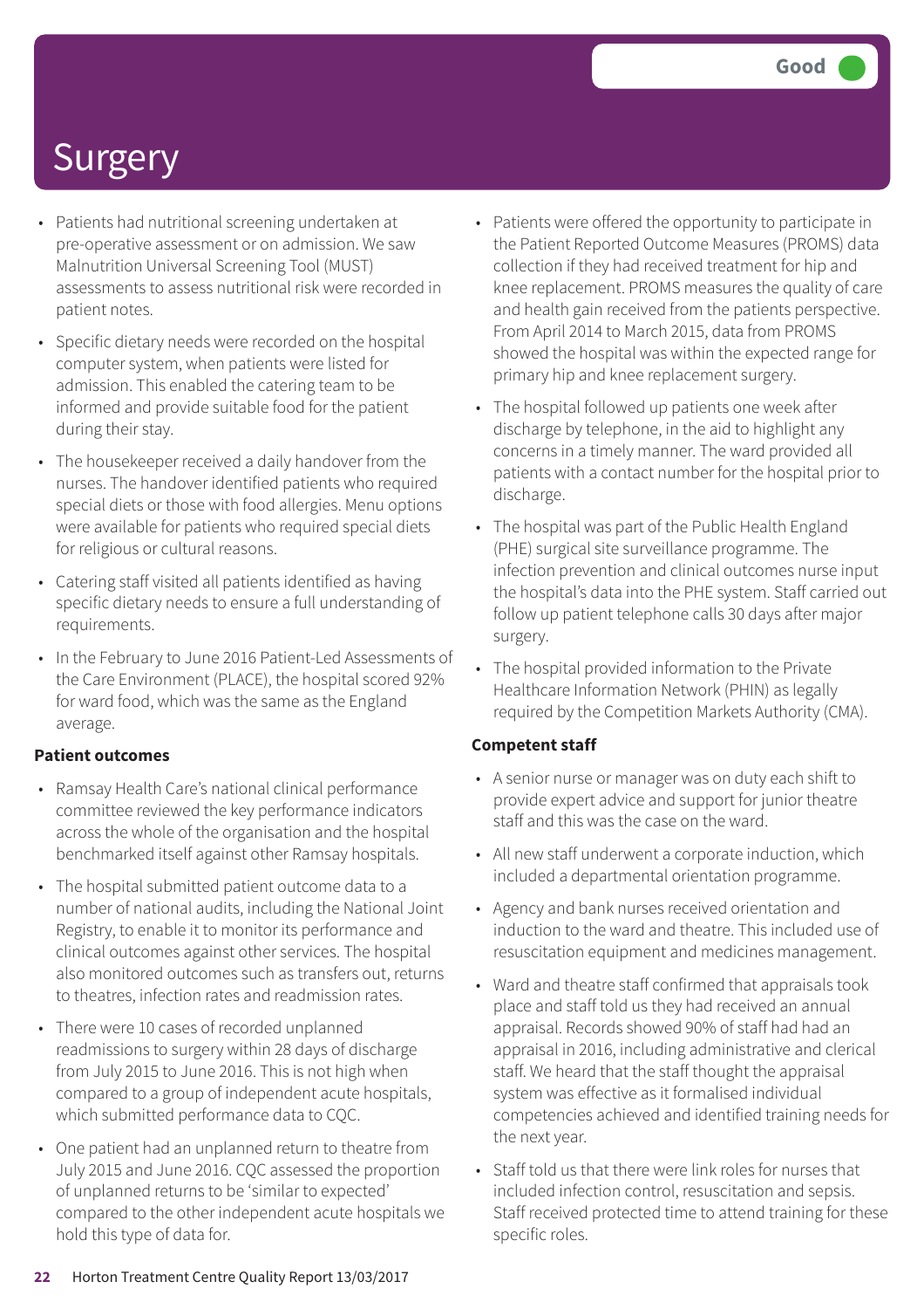# Surgery

Good

- Patients had nutritional screening undertaken at pre-operative assessment or on admission. We saw Malnutrition Universal Screening Tool (MUST) assessments to assess nutritional risk were recorded in patient notes.
- Specific dietary needs were recorded on the hospital computer system, when patients were listed for admission. This enabled the catering team to be informed and provide suitable food for the patient during their stay.
- The housekeeper received a daily handover from the nurses. The handover identified patients who required special diets or those with food allergies. Menu options were available for patients who required special diets for religious or cultural reasons.
- Catering staff visited all patients identified as having specific dietary needs to ensure a full understanding of requirements.
- In the February to June 2016 Patient-Led Assessments of the Care Environment (PLACE), the hospital scored 92% for ward food, which was the same as the England average.

**Patient outcomes**

- Ramsay Health Care's national clinical performance committee reviewed the key performance indicators across the whole of the organisation and the hospital benchmarked itself against other Ramsay hospitals.
- The hospital submitted patient outcome data to a number of national audits, including the National Joint Registry, to enable it to monitor its performance and clinical outcomes against other services. The hospital also monitored outcomes such as transfers out, returns to theatres, infection rates and readmission rates.
- There were 10 cases of recorded unplanned readmissions to surgery within 28 days of discharge from July 2015 to June 2016. This is not high when compared to a group of independent acute hospitals, which submitted performance data to CQC.
- One patient had an unplanned return to theatre from July 2015 and June 2016. CQC assessed the proportion of unplanned returns to be 'similar to expected' compared to the other independent acute hospitals we hold this type of data for.
- Patients were offered the opportunity to participate in the Patient Reported Outcome Measures (PROMS) data collection if they had received treatment for hip and knee replacement. PROMS measures the quality of care and health gain received from the patients perspective. From April 2014 to March 2015, data from PROMS showed the hospital was within the expected range for primary hip and knee replacement surgery.
- The hospital followed up patients one week after discharge by telephone, in the aid to highlight any concerns in a timely manner. The ward provided all patients with a contact number for the hospital prior to discharge.
- The hospital was part of the Public Health England (PHE) surgical site surveillance programme. The infection prevention and clinical outcomes nurse input the hospital's data into the PHE system. Staff carried out follow up patient telephone calls 30 days after major surgery.
- The hospital provided information to the Private Healthcare Information Network (PHIN) as legally required by the Competition Markets Authority (CMA).

**Competent staff**

- A senior nurse or manager was on duty each shift to provide expert advice and support for junior theatre staff and this was the case on the ward.
- All new staff underwent a corporate induction, which included a departmental orientation programme.
- Agency and bank nurses received orientation and induction to the ward and theatre. This included use of resuscitation equipment and medicines management.
- Ward and theatre staff confirmed that appraisals took place and staff told us they had received an annual appraisal. Records showed 90% of staff had had an appraisal in 2016, including administrative and clerical staff. We heard that the staff thought the appraisal system was effective as it formalised individual competencies achieved and identified training needs for the next year.
- Staff told us that there were link roles for nurses that included infection control, resuscitation and sepsis. Staff received protected time to attend training for these specific roles.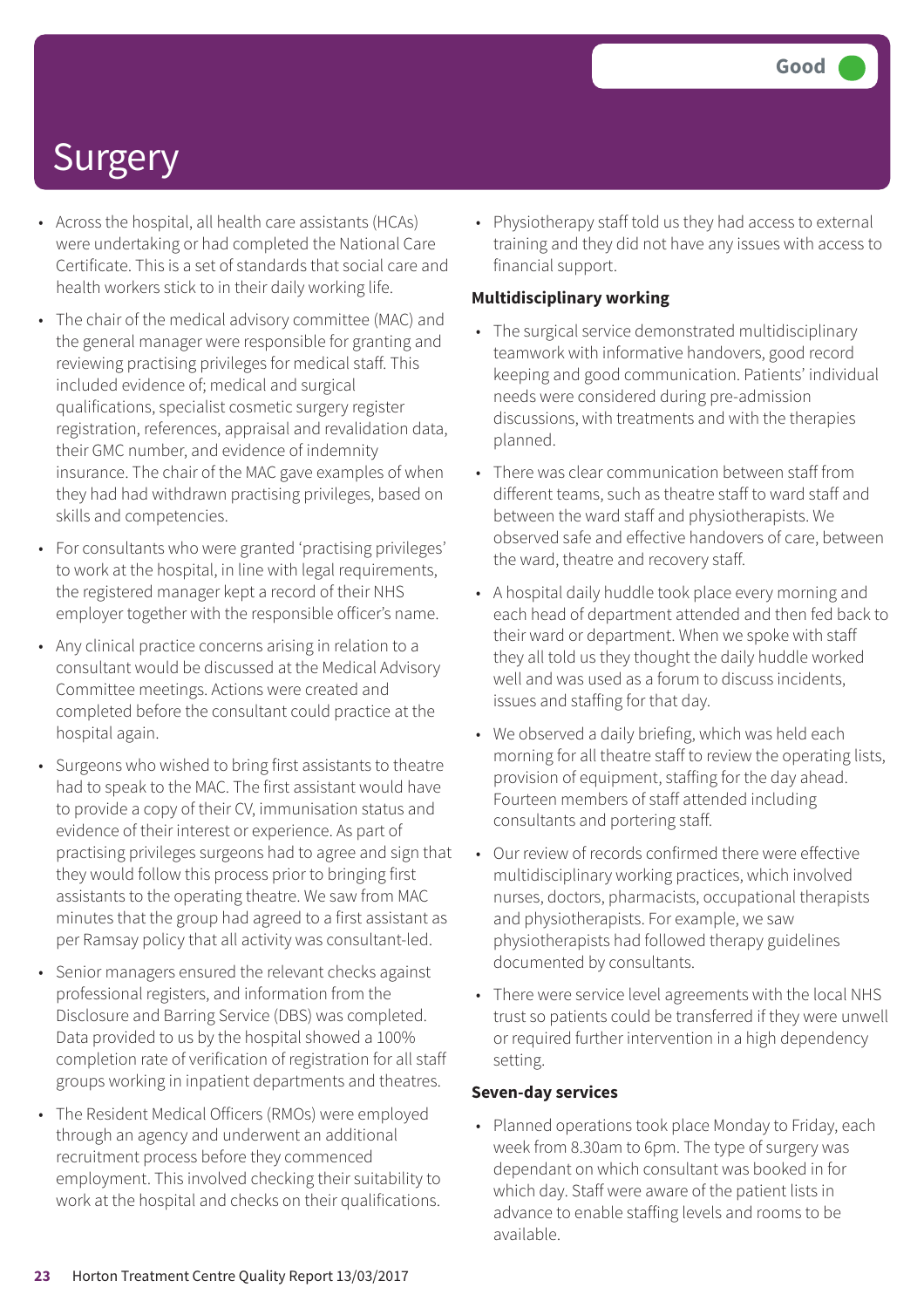# Surgery

Good

- Across the hospital, all health care assistants (HCAs) were undertaking or had completed the National Care Certificate. This is a set of standards that social care and health workers stick to in their daily working life.
- The chair of the medical advisory committee (MAC) and the general manager were responsible for granting and reviewing practising privileges for medical staff. This included evidence of; medical and surgical qualifications, specialist cosmetic surgery register registration, references, appraisal and revalidation data, their GMC number, and evidence of indemnity insurance. The chair of the MAC gave examples of when they had had withdrawn practising privileges, based on skills and competencies.
- For consultants who were granted 'practising privileges' to work at the hospital, in line with legal requirements, the registered manager kept a record of their NHS employer together with the responsible officer's name.
- Any clinical practice concerns arising in relation to a consultant would be discussed at the Medical Advisory Committee meetings. Actions were created and completed before the consultant could practice at the hospital again.
- Surgeons who wished to bring first assistants to theatre had to speak to the MAC. The first assistant would have to provide a copy of their CV, immunisation status and evidence of their interest or experience. As part of practising privileges surgeons had to agree and sign that they would follow this process prior to bringing first assistants to the operating theatre. We saw from MAC minutes that the group had agreed to a first assistant as per Ramsay policy that all activity was consultant-led.
- Senior managers ensured the relevant checks against professional registers, and information from the Disclosure and Barring Service (DBS) was completed. Data provided to us by the hospital showed a 100% completion rate of verification of registration for all staff groups working in inpatient departments and theatres.
- The Resident Medical Officers (RMOs) were employed through an agency and underwent an additional recruitment process before they commenced employment. This involved checking their suitability to work at the hospital and checks on their qualifications.
- Physiotherapy staff told us they had access to external training and they did not have any issues with access to financial support.

**Multidisciplinary working**

- The surgical service demonstrated multidisciplinary teamwork with informative handovers, good record keeping and good communication. Patients' individual needs were considered during pre-admission discussions, with treatments and with the therapies planned.
- There was clear communication between staff from different teams, such as theatre staff to ward staff and between the ward staff and physiotherapists. We observed safe and effective handovers of care, between the ward, theatre and recovery staff.
- A hospital daily huddle took place every morning and each head of department attended and then fed back to their ward or department. When we spoke with staff they all told us they thought the daily huddle worked well and was used as a forum to discuss incidents, issues and staffing for that day.
- We observed a daily briefing, which was held each morning for all theatre staff to review the operating lists, provision of equipment, staffing for the day ahead. Fourteen members of staff attended including consultants and portering staff.
- Our review of records confirmed there were effective multidisciplinary working practices, which involved nurses, doctors, pharmacists, occupational therapists and physiotherapists. For example, we saw physiotherapists had followed therapy guidelines documented by consultants.
- There were service level agreements with the local NHS trust so patients could be transferred if they were unwell or required further intervention in a high dependency setting.

**Seven-day services**

- Planned operations took place Monday to Friday, each week from 8.30am to 6pm. The type of surgery was dependant on which consultant was booked in for which day. Staff were aware of the patient lists in advance to enable staffing levels and rooms to be available.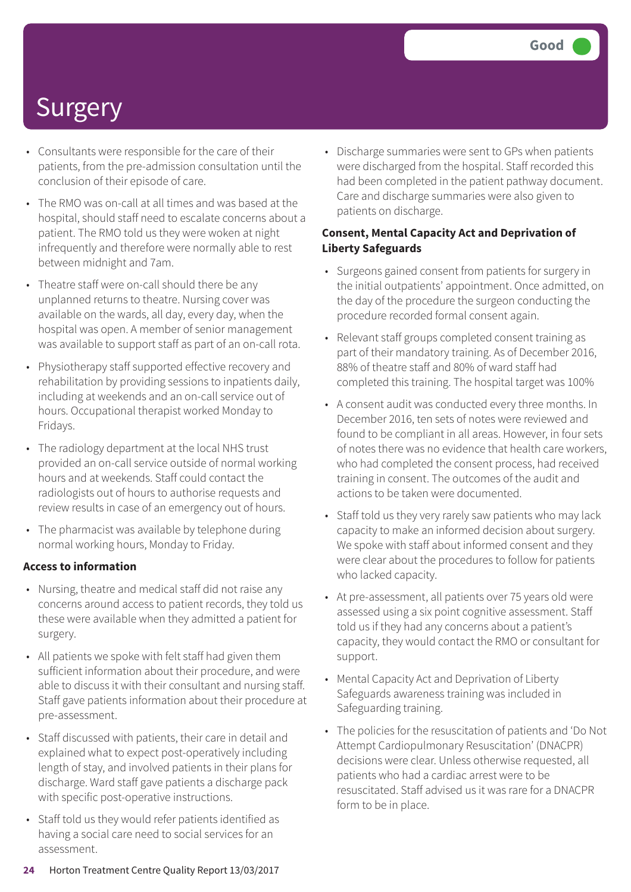# Surgery

Good

- Consultants were responsible for the care of their patients, from the pre-admission consultation until the conclusion of their episode of care.
- The RMO was on-call at all times and was based at the hospital, should staff need to escalate concerns about a patient. The RMO told us they were woken at night infrequently and therefore were normally able to rest between midnight and 7am.
- Theatre staff were on-call should there be any unplanned returns to theatre. Nursing cover was available on the wards, all day, every day, when the hospital was open. A member of senior management was available to support staff as part of an on-call rota.
- Physiotherapy staff supported effective recovery and rehabilitation by providing sessions to inpatients daily, including at weekends and an on-call service out of hours. Occupational therapist worked Monday to Fridays.
- The radiology department at the local NHS trust provided an on-call service outside of normal working hours and at weekends. Staff could contact the radiologists out of hours to authorise requests and review results in case of an emergency out of hours.
- The pharmacist was available by telephone during normal working hours, Monday to Friday.

**Access to information**

- Nursing, theatre and medical staff did not raise any concerns around access to patient records, they told us these were available when they admitted a patient for surgery.
- All patients we spoke with felt staff had given them sufficient information about their procedure, and were able to discuss it with their consultant and nursing staff. Staff gave patients information about their procedure at pre-assessment.
- Staff discussed with patients, their care in detail and explained what to expect post-operatively including length of stay, and involved patients in their plans for discharge. Ward staff gave patients a discharge pack with specific post-operative instructions.
- Staff told us they would refer patients identified as having a social care need to social services for an assessment.
- Discharge summaries were sent to GPs when patients were discharged from the hospital. Staff recorded this had been completed in the patient pathway document. Care and discharge summaries were also given to patients on discharge.

**Consent, Mental Capacity Act and Deprivation of Liberty Safeguards**

- Surgeons gained consent from patients for surgery in the initial outpatients' appointment. Once admitted, on the day of the procedure the surgeon conducting the procedure recorded formal consent again.
- Relevant staff groups completed consent training as part of their mandatory training. As of December 2016, 88% of theatre staff and 80% of ward staff had completed this training. The hospital target was 100%
- A consent audit was conducted every three months. In December 2016, ten sets of notes were reviewed and found to be compliant in all areas. However, in four sets of notes there was no evidence that health care workers, who had completed the consent process, had received training in consent. The outcomes of the audit and actions to be taken were documented.
- Staff told us they very rarely saw patients who may lack capacity to make an informed decision about surgery. We spoke with staff about informed consent and they were clear about the procedures to follow for patients who lacked capacity.
- At pre-assessment, all patients over 75 years old were assessed using a six point cognitive assessment. Staff told us if they had any concerns about a patient's capacity, they would contact the RMO or consultant for support.
- Mental Capacity Act and Deprivation of Liberty Safeguards awareness training was included in Safeguarding training.
- The policies for the resuscitation of patients and 'Do Not Attempt Cardiopulmonary Resuscitation' (DNACPR) decisions were clear. Unless otherwise requested, all patients who had a cardiac arrest were to be resuscitated. Staff advised us it was rare for a DNACPR form to be in place.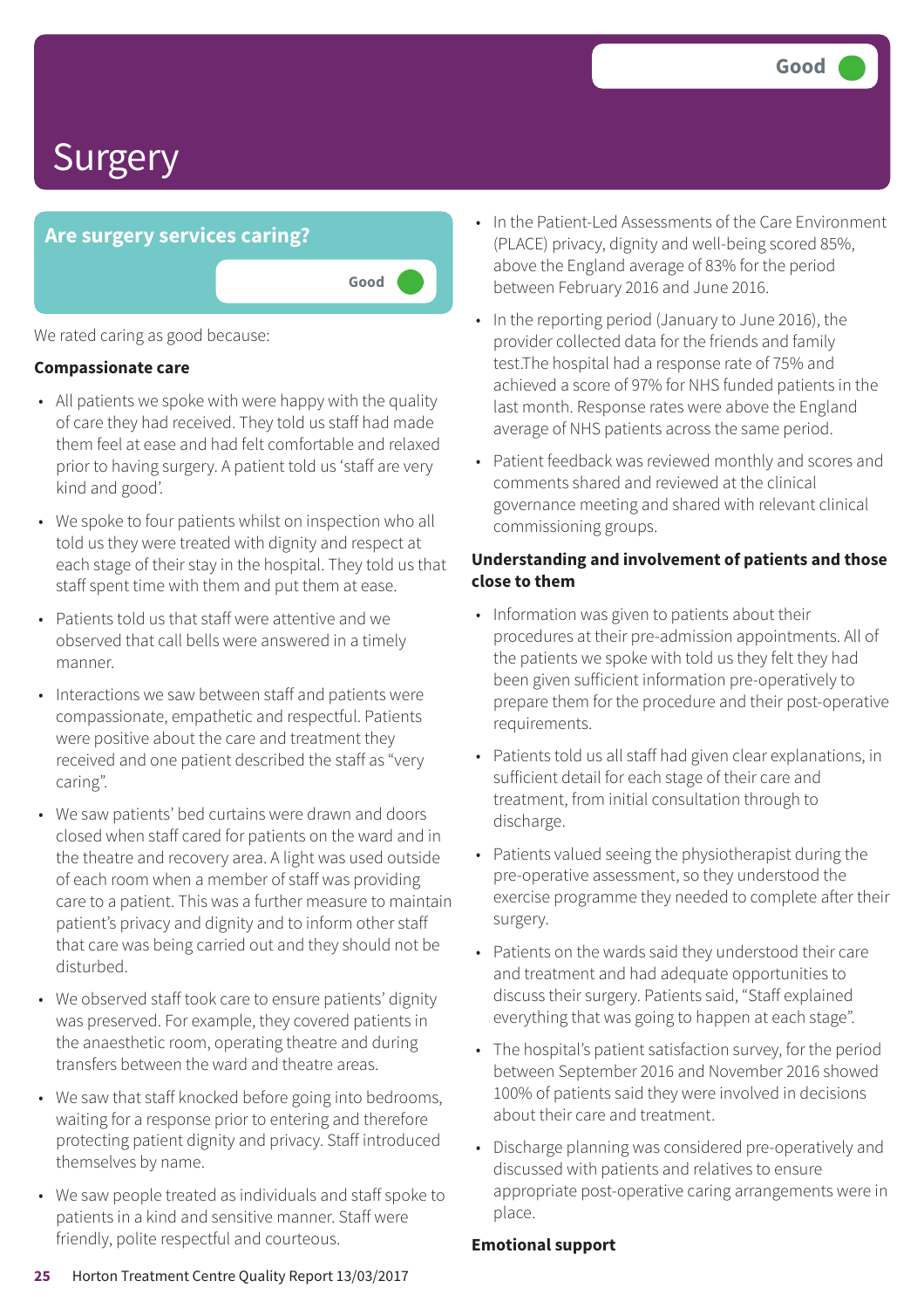# Surgery

Good

## Are surgery services caring?

Good

We rated caring as good because:

**Compassionate care**

- All patients we spoke with were happy with the quality of care they had received. They told us staff had made them feel at ease and had felt comfortable and relaxed prior to having surgery. A patient told us 'staff are very kind and good'.
- We spoke to four patients whilst on inspection who all told us they were treated with dignity and respect at each stage of their stay in the hospital. They told us that staff spent time with them and put them at ease.
- Patients told us that staff were attentive and we observed that call bells were answered in a timely manner.
- Interactions we saw between staff and patients were compassionate, empathetic and respectful. Patients were positive about the care and treatment they received and one patient described the staff as "very caring".
- We saw patients' bed curtains were drawn and doors closed when staff cared for patients on the ward and in the theatre and recovery area. A light was used outside of each room when a member of staff was providing care to a patient. This was a further measure to maintain patient's privacy and dignity and to inform other staff that care was being carried out and they should not be disturbed.
- We observed staff took care to ensure patients' dignity was preserved. For example, they covered patients in the anaesthetic room, operating theatre and during transfers between the ward and theatre areas.
- We saw that staff knocked before going into bedrooms, waiting for a response prior to entering and therefore protecting patient dignity and privacy. Staff introduced themselves by name.
- We saw people treated as individuals and staff spoke to patients in a kind and sensitive manner. Staff were friendly, polite respectful and courteous.
- In the Patient-Led Assessments of the Care Environment (PLACE) privacy, dignity and well-being scored 85%, above the England average of 83% for the period between February 2016 and June 2016.
- In the reporting period (January to June 2016), the provider collected data for the friends and family test.The hospital had a response rate of 75% and achieved a score of 97% for NHS funded patients in the last month. Response rates were above the England average of NHS patients across the same period.
- Patient feedback was reviewed monthly and scores and comments shared and reviewed at the clinical governance meeting and shared with relevant clinical commissioning groups.

**Understanding and involvement of patients and those close to them**

- Information was given to patients about their procedures at their pre-admission appointments. All of the patients we spoke with told us they felt they had been given sufficient information pre-operatively to prepare them for the procedure and their post-operative requirements.
- Patients told us all staff had given clear explanations, in sufficient detail for each stage of their care and treatment, from initial consultation through to discharge.
- Patients valued seeing the physiotherapist during the pre-operative assessment, so they understood the exercise programme they needed to complete after their surgery.
- Patients on the wards said they understood their care and treatment and had adequate opportunities to discuss their surgery. Patients said, "Staff explained everything that was going to happen at each stage".
- The hospital's patient satisfaction survey, for the period between September 2016 and November 2016 showed 100% of patients said they were involved in decisions about their care and treatment.
- Discharge planning was considered pre-operatively and discussed with patients and relatives to ensure appropriate post-operative caring arrangements were in place.

**Emotional support**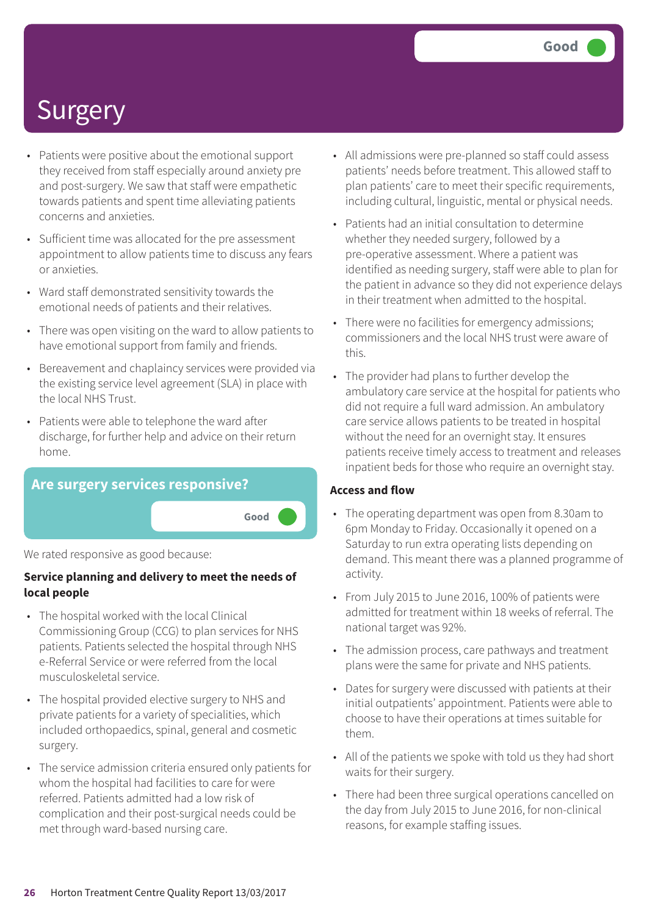# Surgery

Good

- Patients were positive about the emotional support they received from staff especially around anxiety pre and post-surgery. We saw that staff were empathetic towards patients and spent time alleviating patients concerns and anxieties.
- Sufficient time was allocated for the pre assessment appointment to allow patients time to discuss any fears or anxieties.
- Ward staff demonstrated sensitivity towards the emotional needs of patients and their relatives.
- There was open visiting on the ward to allow patients to have emotional support from family and friends.
- Bereavement and chaplaincy services were provided via the existing service level agreement (SLA) in place with the local NHS Trust.
- Patients were able to telephone the ward after discharge, for further help and advice on their return home.

## Are surgery services responsive?

Good

We rated responsive as good because:

**Service planning and delivery to meet the needs of local people**

- The hospital worked with the local Clinical Commissioning Group (CCG) to plan services for NHS patients. Patients selected the hospital through NHS e-Referral Service or were referred from the local musculoskeletal service.
- The hospital provided elective surgery to NHS and private patients for a variety of specialities, which included orthopaedics, spinal, general and cosmetic surgery.
- The service admission criteria ensured only patients for whom the hospital had facilities to care for were referred. Patients admitted had a low risk of complication and their post-surgical needs could be met through ward-based nursing care.
- All admissions were pre-planned so staff could assess patients' needs before treatment. This allowed staff to plan patients' care to meet their specific requirements, including cultural, linguistic, mental or physical needs.
- Patients had an initial consultation to determine whether they needed surgery, followed by a pre-operative assessment. Where a patient was identified as needing surgery, staff were able to plan for the patient in advance so they did not experience delays in their treatment when admitted to the hospital.
- There were no facilities for emergency admissions; commissioners and the local NHS trust were aware of this.
- The provider had plans to further develop the ambulatory care service at the hospital for patients who did not require a full ward admission. An ambulatory care service allows patients to be treated in hospital without the need for an overnight stay. It ensures patients receive timely access to treatment and releases inpatient beds for those who require an overnight stay.

**Access and flow**

- The operating department was open from 8.30am to 6pm Monday to Friday. Occasionally it opened on a Saturday to run extra operating lists depending on demand. This meant there was a planned programme of activity.
- From July 2015 to June 2016, 100% of patients were admitted for treatment within 18 weeks of referral. The national target was 92%.
- The admission process, care pathways and treatment plans were the same for private and NHS patients.
- Dates for surgery were discussed with patients at their initial outpatients' appointment. Patients were able to choose to have their operations at times suitable for them.
- All of the patients we spoke with told us they had short waits for their surgery.
- There had been three surgical operations cancelled on the day from July 2015 to June 2016, for non-clinical reasons, for example staffing issues.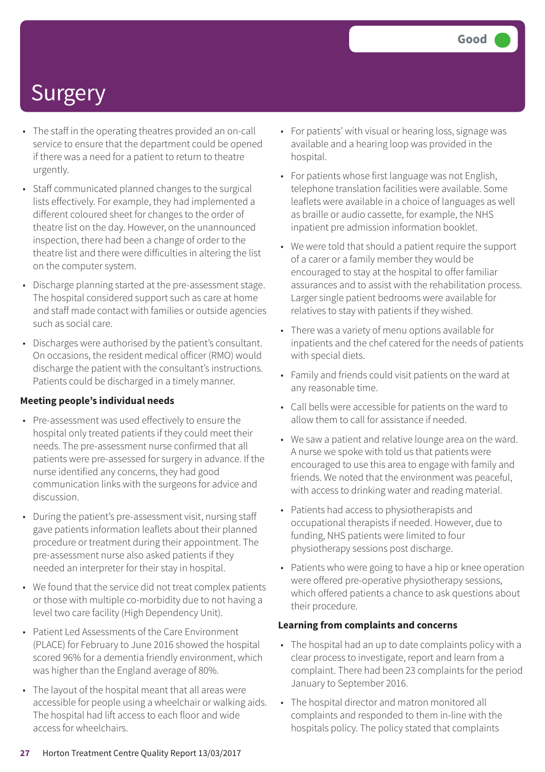# Surgery

Good

- The staff in the operating theatres provided an on-call service to ensure that the department could be opened if there was a need for a patient to return to theatre urgently.
- Staff communicated planned changes to the surgical lists effectively. For example, they had implemented a different coloured sheet for changes to the order of theatre list on the day. However, on the unannounced inspection, there had been a change of order to the theatre list and there were difficulties in altering the list on the computer system.
- Discharge planning started at the pre-assessment stage. The hospital considered support such as care at home and staff made contact with families or outside agencies such as social care.
- Discharges were authorised by the patient's consultant. On occasions, the resident medical officer (RMO) would discharge the patient with the consultant's instructions. Patients could be discharged in a timely manner.

**Meeting people's individual needs**

- Pre-assessment was used effectively to ensure the hospital only treated patients if they could meet their needs. The pre-assessment nurse confirmed that all patients were pre-assessed for surgery in advance. If the nurse identified any concerns, they had good communication links with the surgeons for advice and discussion.
- During the patient's pre-assessment visit, nursing staff gave patients information leaflets about their planned procedure or treatment during their appointment. The pre-assessment nurse also asked patients if they needed an interpreter for their stay in hospital.
- We found that the service did not treat complex patients or those with multiple co-morbidity due to not having a level two care facility (High Dependency Unit).
- Patient Led Assessments of the Care Environment (PLACE) for February to June 2016 showed the hospital scored 96% for a dementia friendly environment, which was higher than the England average of 80%.
- The layout of the hospital meant that all areas were accessible for people using a wheelchair or walking aids. The hospital had lift access to each floor and wide access for wheelchairs.
- For patients' with visual or hearing loss, signage was available and a hearing loop was provided in the hospital.
- For patients whose first language was not English, telephone translation facilities were available. Some leaflets were available in a choice of languages as well as braille or audio cassette, for example, the NHS inpatient pre admission information booklet.
- We were told that should a patient require the support of a carer or a family member they would be encouraged to stay at the hospital to offer familiar assurances and to assist with the rehabilitation process. Larger single patient bedrooms were available for relatives to stay with patients if they wished.
- There was a variety of menu options available for inpatients and the chef catered for the needs of patients with special diets.
- Family and friends could visit patients on the ward at any reasonable time.
- Call bells were accessible for patients on the ward to allow them to call for assistance if needed.
- We saw a patient and relative lounge area on the ward. A nurse we spoke with told us that patients were encouraged to use this area to engage with family and friends. We noted that the environment was peaceful, with access to drinking water and reading material.
- Patients had access to physiotherapists and occupational therapists if needed. However, due to funding, NHS patients were limited to four physiotherapy sessions post discharge.
- Patients who were going to have a hip or knee operation were offered pre-operative physiotherapy sessions, which offered patients a chance to ask questions about their procedure.

**Learning from complaints and concerns**

- The hospital had an up to date complaints policy with a clear process to investigate, report and learn from a complaint. There had been 23 complaints for the period January to September 2016.
- The hospital director and matron monitored all complaints and responded to them in-line with the hospitals policy. The policy stated that complaints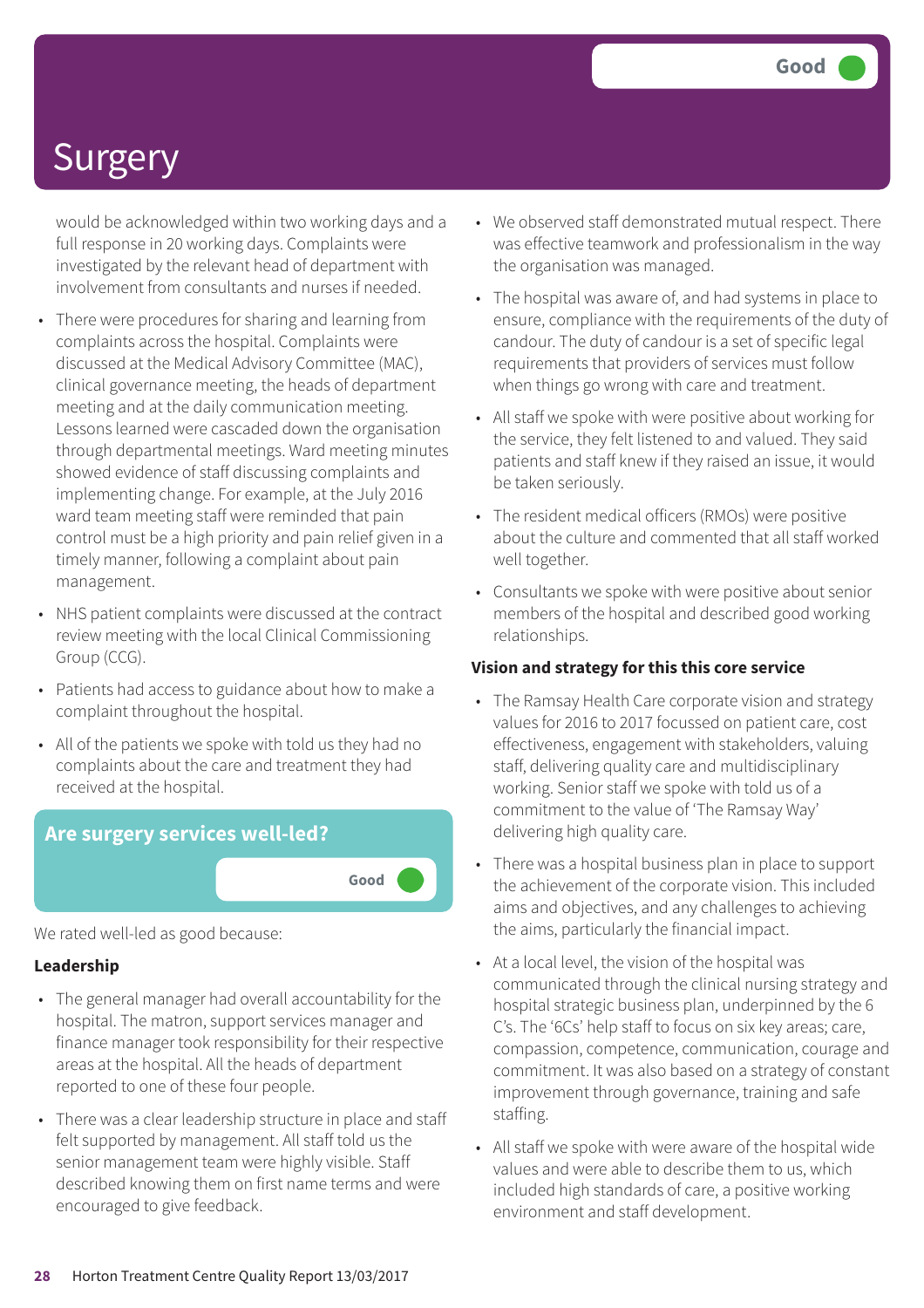# Surgery

Good

would be acknowledged within two working days and a full response in 20 working days. Complaints were investigated by the relevant head of department with involvement from consultants and nurses if needed.

- There were procedures for sharing and learning from complaints across the hospital. Complaints were discussed at the Medical Advisory Committee (MAC), clinical governance meeting, the heads of department meeting and at the daily communication meeting. Lessons learned were cascaded down the organisation through departmental meetings. Ward meeting minutes showed evidence of staff discussing complaints and implementing change. For example, at the July 2016 ward team meeting staff were reminded that pain control must be a high priority and pain relief given in a timely manner, following a complaint about pain management.
- NHS patient complaints were discussed at the contract review meeting with the local Clinical Commissioning Group (CCG).
- Patients had access to guidance about how to make a complaint throughout the hospital.
- All of the patients we spoke with told us they had no complaints about the care and treatment they had received at the hospital.

## Are surgery services well-led?

Good

We rated well-led as good because:

### Leadership

- The general manager had overall accountability for the hospital. The matron, support services manager and finance manager took responsibility for their respective areas at the hospital. All the heads of department reported to one of these four people.
- There was a clear leadership structure in place and staff felt supported by management. All staff told us the senior management team were highly visible. Staff described knowing them on first name terms and were encouraged to give feedback.
- We observed staff demonstrated mutual respect. There was effective teamwork and professionalism in the way the organisation was managed.
- The hospital was aware of, and had systems in place to ensure, compliance with the requirements of the duty of candour. The duty of candour is a set of specific legal requirements that providers of services must follow when things go wrong with care and treatment.
- All staff we spoke with were positive about working for the service, they felt listened to and valued. They said patients and staff knew if they raised an issue, it would be taken seriously.
- The resident medical officers (RMOs) were positive about the culture and commented that all staff worked well together.
- Consultants we spoke with were positive about senior members of the hospital and described good working relationships.

### Vision and strategy for this this core service

- The Ramsay Health Care corporate vision and strategy values for 2016 to 2017 focussed on patient care, cost effectiveness, engagement with stakeholders, valuing staff, delivering quality care and multidisciplinary working. Senior staff we spoke with told us of a commitment to the value of 'The Ramsay Way' delivering high quality care.
- There was a hospital business plan in place to support the achievement of the corporate vision. This included aims and objectives, and any challenges to achieving the aims, particularly the financial impact.
- At a local level, the vision of the hospital was communicated through the clinical nursing strategy and hospital strategic business plan, underpinned by the 6 C's. The '6Cs' help staff to focus on six key areas; care, compassion, competence, communication, courage and commitment. It was also based on a strategy of constant improvement through governance, training and safe staffing.
- All staff we spoke with were aware of the hospital wide values and were able to describe them to us, which included high standards of care, a positive working environment and staff development.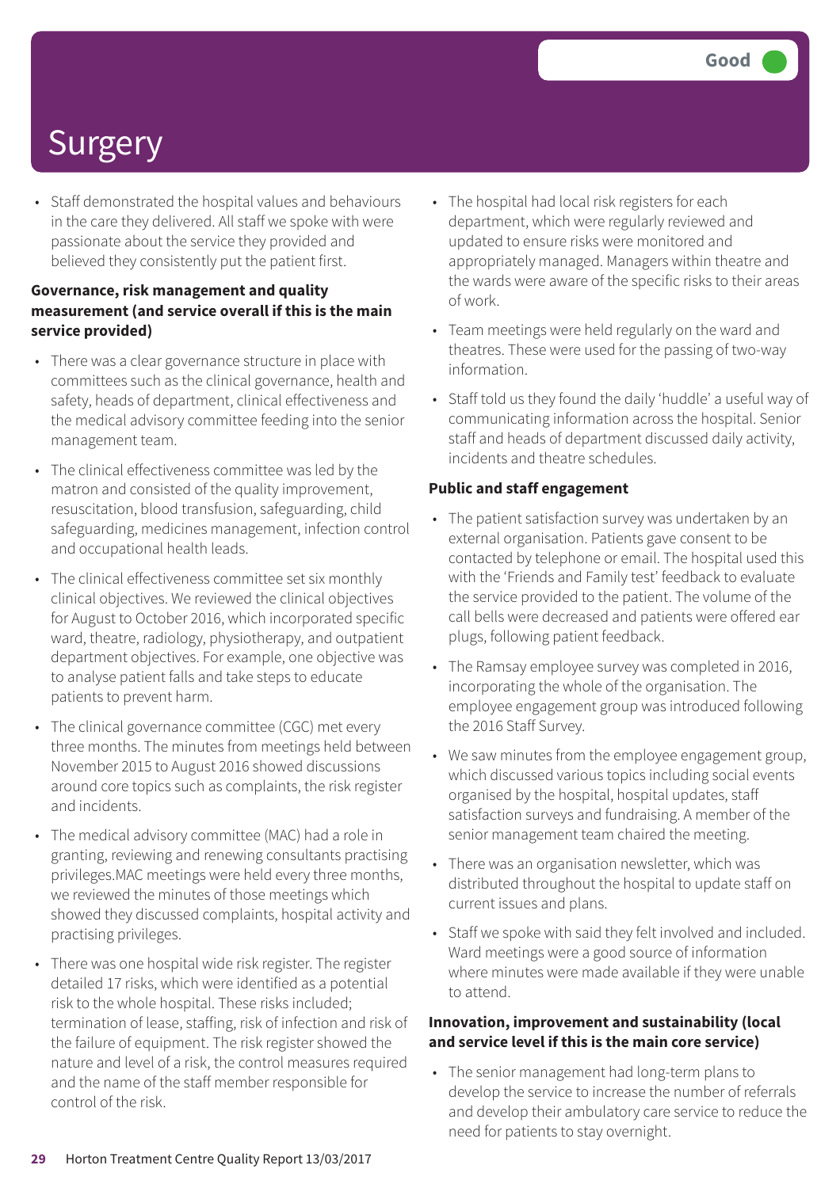# Surgery

Good

- Staff demonstrated the hospital values and behaviours in the care they delivered. All staff we spoke with were passionate about the service they provided and believed they consistently put the patient first.

**Governance, risk management and quality measurement (and service overall if this is the main service provided)**

- There was a clear governance structure in place with committees such as the clinical governance, health and safety, heads of department, clinical effectiveness and the medical advisory committee feeding into the senior management team.
- The clinical effectiveness committee was led by the matron and consisted of the quality improvement, resuscitation, blood transfusion, safeguarding, child safeguarding, medicines management, infection control and occupational health leads.
- The clinical effectiveness committee set six monthly clinical objectives. We reviewed the clinical objectives for August to October 2016, which incorporated specific ward, theatre, radiology, physiotherapy, and outpatient department objectives. For example, one objective was to analyse patient falls and take steps to educate patients to prevent harm.
- The clinical governance committee (CGC) met every three months. The minutes from meetings held between November 2015 to August 2016 showed discussions around core topics such as complaints, the risk register and incidents.
- The medical advisory committee (MAC) had a role in granting, reviewing and renewing consultants practising privileges.MAC meetings were held every three months, we reviewed the minutes of those meetings which showed they discussed complaints, hospital activity and practising privileges.
- There was one hospital wide risk register. The register detailed 17 risks, which were identified as a potential risk to the whole hospital. These risks included; termination of lease, staffing, risk of infection and risk of the failure of equipment. The risk register showed the nature and level of a risk, the control measures required and the name of the staff member responsible for control of the risk.
- The hospital had local risk registers for each department, which were regularly reviewed and updated to ensure risks were monitored and appropriately managed. Managers within theatre and the wards were aware of the specific risks to their areas of work.
- Team meetings were held regularly on the ward and theatres. These were used for the passing of two-way information.
- Staff told us they found the daily 'huddle' a useful way of communicating information across the hospital. Senior staff and heads of department discussed daily activity, incidents and theatre schedules.

**Public and staff engagement**

- The patient satisfaction survey was undertaken by an external organisation. Patients gave consent to be contacted by telephone or email. The hospital used this with the 'Friends and Family test' feedback to evaluate the service provided to the patient. The volume of the call bells were decreased and patients were offered ear plugs, following patient feedback.
- The Ramsay employee survey was completed in 2016, incorporating the whole of the organisation. The employee engagement group was introduced following the 2016 Staff Survey.
- We saw minutes from the employee engagement group, which discussed various topics including social events organised by the hospital, hospital updates, staff satisfaction surveys and fundraising. A member of the senior management team chaired the meeting.
- There was an organisation newsletter, which was distributed throughout the hospital to update staff on current issues and plans.
- Staff we spoke with said they felt involved and included. Ward meetings were a good source of information where minutes were made available if they were unable to attend.

**Innovation, improvement and sustainability (local and service level if this is the main core service)**

- The senior management had long-term plans to develop the service to increase the number of referrals and develop their ambulatory care service to reduce the need for patients to stay overnight.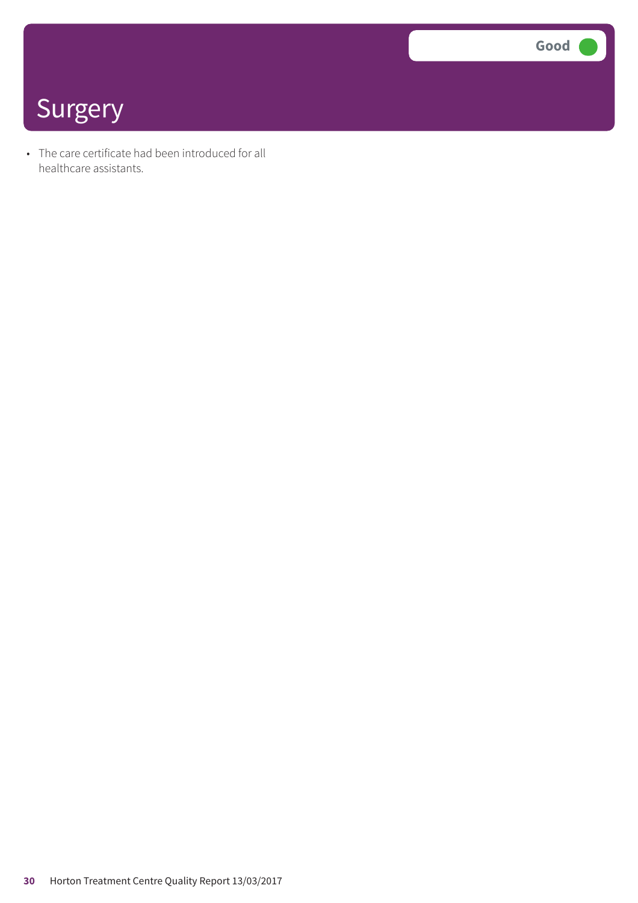# Surgery

Good

- The care certificate had been introduced for all healthcare assistants.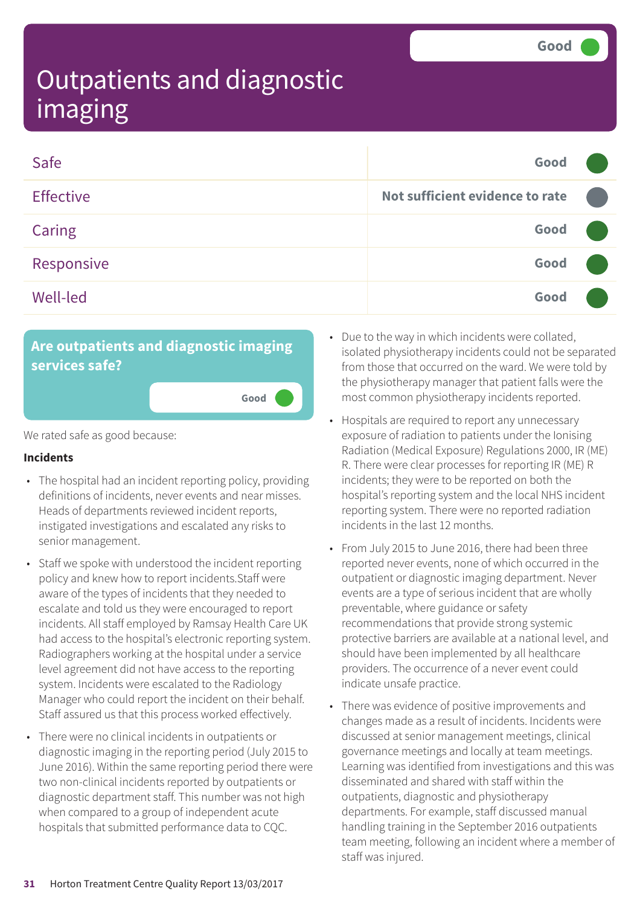# Outpatients and diagnostic imaging

Good

| | |
|---|---|
| Safe | Good |
| Effective | Not sufficient evidence to rate |
| Caring | Good |
| Responsive | Good |
| Well-led | Good |

## Are outpatients and diagnostic imaging services safe?

Good

We rated safe as good because:

**Incidents**

- The hospital had an incident reporting policy, providing definitions of incidents, never events and near misses. Heads of departments reviewed incident reports, instigated investigations and escalated any risks to senior management.
- Staff we spoke with understood the incident reporting policy and knew how to report incidents.Staff were aware of the types of incidents that they needed to escalate and told us they were encouraged to report incidents. All staff employed by Ramsay Health Care UK had access to the hospital's electronic reporting system. Radiographers working at the hospital under a service level agreement did not have access to the reporting system. Incidents were escalated to the Radiology Manager who could report the incident on their behalf. Staff assured us that this process worked effectively.
- There were no clinical incidents in outpatients or diagnostic imaging in the reporting period (July 2015 to June 2016). Within the same reporting period there were two non-clinical incidents reported by outpatients or diagnostic department staff. This number was not high when compared to a group of independent acute hospitals that submitted performance data to CQC.
- Due to the way in which incidents were collated, isolated physiotherapy incidents could not be separated from those that occurred on the ward. We were told by the physiotherapy manager that patient falls were the most common physiotherapy incidents reported.
- Hospitals are required to report any unnecessary exposure of radiation to patients under the Ionising Radiation (Medical Exposure) Regulations 2000, IR (ME) R. There were clear processes for reporting IR (ME) R incidents; they were to be reported on both the hospital's reporting system and the local NHS incident reporting system. There were no reported radiation incidents in the last 12 months.
- From July 2015 to June 2016, there had been three reported never events, none of which occurred in the outpatient or diagnostic imaging department. Never events are a type of serious incident that are wholly preventable, where guidance or safety recommendations that provide strong systemic protective barriers are available at a national level, and should have been implemented by all healthcare providers. The occurrence of a never event could indicate unsafe practice.
- There was evidence of positive improvements and changes made as a result of incidents. Incidents were discussed at senior management meetings, clinical governance meetings and locally at team meetings. Learning was identified from investigations and this was disseminated and shared with staff within the outpatients, diagnostic and physiotherapy departments. For example, staff discussed manual handling training in the September 2016 outpatients team meeting, following an incident where a member of staff was injured.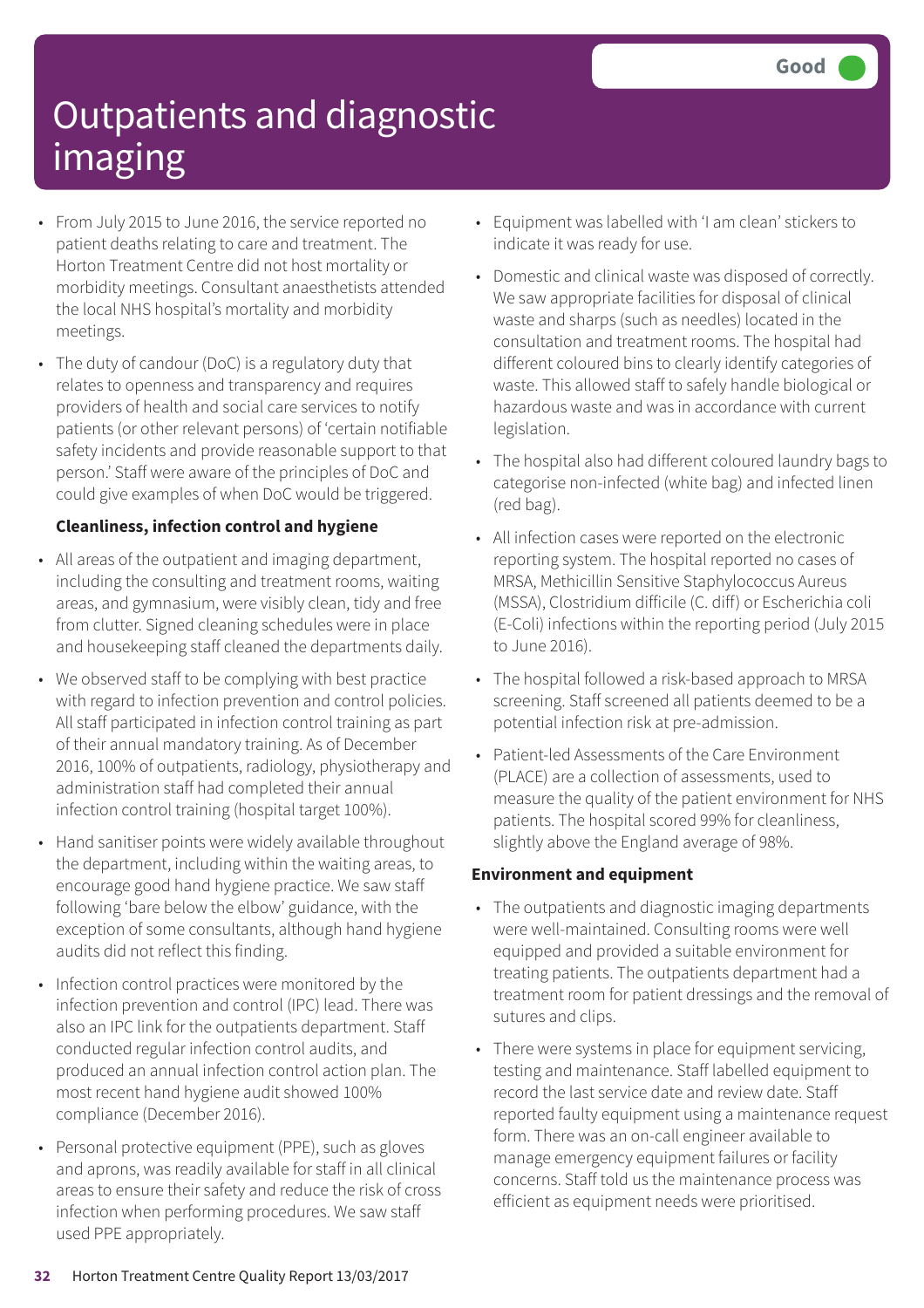# Outpatients and diagnostic imaging

Good

- From July 2015 to June 2016, the service reported no patient deaths relating to care and treatment. The Horton Treatment Centre did not host mortality or morbidity meetings. Consultant anaesthetists attended the local NHS hospital's mortality and morbidity meetings.
- The duty of candour (DoC) is a regulatory duty that relates to openness and transparency and requires providers of health and social care services to notify patients (or other relevant persons) of 'certain notifiable safety incidents and provide reasonable support to that person.' Staff were aware of the principles of DoC and could give examples of when DoC would be triggered.

**Cleanliness, infection control and hygiene**

- All areas of the outpatient and imaging department, including the consulting and treatment rooms, waiting areas, and gymnasium, were visibly clean, tidy and free from clutter. Signed cleaning schedules were in place and housekeeping staff cleaned the departments daily.
- We observed staff to be complying with best practice with regard to infection prevention and control policies. All staff participated in infection control training as part of their annual mandatory training. As of December 2016, 100% of outpatients, radiology, physiotherapy and administration staff had completed their annual infection control training (hospital target 100%).
- Hand sanitiser points were widely available throughout the department, including within the waiting areas, to encourage good hand hygiene practice. We saw staff following 'bare below the elbow' guidance, with the exception of some consultants, although hand hygiene audits did not reflect this finding.
- Infection control practices were monitored by the infection prevention and control (IPC) lead. There was also an IPC link for the outpatients department. Staff conducted regular infection control audits, and produced an annual infection control action plan. The most recent hand hygiene audit showed 100% compliance (December 2016).
- Personal protective equipment (PPE), such as gloves and aprons, was readily available for staff in all clinical areas to ensure their safety and reduce the risk of cross infection when performing procedures. We saw staff used PPE appropriately.
- Equipment was labelled with 'I am clean' stickers to indicate it was ready for use.
- Domestic and clinical waste was disposed of correctly. We saw appropriate facilities for disposal of clinical waste and sharps (such as needles) located in the consultation and treatment rooms. The hospital had different coloured bins to clearly identify categories of waste. This allowed staff to safely handle biological or hazardous waste and was in accordance with current legislation.
- The hospital also had different coloured laundry bags to categorise non-infected (white bag) and infected linen (red bag).
- All infection cases were reported on the electronic reporting system. The hospital reported no cases of MRSA, Methicillin Sensitive Staphylococcus Aureus (MSSA), Clostridium difficile (C. diff) or Escherichia coli (E-Coli) infections within the reporting period (July 2015 to June 2016).
- The hospital followed a risk-based approach to MRSA screening. Staff screened all patients deemed to be a potential infection risk at pre-admission.
- Patient-led Assessments of the Care Environment (PLACE) are a collection of assessments, used to measure the quality of the patient environment for NHS patients. The hospital scored 99% for cleanliness, slightly above the England average of 98%.

**Environment and equipment**

- The outpatients and diagnostic imaging departments were well-maintained. Consulting rooms were well equipped and provided a suitable environment for treating patients. The outpatients department had a treatment room for patient dressings and the removal of sutures and clips.
- There were systems in place for equipment servicing, testing and maintenance. Staff labelled equipment to record the last service date and review date. Staff reported faulty equipment using a maintenance request form. There was an on-call engineer available to manage emergency equipment failures or facility concerns. Staff told us the maintenance process was efficient as equipment needs were prioritised.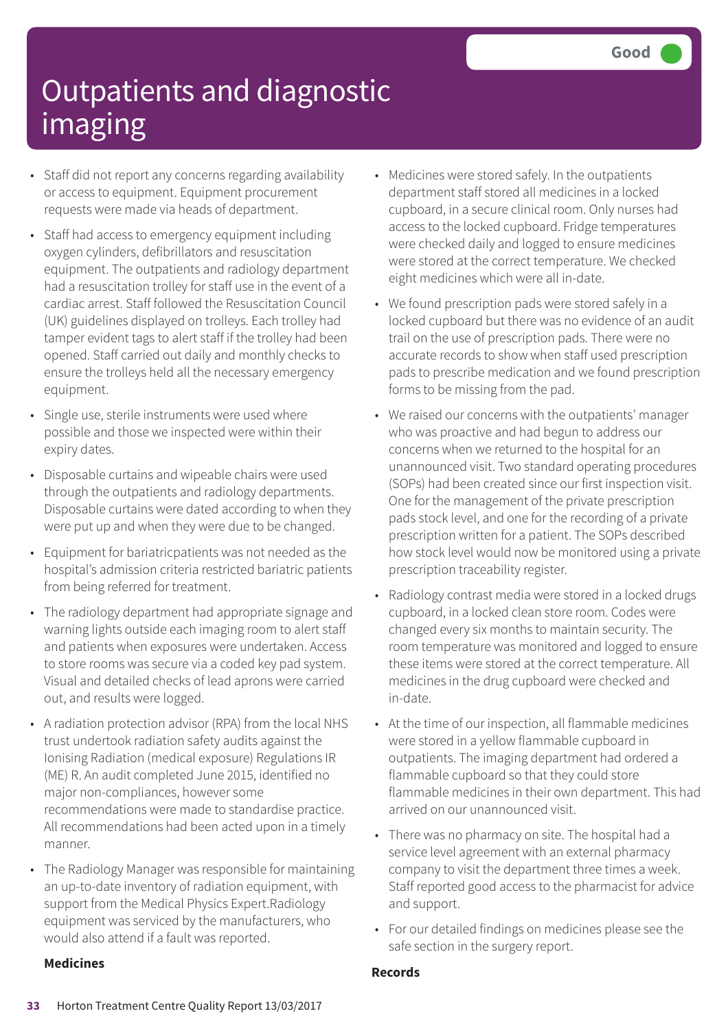# Outpatients and diagnostic imaging

Good

- Staff did not report any concerns regarding availability or access to equipment. Equipment procurement requests were made via heads of department.
- Staff had access to emergency equipment including oxygen cylinders, defibrillators and resuscitation equipment. The outpatients and radiology department had a resuscitation trolley for staff use in the event of a cardiac arrest. Staff followed the Resuscitation Council (UK) guidelines displayed on trolleys. Each trolley had tamper evident tags to alert staff if the trolley had been opened. Staff carried out daily and monthly checks to ensure the trolleys held all the necessary emergency equipment.
- Single use, sterile instruments were used where possible and those we inspected were within their expiry dates.
- Disposable curtains and wipeable chairs were used through the outpatients and radiology departments. Disposable curtains were dated according to when they were put up and when they were due to be changed.
- Equipment for bariatricpatients was not needed as the hospital's admission criteria restricted bariatric patients from being referred for treatment.
- The radiology department had appropriate signage and warning lights outside each imaging room to alert staff and patients when exposures were undertaken. Access to store rooms was secure via a coded key pad system. Visual and detailed checks of lead aprons were carried out, and results were logged.
- A radiation protection advisor (RPA) from the local NHS trust undertook radiation safety audits against the Ionising Radiation (medical exposure) Regulations IR (ME) R. An audit completed June 2015, identified no major non-compliances, however some recommendations were made to standardise practice. All recommendations had been acted upon in a timely manner.
- The Radiology Manager was responsible for maintaining an up-to-date inventory of radiation equipment, with support from the Medical Physics Expert.Radiology equipment was serviced by the manufacturers, who would also attend if a fault was reported.

**Medicines**

- Medicines were stored safely. In the outpatients department staff stored all medicines in a locked cupboard, in a secure clinical room. Only nurses had access to the locked cupboard. Fridge temperatures were checked daily and logged to ensure medicines were stored at the correct temperature. We checked eight medicines which were all in-date.
- We found prescription pads were stored safely in a locked cupboard but there was no evidence of an audit trail on the use of prescription pads. There were no accurate records to show when staff used prescription pads to prescribe medication and we found prescription forms to be missing from the pad.
- We raised our concerns with the outpatients' manager who was proactive and had begun to address our concerns when we returned to the hospital for an unannounced visit. Two standard operating procedures (SOPs) had been created since our first inspection visit. One for the management of the private prescription pads stock level, and one for the recording of a private prescription written for a patient. The SOPs described how stock level would now be monitored using a private prescription traceability register.
- Radiology contrast media were stored in a locked drugs cupboard, in a locked clean store room. Codes were changed every six months to maintain security. The room temperature was monitored and logged to ensure these items were stored at the correct temperature. All medicines in the drug cupboard were checked and in-date.
- At the time of our inspection, all flammable medicines were stored in a yellow flammable cupboard in outpatients. The imaging department had ordered a flammable cupboard so that they could store flammable medicines in their own department. This had arrived on our unannounced visit.
- There was no pharmacy on site. The hospital had a service level agreement with an external pharmacy company to visit the department three times a week. Staff reported good access to the pharmacist for advice and support.
- For our detailed findings on medicines please see the safe section in the surgery report.

**Records**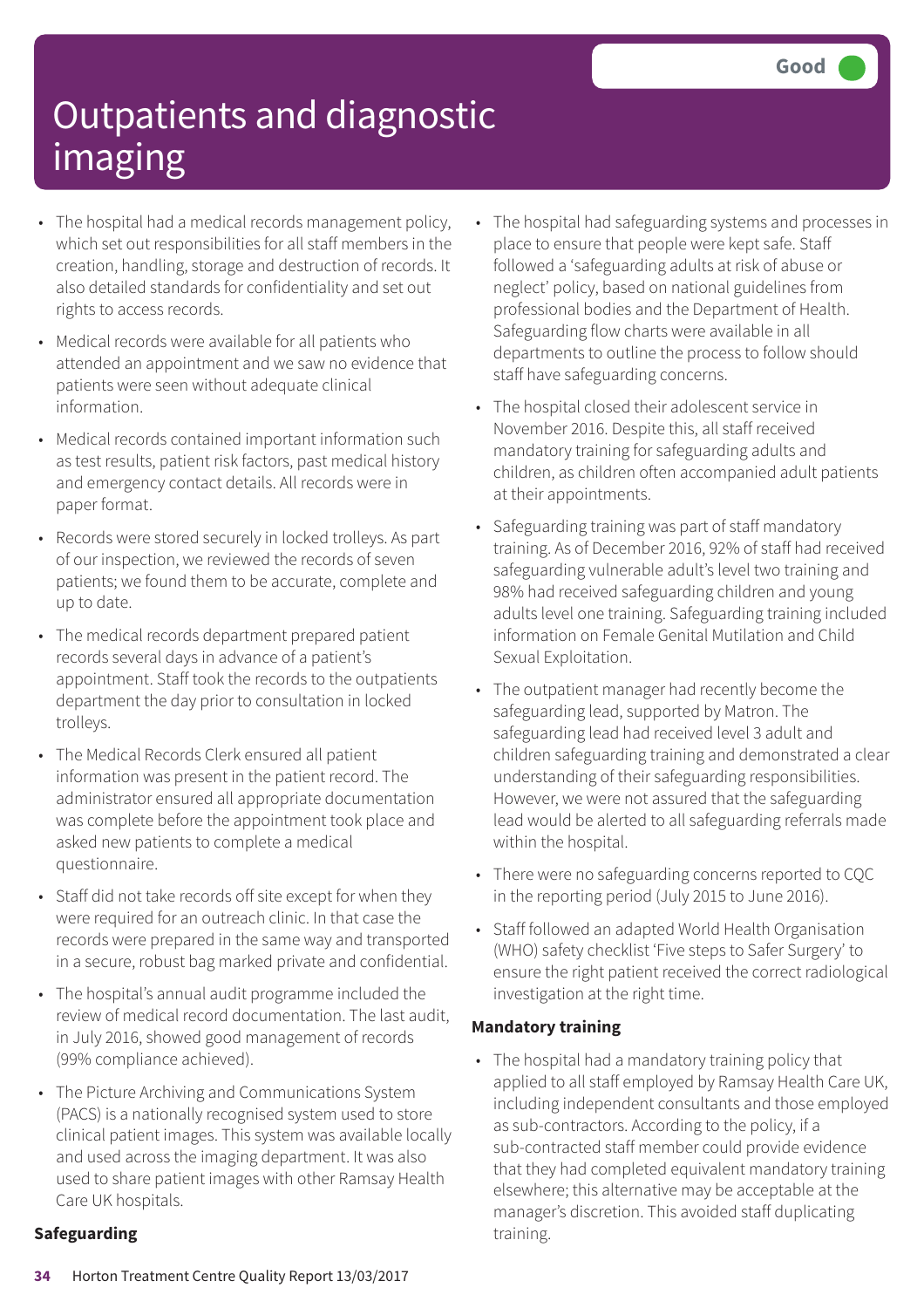# Outpatients and diagnostic imaging

Good

- The hospital had a medical records management policy, which set out responsibilities for all staff members in the creation, handling, storage and destruction of records. It also detailed standards for confidentiality and set out rights to access records.
- Medical records were available for all patients who attended an appointment and we saw no evidence that patients were seen without adequate clinical information.
- Medical records contained important information such as test results, patient risk factors, past medical history and emergency contact details. All records were in paper format.
- Records were stored securely in locked trolleys. As part of our inspection, we reviewed the records of seven patients; we found them to be accurate, complete and up to date.
- The medical records department prepared patient records several days in advance of a patient's appointment. Staff took the records to the outpatients department the day prior to consultation in locked trolleys.
- The Medical Records Clerk ensured all patient information was present in the patient record. The administrator ensured all appropriate documentation was complete before the appointment took place and asked new patients to complete a medical questionnaire.
- Staff did not take records off site except for when they were required for an outreach clinic. In that case the records were prepared in the same way and transported in a secure, robust bag marked private and confidential.
- The hospital's annual audit programme included the review of medical record documentation. The last audit, in July 2016, showed good management of records (99% compliance achieved).
- The Picture Archiving and Communications System (PACS) is a nationally recognised system used to store clinical patient images. This system was available locally and used across the imaging department. It was also used to share patient images with other Ramsay Health Care UK hospitals.

**Safeguarding**

- The hospital had safeguarding systems and processes in place to ensure that people were kept safe. Staff followed a 'safeguarding adults at risk of abuse or neglect' policy, based on national guidelines from professional bodies and the Department of Health. Safeguarding flow charts were available in all departments to outline the process to follow should staff have safeguarding concerns.
- The hospital closed their adolescent service in November 2016. Despite this, all staff received mandatory training for safeguarding adults and children, as children often accompanied adult patients at their appointments.
- Safeguarding training was part of staff mandatory training. As of December 2016, 92% of staff had received safeguarding vulnerable adult's level two training and 98% had received safeguarding children and young adults level one training. Safeguarding training included information on Female Genital Mutilation and Child Sexual Exploitation.
- The outpatient manager had recently become the safeguarding lead, supported by Matron. The safeguarding lead had received level 3 adult and children safeguarding training and demonstrated a clear understanding of their safeguarding responsibilities. However, we were not assured that the safeguarding lead would be alerted to all safeguarding referrals made within the hospital.
- There were no safeguarding concerns reported to CQC in the reporting period (July 2015 to June 2016).
- Staff followed an adapted World Health Organisation (WHO) safety checklist 'Five steps to Safer Surgery' to ensure the right patient received the correct radiological investigation at the right time.

**Mandatory training**

- The hospital had a mandatory training policy that applied to all staff employed by Ramsay Health Care UK, including independent consultants and those employed as sub-contractors. According to the policy, if a sub-contracted staff member could provide evidence that they had completed equivalent mandatory training elsewhere; this alternative may be acceptable at the manager's discretion. This avoided staff duplicating training.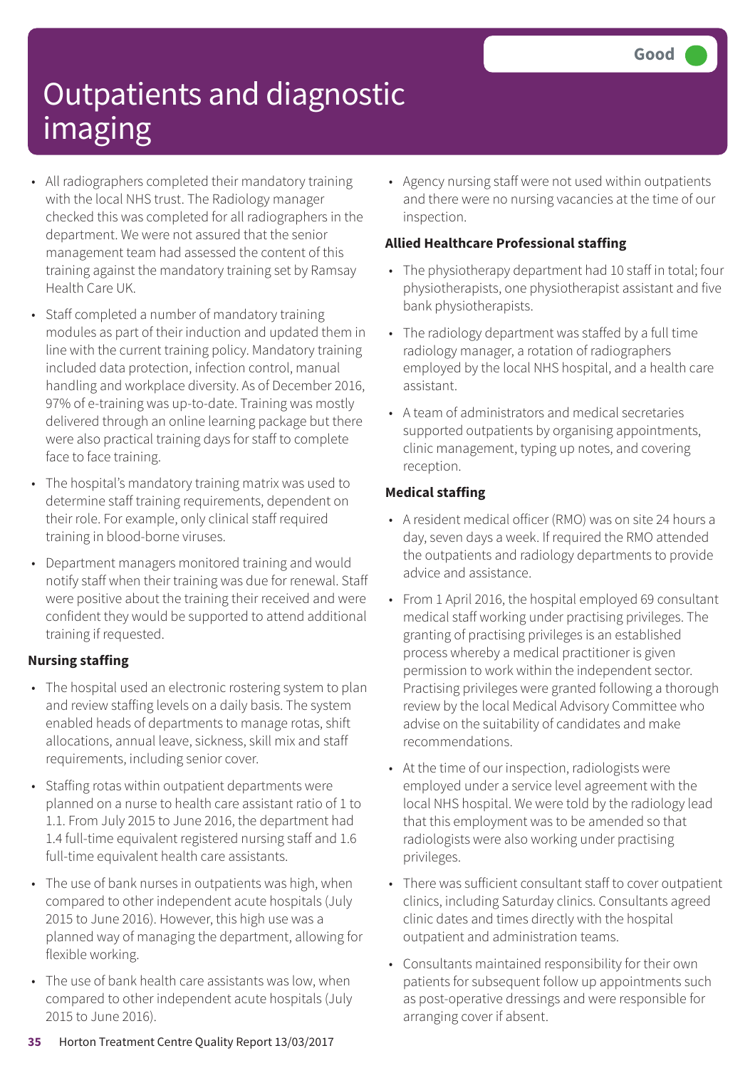# Outpatients and diagnostic imaging

**Good**

- All radiographers completed their mandatory training with the local NHS trust. The Radiology manager checked this was completed for all radiographers in the department. We were not assured that the senior management team had assessed the content of this training against the mandatory training set by Ramsay Health Care UK.
- Staff completed a number of mandatory training modules as part of their induction and updated them in line with the current training policy. Mandatory training included data protection, infection control, manual handling and workplace diversity. As of December 2016, 97% of e-training was up-to-date. Training was mostly delivered through an online learning package but there were also practical training days for staff to complete face to face training.
- The hospital's mandatory training matrix was used to determine staff training requirements, dependent on their role. For example, only clinical staff required training in blood-borne viruses.
- Department managers monitored training and would notify staff when their training was due for renewal. Staff were positive about the training their received and were confident they would be supported to attend additional training if requested.

**Nursing staffing**

- The hospital used an electronic rostering system to plan and review staffing levels on a daily basis. The system enabled heads of departments to manage rotas, shift allocations, annual leave, sickness, skill mix and staff requirements, including senior cover.
- Staffing rotas within outpatient departments were planned on a nurse to health care assistant ratio of 1 to 1.1. From July 2015 to June 2016, the department had 1.4 full-time equivalent registered nursing staff and 1.6 full-time equivalent health care assistants.
- The use of bank nurses in outpatients was high, when compared to other independent acute hospitals (July 2015 to June 2016). However, this high use was a planned way of managing the department, allowing for flexible working.
- The use of bank health care assistants was low, when compared to other independent acute hospitals (July 2015 to June 2016).
- Agency nursing staff were not used within outpatients and there were no nursing vacancies at the time of our inspection.

**Allied Healthcare Professional staffing**

- The physiotherapy department had 10 staff in total; four physiotherapists, one physiotherapist assistant and five bank physiotherapists.
- The radiology department was staffed by a full time radiology manager, a rotation of radiographers employed by the local NHS hospital, and a health care assistant.
- A team of administrators and medical secretaries supported outpatients by organising appointments, clinic management, typing up notes, and covering reception.

**Medical staffing**

- A resident medical officer (RMO) was on site 24 hours a day, seven days a week. If required the RMO attended the outpatients and radiology departments to provide advice and assistance.
- From 1 April 2016, the hospital employed 69 consultant medical staff working under practising privileges. The granting of practising privileges is an established process whereby a medical practitioner is given permission to work within the independent sector. Practising privileges were granted following a thorough review by the local Medical Advisory Committee who advise on the suitability of candidates and make recommendations.
- At the time of our inspection, radiologists were employed under a service level agreement with the local NHS hospital. We were told by the radiology lead that this employment was to be amended so that radiologists were also working under practising privileges.
- There was sufficient consultant staff to cover outpatient clinics, including Saturday clinics. Consultants agreed clinic dates and times directly with the hospital outpatient and administration teams.
- Consultants maintained responsibility for their own patients for subsequent follow up appointments such as post-operative dressings and were responsible for arranging cover if absent.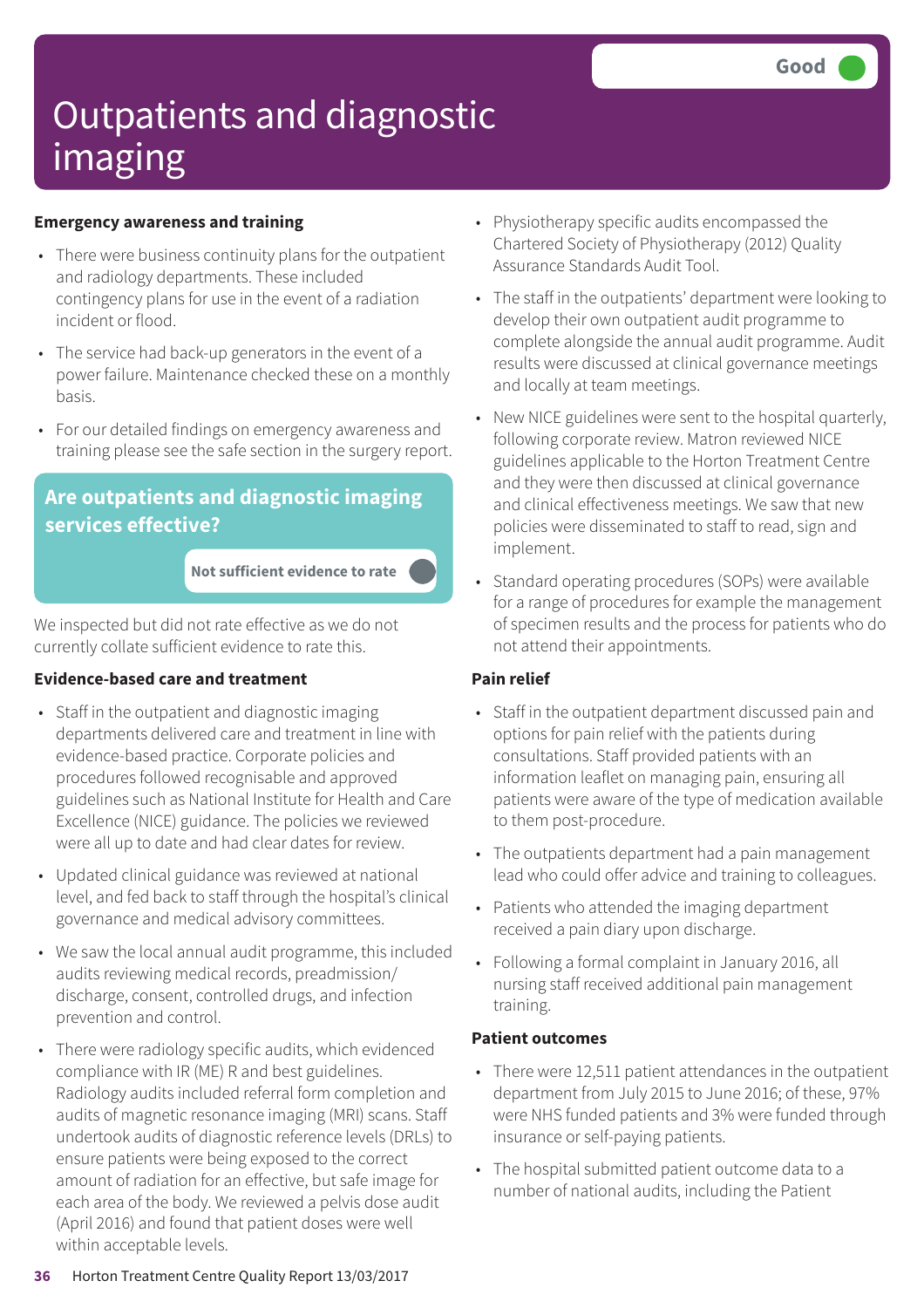# Outpatients and diagnostic imaging

Good

### Emergency awareness and training

- There were business continuity plans for the outpatient and radiology departments. These included contingency plans for use in the event of a radiation incident or flood.
- The service had back-up generators in the event of a power failure. Maintenance checked these on a monthly basis.
- For our detailed findings on emergency awareness and training please see the safe section in the surgery report.

## Are outpatients and diagnostic imaging services effective?

Not sufficient evidence to rate

We inspected but did not rate effective as we do not currently collate sufficient evidence to rate this.

### Evidence-based care and treatment

- Staff in the outpatient and diagnostic imaging departments delivered care and treatment in line with evidence-based practice. Corporate policies and procedures followed recognisable and approved guidelines such as National Institute for Health and Care Excellence (NICE) guidance. The policies we reviewed were all up to date and had clear dates for review.
- Updated clinical guidance was reviewed at national level, and fed back to staff through the hospital's clinical governance and medical advisory committees.
- We saw the local annual audit programme, this included audits reviewing medical records, preadmission/ discharge, consent, controlled drugs, and infection prevention and control.
- There were radiology specific audits, which evidenced compliance with IR (ME) R and best guidelines. Radiology audits included referral form completion and audits of magnetic resonance imaging (MRI) scans. Staff undertook audits of diagnostic reference levels (DRLs) to ensure patients were being exposed to the correct amount of radiation for an effective, but safe image for each area of the body. We reviewed a pelvis dose audit (April 2016) and found that patient doses were well within acceptable levels.
- Physiotherapy specific audits encompassed the Chartered Society of Physiotherapy (2012) Quality Assurance Standards Audit Tool.
- The staff in the outpatients' department were looking to develop their own outpatient audit programme to complete alongside the annual audit programme. Audit results were discussed at clinical governance meetings and locally at team meetings.
- New NICE guidelines were sent to the hospital quarterly, following corporate review. Matron reviewed NICE guidelines applicable to the Horton Treatment Centre and they were then discussed at clinical governance and clinical effectiveness meetings. We saw that new policies were disseminated to staff to read, sign and implement.
- Standard operating procedures (SOPs) were available for a range of procedures for example the management of specimen results and the process for patients who do not attend their appointments.

### Pain relief

- Staff in the outpatient department discussed pain and options for pain relief with the patients during consultations. Staff provided patients with an information leaflet on managing pain, ensuring all patients were aware of the type of medication available to them post-procedure.
- The outpatients department had a pain management lead who could offer advice and training to colleagues.
- Patients who attended the imaging department received a pain diary upon discharge.
- Following a formal complaint in January 2016, all nursing staff received additional pain management training.

### Patient outcomes

- There were 12,511 patient attendances in the outpatient department from July 2015 to June 2016; of these, 97% were NHS funded patients and 3% were funded through insurance or self-paying patients.
- The hospital submitted patient outcome data to a number of national audits, including the Patient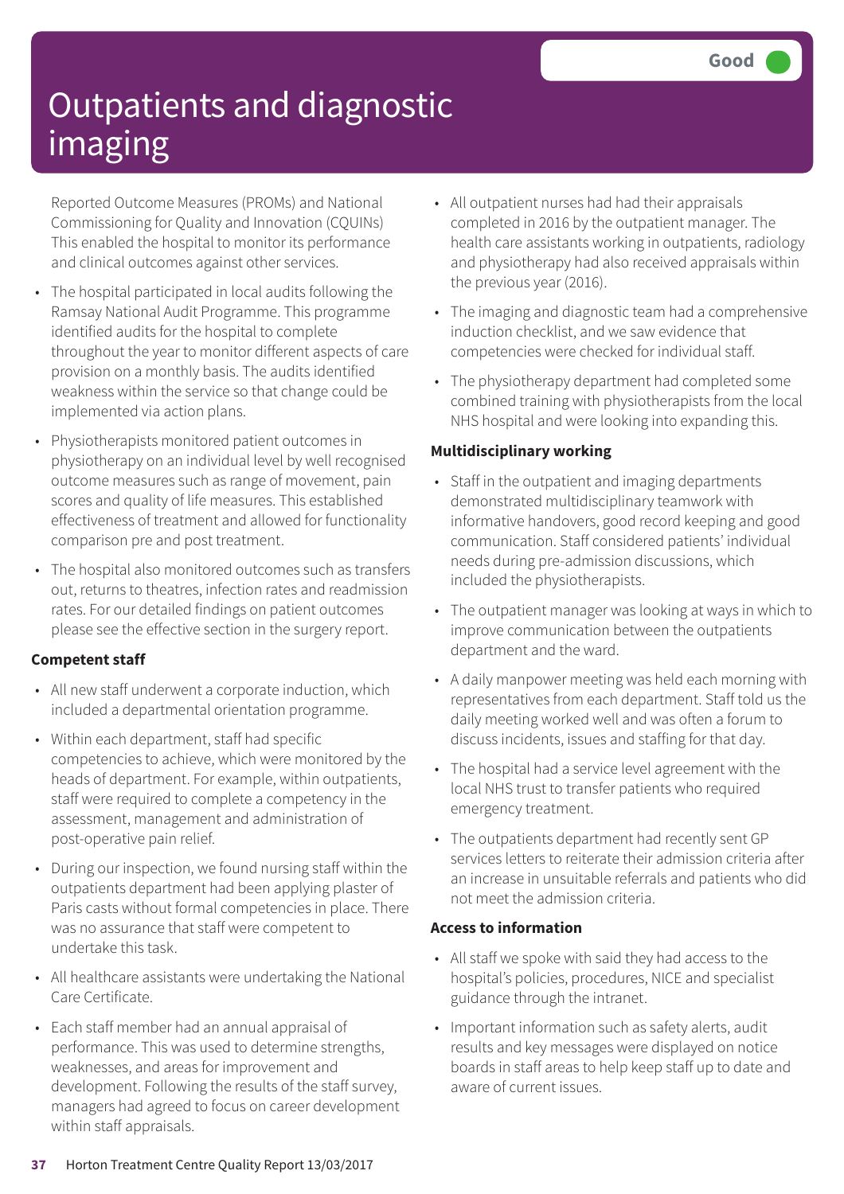# Outpatients and diagnostic imaging

Good

Reported Outcome Measures (PROMs) and National Commissioning for Quality and Innovation (CQUINs) This enabled the hospital to monitor its performance and clinical outcomes against other services.

- The hospital participated in local audits following the Ramsay National Audit Programme. This programme identified audits for the hospital to complete throughout the year to monitor different aspects of care provision on a monthly basis. The audits identified weakness within the service so that change could be implemented via action plans.
- Physiotherapists monitored patient outcomes in physiotherapy on an individual level by well recognised outcome measures such as range of movement, pain scores and quality of life measures. This established effectiveness of treatment and allowed for functionality comparison pre and post treatment.
- The hospital also monitored outcomes such as transfers out, returns to theatres, infection rates and readmission rates. For our detailed findings on patient outcomes please see the effective section in the surgery report.

**Competent staff**

- All new staff underwent a corporate induction, which included a departmental orientation programme.
- Within each department, staff had specific competencies to achieve, which were monitored by the heads of department. For example, within outpatients, staff were required to complete a competency in the assessment, management and administration of post-operative pain relief.
- During our inspection, we found nursing staff within the outpatients department had been applying plaster of Paris casts without formal competencies in place. There was no assurance that staff were competent to undertake this task.
- All healthcare assistants were undertaking the National Care Certificate.
- Each staff member had an annual appraisal of performance. This was used to determine strengths, weaknesses, and areas for improvement and development. Following the results of the staff survey, managers had agreed to focus on career development within staff appraisals.
- All outpatient nurses had had their appraisals completed in 2016 by the outpatient manager. The health care assistants working in outpatients, radiology and physiotherapy had also received appraisals within the previous year (2016).
- The imaging and diagnostic team had a comprehensive induction checklist, and we saw evidence that competencies were checked for individual staff.
- The physiotherapy department had completed some combined training with physiotherapists from the local NHS hospital and were looking into expanding this.

**Multidisciplinary working**

- Staff in the outpatient and imaging departments demonstrated multidisciplinary teamwork with informative handovers, good record keeping and good communication. Staff considered patients' individual needs during pre-admission discussions, which included the physiotherapists.
- The outpatient manager was looking at ways in which to improve communication between the outpatients department and the ward.
- A daily manpower meeting was held each morning with representatives from each department. Staff told us the daily meeting worked well and was often a forum to discuss incidents, issues and staffing for that day.
- The hospital had a service level agreement with the local NHS trust to transfer patients who required emergency treatment.
- The outpatients department had recently sent GP services letters to reiterate their admission criteria after an increase in unsuitable referrals and patients who did not meet the admission criteria.

**Access to information**

- All staff we spoke with said they had access to the hospital's policies, procedures, NICE and specialist guidance through the intranet.
- Important information such as safety alerts, audit results and key messages were displayed on notice boards in staff areas to help keep staff up to date and aware of current issues.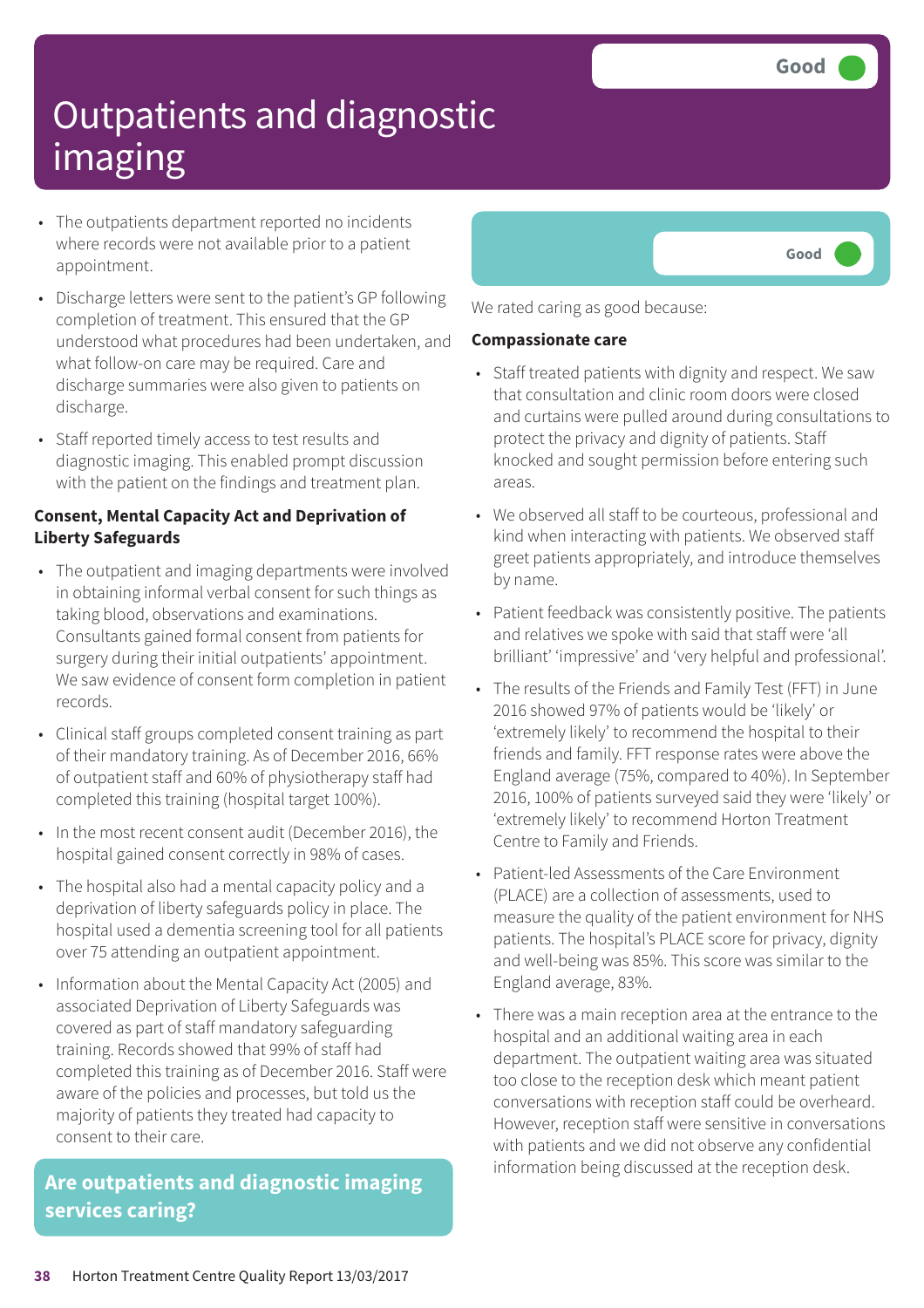# Outpatients and diagnostic imaging

Good

- The outpatients department reported no incidents where records were not available prior to a patient appointment.
- Discharge letters were sent to the patient's GP following completion of treatment. This ensured that the GP understood what procedures had been undertaken, and what follow-on care may be required. Care and discharge summaries were also given to patients on discharge.
- Staff reported timely access to test results and diagnostic imaging. This enabled prompt discussion with the patient on the findings and treatment plan.

**Consent, Mental Capacity Act and Deprivation of Liberty Safeguards**

- The outpatient and imaging departments were involved in obtaining informal verbal consent for such things as taking blood, observations and examinations. Consultants gained formal consent from patients for surgery during their initial outpatients' appointment. We saw evidence of consent form completion in patient records.
- Clinical staff groups completed consent training as part of their mandatory training. As of December 2016, 66% of outpatient staff and 60% of physiotherapy staff had completed this training (hospital target 100%).
- In the most recent consent audit (December 2016), the hospital gained consent correctly in 98% of cases.
- The hospital also had a mental capacity policy and a deprivation of liberty safeguards policy in place. The hospital used a dementia screening tool for all patients over 75 attending an outpatient appointment.
- Information about the Mental Capacity Act (2005) and associated Deprivation of Liberty Safeguards was covered as part of staff mandatory safeguarding training. Records showed that 99% of staff had completed this training as of December 2016. Staff were aware of the policies and processes, but told us the majority of patients they treated had capacity to consent to their care.

## Are outpatients and diagnostic imaging services caring?

Good

We rated caring as good because:

**Compassionate care**

- Staff treated patients with dignity and respect. We saw that consultation and clinic room doors were closed and curtains were pulled around during consultations to protect the privacy and dignity of patients. Staff knocked and sought permission before entering such areas.
- We observed all staff to be courteous, professional and kind when interacting with patients. We observed staff greet patients appropriately, and introduce themselves by name.
- Patient feedback was consistently positive. The patients and relatives we spoke with said that staff were 'all brilliant' 'impressive' and 'very helpful and professional'.
- The results of the Friends and Family Test (FFT) in June 2016 showed 97% of patients would be 'likely' or 'extremely likely' to recommend the hospital to their friends and family. FFT response rates were above the England average (75%, compared to 40%). In September 2016, 100% of patients surveyed said they were 'likely' or 'extremely likely' to recommend Horton Treatment Centre to Family and Friends.
- Patient-led Assessments of the Care Environment (PLACE) are a collection of assessments, used to measure the quality of the patient environment for NHS patients. The hospital's PLACE score for privacy, dignity and well-being was 85%. This score was similar to the England average, 83%.
- There was a main reception area at the entrance to the hospital and an additional waiting area in each department. The outpatient waiting area was situated too close to the reception desk which meant patient conversations with reception staff could be overheard. However, reception staff were sensitive in conversations with patients and we did not observe any confidential information being discussed at the reception desk.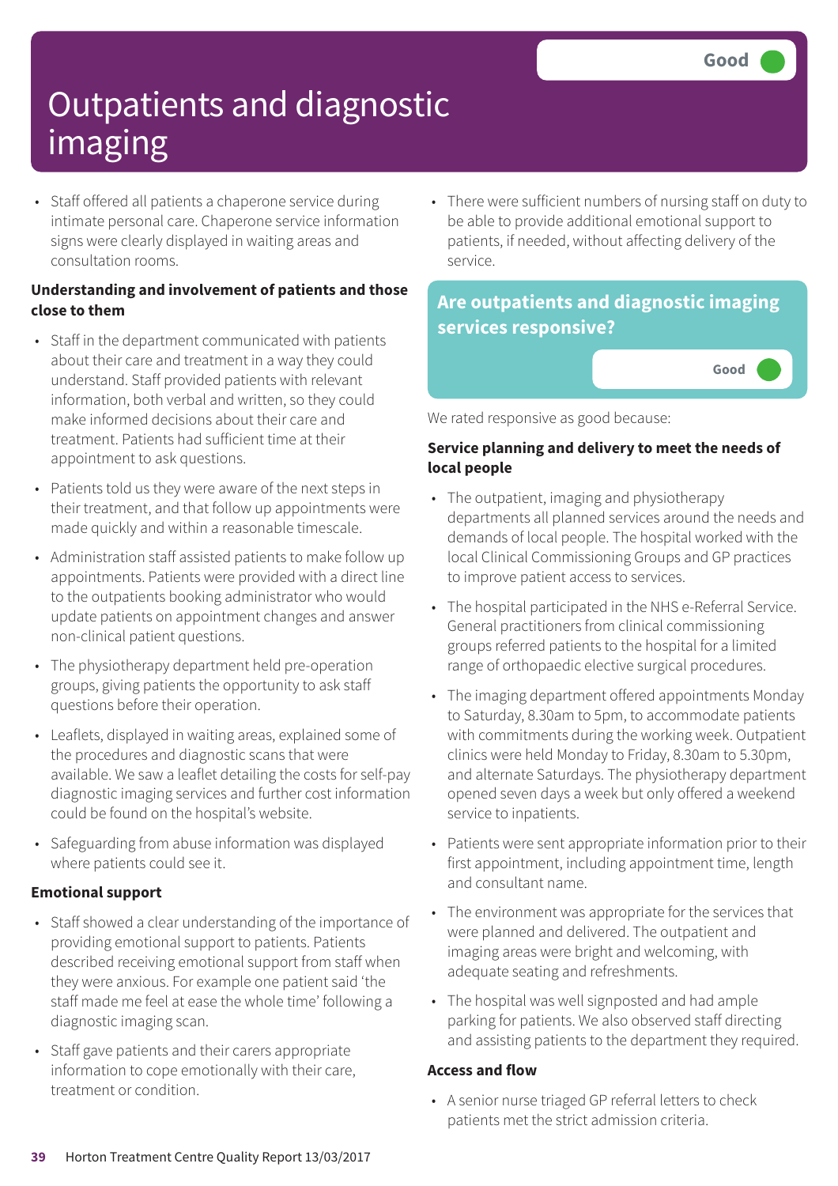# Outpatients and diagnostic imaging

Good

- Staff offered all patients a chaperone service during intimate personal care. Chaperone service information signs were clearly displayed in waiting areas and consultation rooms.

**Understanding and involvement of patients and those close to them**

- Staff in the department communicated with patients about their care and treatment in a way they could understand. Staff provided patients with relevant information, both verbal and written, so they could make informed decisions about their care and treatment. Patients had sufficient time at their appointment to ask questions.
- Patients told us they were aware of the next steps in their treatment, and that follow up appointments were made quickly and within a reasonable timescale.
- Administration staff assisted patients to make follow up appointments. Patients were provided with a direct line to the outpatients booking administrator who would update patients on appointment changes and answer non-clinical patient questions.
- The physiotherapy department held pre-operation groups, giving patients the opportunity to ask staff questions before their operation.
- Leaflets, displayed in waiting areas, explained some of the procedures and diagnostic scans that were available. We saw a leaflet detailing the costs for self-pay diagnostic imaging services and further cost information could be found on the hospital's website.
- Safeguarding from abuse information was displayed where patients could see it.

**Emotional support**

- Staff showed a clear understanding of the importance of providing emotional support to patients. Patients described receiving emotional support from staff when they were anxious. For example one patient said 'the staff made me feel at ease the whole time' following a diagnostic imaging scan.
- Staff gave patients and their carers appropriate information to cope emotionally with their care, treatment or condition.
- There were sufficient numbers of nursing staff on duty to be able to provide additional emotional support to patients, if needed, without affecting delivery of the service.

## Are outpatients and diagnostic imaging services responsive?

Good

We rated responsive as good because:

**Service planning and delivery to meet the needs of local people**

- The outpatient, imaging and physiotherapy departments all planned services around the needs and demands of local people. The hospital worked with the local Clinical Commissioning Groups and GP practices to improve patient access to services.
- The hospital participated in the NHS e-Referral Service. General practitioners from clinical commissioning groups referred patients to the hospital for a limited range of orthopaedic elective surgical procedures.
- The imaging department offered appointments Monday to Saturday, 8.30am to 5pm, to accommodate patients with commitments during the working week. Outpatient clinics were held Monday to Friday, 8.30am to 5.30pm, and alternate Saturdays. The physiotherapy department opened seven days a week but only offered a weekend service to inpatients.
- Patients were sent appropriate information prior to their first appointment, including appointment time, length and consultant name.
- The environment was appropriate for the services that were planned and delivered. The outpatient and imaging areas were bright and welcoming, with adequate seating and refreshments.
- The hospital was well signposted and had ample parking for patients. We also observed staff directing and assisting patients to the department they required.

**Access and flow**

- A senior nurse triaged GP referral letters to check patients met the strict admission criteria.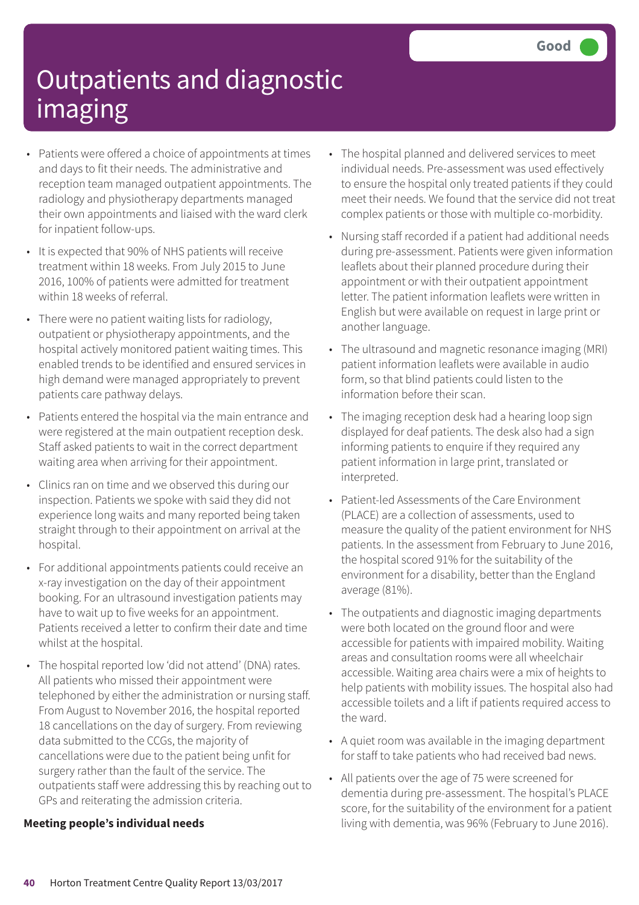# Outpatients and diagnostic imaging

Good

- Patients were offered a choice of appointments at times and days to fit their needs. The administrative and reception team managed outpatient appointments. The radiology and physiotherapy departments managed their own appointments and liaised with the ward clerk for inpatient follow-ups.
- It is expected that 90% of NHS patients will receive treatment within 18 weeks. From July 2015 to June 2016, 100% of patients were admitted for treatment within 18 weeks of referral.
- There were no patient waiting lists for radiology, outpatient or physiotherapy appointments, and the hospital actively monitored patient waiting times. This enabled trends to be identified and ensured services in high demand were managed appropriately to prevent patients care pathway delays.
- Patients entered the hospital via the main entrance and were registered at the main outpatient reception desk. Staff asked patients to wait in the correct department waiting area when arriving for their appointment.
- Clinics ran on time and we observed this during our inspection. Patients we spoke with said they did not experience long waits and many reported being taken straight through to their appointment on arrival at the hospital.
- For additional appointments patients could receive an x-ray investigation on the day of their appointment booking. For an ultrasound investigation patients may have to wait up to five weeks for an appointment. Patients received a letter to confirm their date and time whilst at the hospital.
- The hospital reported low 'did not attend' (DNA) rates. All patients who missed their appointment were telephoned by either the administration or nursing staff. From August to November 2016, the hospital reported 18 cancellations on the day of surgery. From reviewing data submitted to the CCGs, the majority of cancellations were due to the patient being unfit for surgery rather than the fault of the service. The outpatients staff were addressing this by reaching out to GPs and reiterating the admission criteria.

**Meeting people's individual needs**

- The hospital planned and delivered services to meet individual needs. Pre-assessment was used effectively to ensure the hospital only treated patients if they could meet their needs. We found that the service did not treat complex patients or those with multiple co-morbidity.
- Nursing staff recorded if a patient had additional needs during pre-assessment. Patients were given information leaflets about their planned procedure during their appointment or with their outpatient appointment letter. The patient information leaflets were written in English but were available on request in large print or another language.
- The ultrasound and magnetic resonance imaging (MRI) patient information leaflets were available in audio form, so that blind patients could listen to the information before their scan.
- The imaging reception desk had a hearing loop sign displayed for deaf patients. The desk also had a sign informing patients to enquire if they required any patient information in large print, translated or interpreted.
- Patient-led Assessments of the Care Environment (PLACE) are a collection of assessments, used to measure the quality of the patient environment for NHS patients. In the assessment from February to June 2016, the hospital scored 91% for the suitability of the environment for a disability, better than the England average (81%).
- The outpatients and diagnostic imaging departments were both located on the ground floor and were accessible for patients with impaired mobility. Waiting areas and consultation rooms were all wheelchair accessible. Waiting area chairs were a mix of heights to help patients with mobility issues. The hospital also had accessible toilets and a lift if patients required access to the ward.
- A quiet room was available in the imaging department for staff to take patients who had received bad news.
- All patients over the age of 75 were screened for dementia during pre-assessment. The hospital's PLACE score, for the suitability of the environment for a patient living with dementia, was 96% (February to June 2016).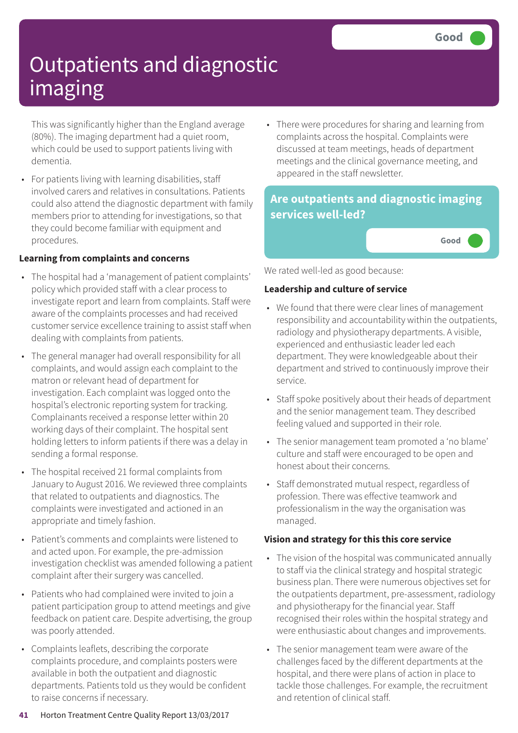# Outpatients and diagnostic imaging

Good

This was significantly higher than the England average (80%). The imaging department had a quiet room, which could be used to support patients living with dementia.

- For patients living with learning disabilities, staff involved carers and relatives in consultations. Patients could also attend the diagnostic department with family members prior to attending for investigations, so that they could become familiar with equipment and procedures.

**Learning from complaints and concerns**

- The hospital had a 'management of patient complaints' policy which provided staff with a clear process to investigate report and learn from complaints. Staff were aware of the complaints processes and had received customer service excellence training to assist staff when dealing with complaints from patients.
- The general manager had overall responsibility for all complaints, and would assign each complaint to the matron or relevant head of department for investigation. Each complaint was logged onto the hospital's electronic reporting system for tracking. Complainants received a response letter within 20 working days of their complaint. The hospital sent holding letters to inform patients if there was a delay in sending a formal response.
- The hospital received 21 formal complaints from January to August 2016. We reviewed three complaints that related to outpatients and diagnostics. The complaints were investigated and actioned in an appropriate and timely fashion.
- Patient's comments and complaints were listened to and acted upon. For example, the pre-admission investigation checklist was amended following a patient complaint after their surgery was cancelled.
- Patients who had complained were invited to join a patient participation group to attend meetings and give feedback on patient care. Despite advertising, the group was poorly attended.
- Complaints leaflets, describing the corporate complaints procedure, and complaints posters were available in both the outpatient and diagnostic departments. Patients told us they would be confident to raise concerns if necessary.
- There were procedures for sharing and learning from complaints across the hospital. Complaints were discussed at team meetings, heads of department meetings and the clinical governance meeting, and appeared in the staff newsletter.

## Are outpatients and diagnostic imaging services well-led?

Good

We rated well-led as good because:

**Leadership and culture of service**

- We found that there were clear lines of management responsibility and accountability within the outpatients, radiology and physiotherapy departments. A visible, experienced and enthusiastic leader led each department. They were knowledgeable about their department and strived to continuously improve their service.
- Staff spoke positively about their heads of department and the senior management team. They described feeling valued and supported in their role.
- The senior management team promoted a 'no blame' culture and staff were encouraged to be open and honest about their concerns.
- Staff demonstrated mutual respect, regardless of profession. There was effective teamwork and professionalism in the way the organisation was managed.

**Vision and strategy for this this core service**

- The vision of the hospital was communicated annually to staff via the clinical strategy and hospital strategic business plan. There were numerous objectives set for the outpatients department, pre-assessment, radiology and physiotherapy for the financial year. Staff recognised their roles within the hospital strategy and were enthusiastic about changes and improvements.
- The senior management team were aware of the challenges faced by the different departments at the hospital, and there were plans of action in place to tackle those challenges. For example, the recruitment and retention of clinical staff.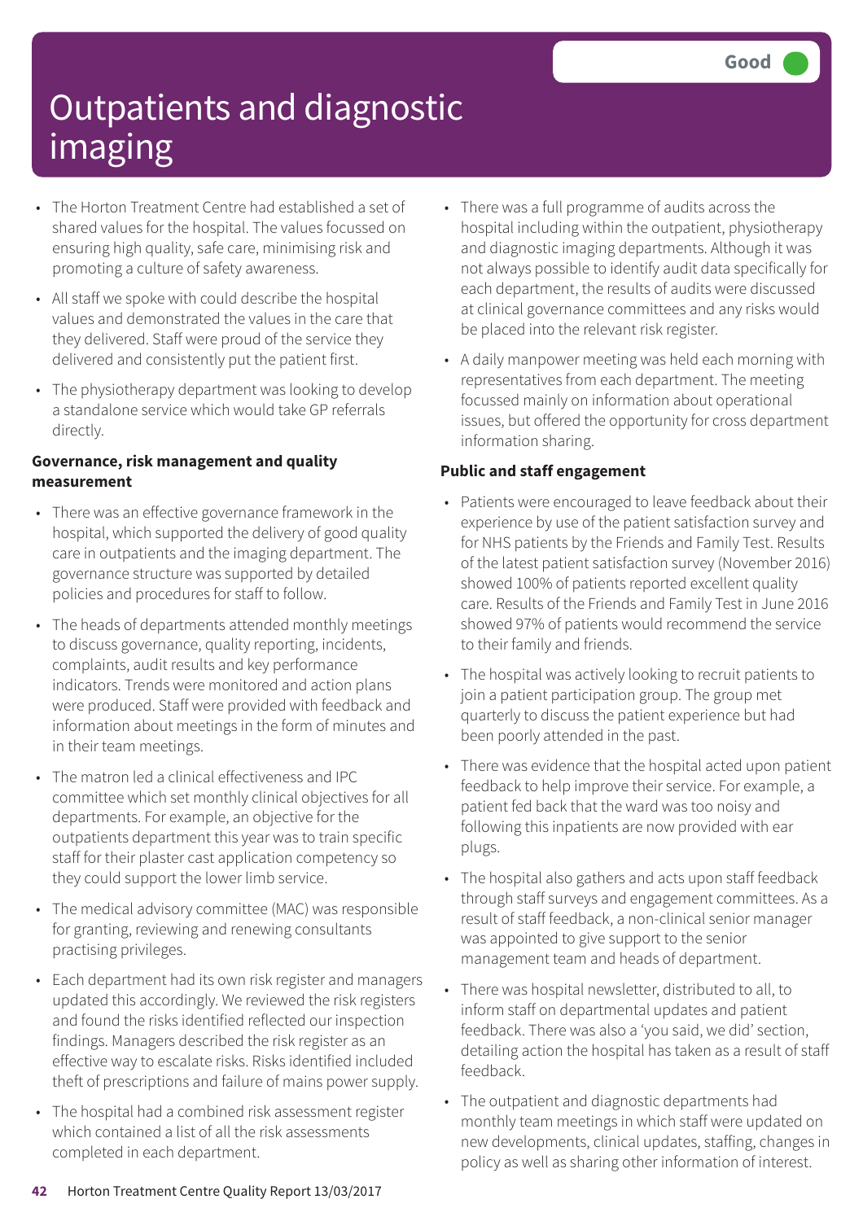# Outpatients and diagnostic imaging

Good

- The Horton Treatment Centre had established a set of shared values for the hospital. The values focussed on ensuring high quality, safe care, minimising risk and promoting a culture of safety awareness.
- All staff we spoke with could describe the hospital values and demonstrated the values in the care that they delivered. Staff were proud of the service they delivered and consistently put the patient first.
- The physiotherapy department was looking to develop a standalone service which would take GP referrals directly.

**Governance, risk management and quality measurement**

- There was an effective governance framework in the hospital, which supported the delivery of good quality care in outpatients and the imaging department. The governance structure was supported by detailed policies and procedures for staff to follow.
- The heads of departments attended monthly meetings to discuss governance, quality reporting, incidents, complaints, audit results and key performance indicators. Trends were monitored and action plans were produced. Staff were provided with feedback and information about meetings in the form of minutes and in their team meetings.
- The matron led a clinical effectiveness and IPC committee which set monthly clinical objectives for all departments. For example, an objective for the outpatients department this year was to train specific staff for their plaster cast application competency so they could support the lower limb service.
- The medical advisory committee (MAC) was responsible for granting, reviewing and renewing consultants practising privileges.
- Each department had its own risk register and managers updated this accordingly. We reviewed the risk registers and found the risks identified reflected our inspection findings. Managers described the risk register as an effective way to escalate risks. Risks identified included theft of prescriptions and failure of mains power supply.
- The hospital had a combined risk assessment register which contained a list of all the risk assessments completed in each department.
- There was a full programme of audits across the hospital including within the outpatient, physiotherapy and diagnostic imaging departments. Although it was not always possible to identify audit data specifically for each department, the results of audits were discussed at clinical governance committees and any risks would be placed into the relevant risk register.
- A daily manpower meeting was held each morning with representatives from each department. The meeting focussed mainly on information about operational issues, but offered the opportunity for cross department information sharing.

**Public and staff engagement**

- Patients were encouraged to leave feedback about their experience by use of the patient satisfaction survey and for NHS patients by the Friends and Family Test. Results of the latest patient satisfaction survey (November 2016) showed 100% of patients reported excellent quality care. Results of the Friends and Family Test in June 2016 showed 97% of patients would recommend the service to their family and friends.
- The hospital was actively looking to recruit patients to join a patient participation group. The group met quarterly to discuss the patient experience but had been poorly attended in the past.
- There was evidence that the hospital acted upon patient feedback to help improve their service. For example, a patient fed back that the ward was too noisy and following this inpatients are now provided with ear plugs.
- The hospital also gathers and acts upon staff feedback through staff surveys and engagement committees. As a result of staff feedback, a non-clinical senior manager was appointed to give support to the senior management team and heads of department.
- There was hospital newsletter, distributed to all, to inform staff on departmental updates and patient feedback. There was also a 'you said, we did' section, detailing action the hospital has taken as a result of staff feedback.
- The outpatient and diagnostic departments had monthly team meetings in which staff were updated on new developments, clinical updates, staffing, changes in policy as well as sharing other information of interest.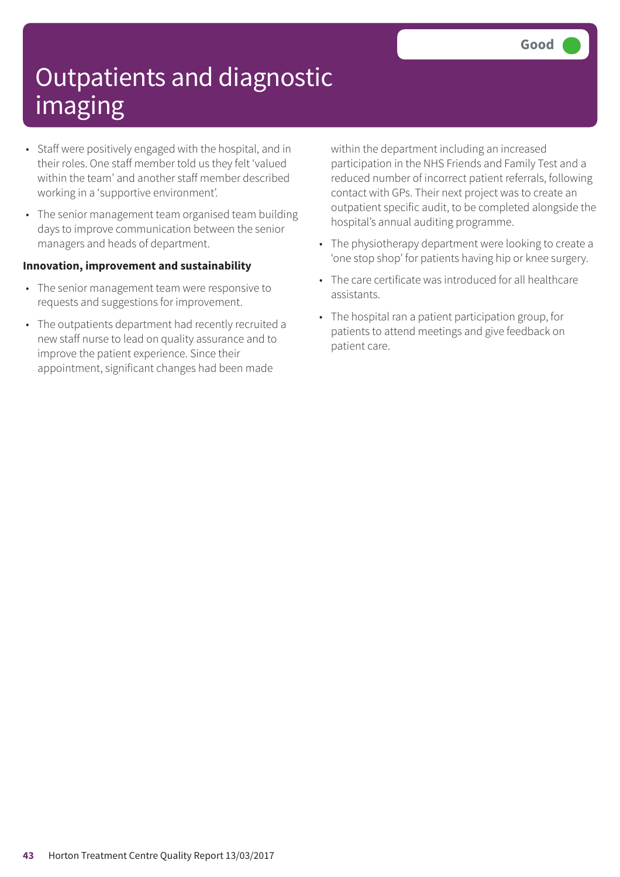# Outpatients and diagnostic imaging

Good

- Staff were positively engaged with the hospital, and in their roles. One staff member told us they felt 'valued within the team' and another staff member described working in a 'supportive environment'.
- The senior management team organised team building days to improve communication between the senior managers and heads of department.

**Innovation, improvement and sustainability**

- The senior management team were responsive to requests and suggestions for improvement.
- The outpatients department had recently recruited a new staff nurse to lead on quality assurance and to improve the patient experience. Since their appointment, significant changes had been made within the department including an increased participation in the NHS Friends and Family Test and a reduced number of incorrect patient referrals, following contact with GPs. Their next project was to create an outpatient specific audit, to be completed alongside the hospital's annual auditing programme.
- The physiotherapy department were looking to create a 'one stop shop' for patients having hip or knee surgery.
- The care certificate was introduced for all healthcare assistants.
- The hospital ran a patient participation group, for patients to attend meetings and give feedback on patient care.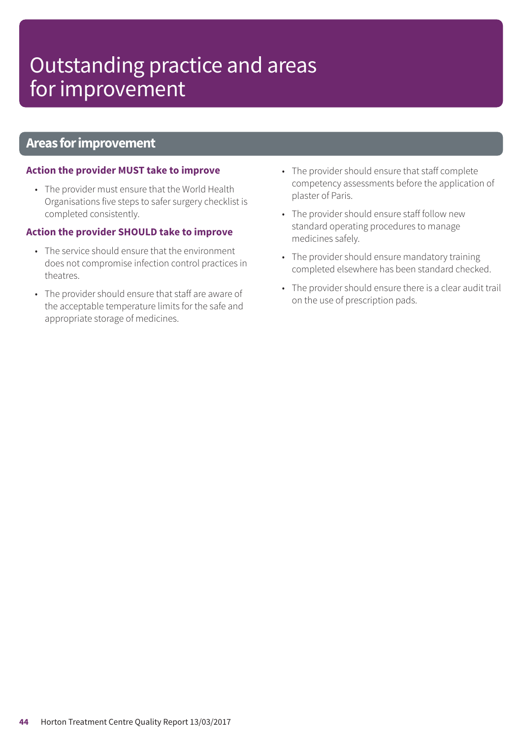# Outstanding practice and areas for improvement

## Areas for improvement

### Action the provider MUST take to improve

- The provider must ensure that the World Health Organisations five steps to safer surgery checklist is completed consistently.

### Action the provider SHOULD take to improve

- The service should ensure that the environment does not compromise infection control practices in theatres.
- The provider should ensure that staff are aware of the acceptable temperature limits for the safe and appropriate storage of medicines.
- The provider should ensure that staff complete competency assessments before the application of plaster of Paris.
- The provider should ensure staff follow new standard operating procedures to manage medicines safely.
- The provider should ensure mandatory training completed elsewhere has been standard checked.
- The provider should ensure there is a clear audit trail on the use of prescription pads.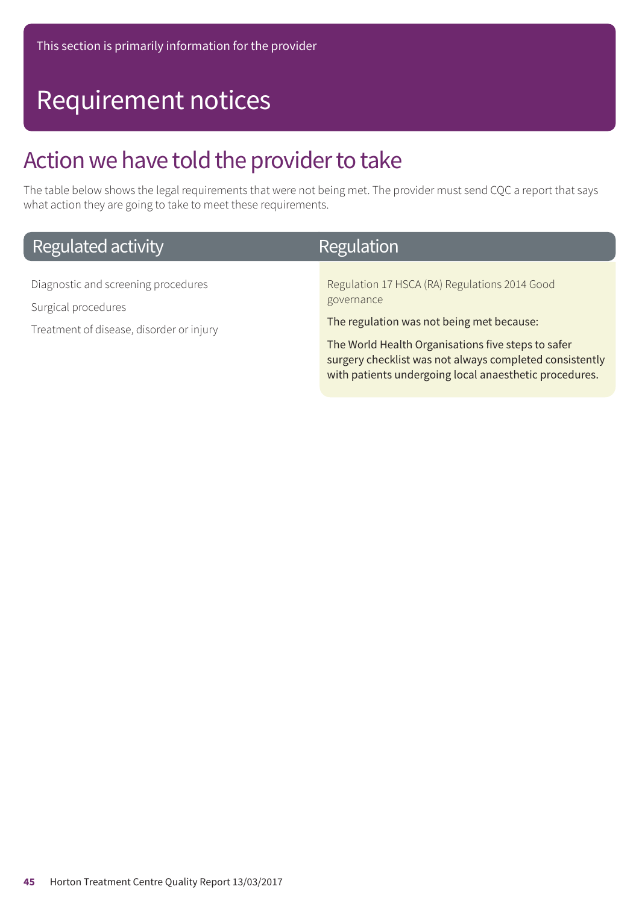This section is primarily information for the provider

# Requirement notices

## Action we have told the provider to take

The table below shows the legal requirements that were not being met. The provider must send CQC a report that says what action they are going to take to meet these requirements.

| Regulated activity | Regulation |
| --- | --- |
| Diagnostic and screening procedures<br><br>Surgical procedures<br><br>Treatment of disease, disorder or injury | Regulation 17 HSCA (RA) Regulations 2014 Good governance<br><br>The regulation was not being met because:<br><br>The World Health Organisations five steps to safer surgery checklist was not always completed consistently with patients undergoing local anaesthetic procedures. |